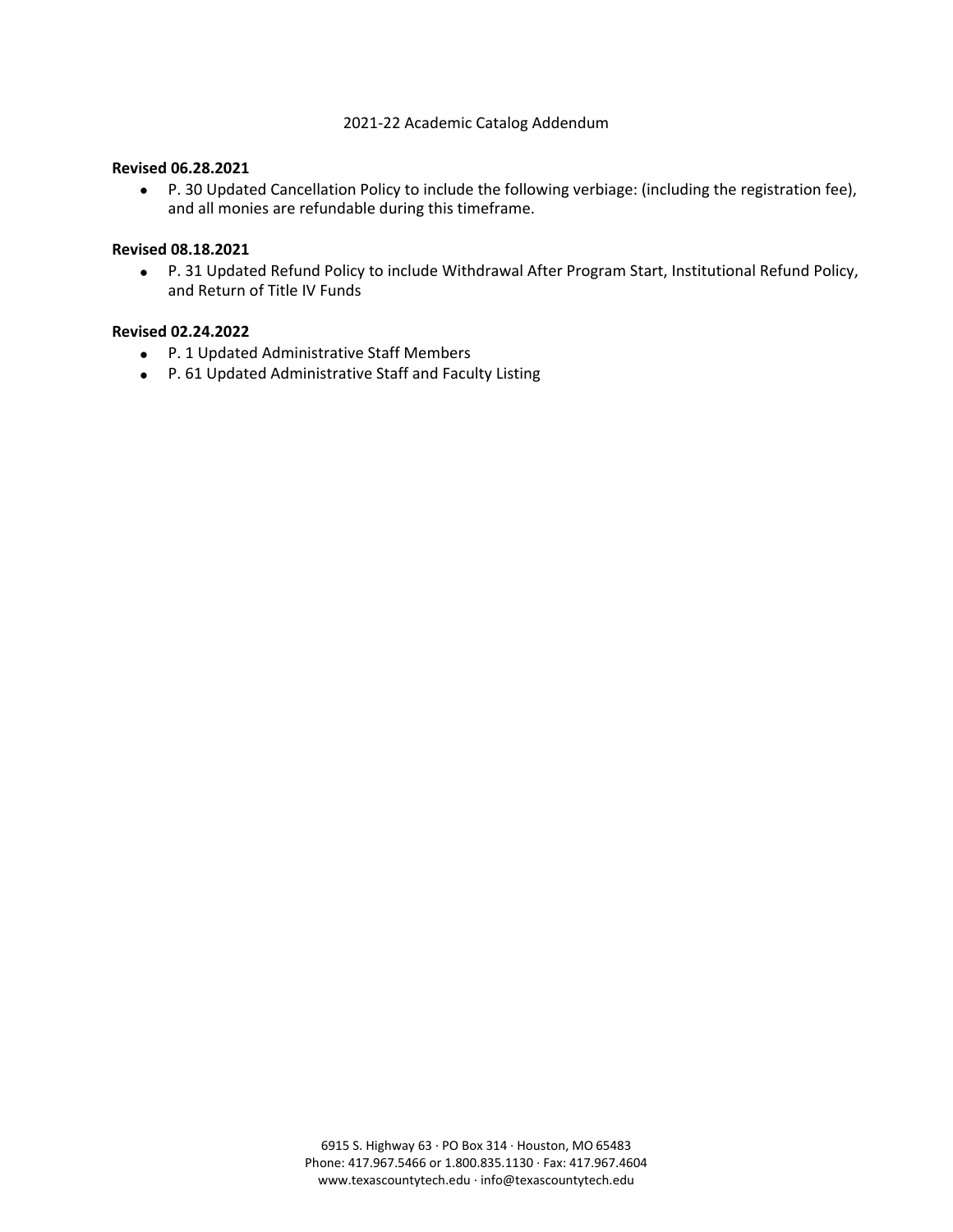# 2021-22 Academic Catalog Addendum

**Revised 06.28.2021**

- P. 30 Updated Cancellation Policy to include the following verbiage: (including the registration fee), and all monies are refundable during this timeframe.

**Revised 08.18.2021**

- P. 31 Updated Refund Policy to include Withdrawal After Program Start, Institutional Refund Policy, and Return of Title IV Funds

**Revised 02.24.2022**

- P. 1 Updated Administrative Staff Members
- P. 61 Updated Administrative Staff and Faculty Listing

6915 S. Highway 63 · PO Box 314 · Houston, MO 65483
Phone: 417.967.5466 or 1.800.835.1130 · Fax: 417.967.4604
www.texascountytech.edu · info@texascountytech.edu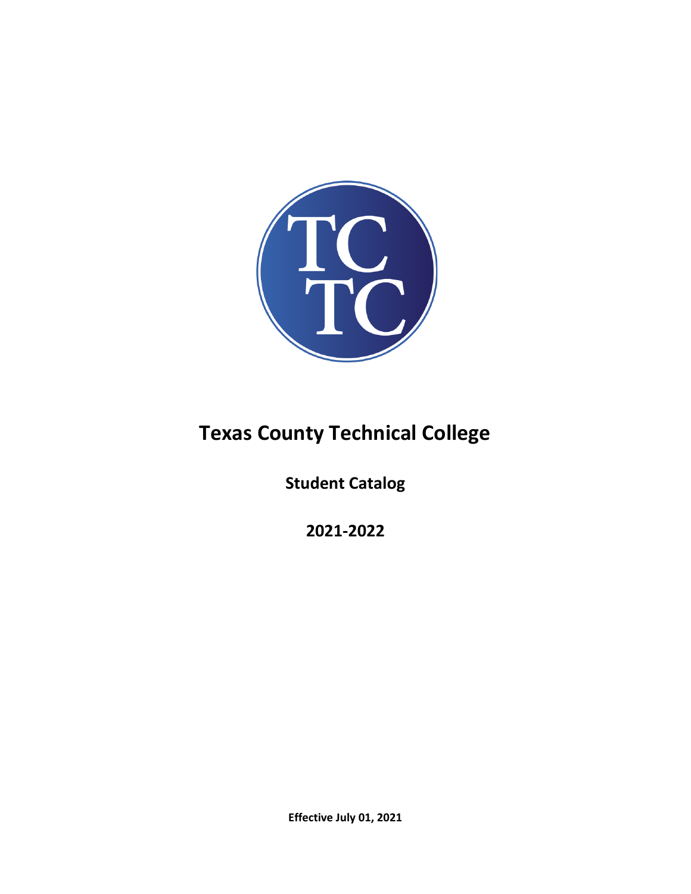# Texas County Technical College

**Student Catalog**

**2021-2022**

**Effective July 01, 2021**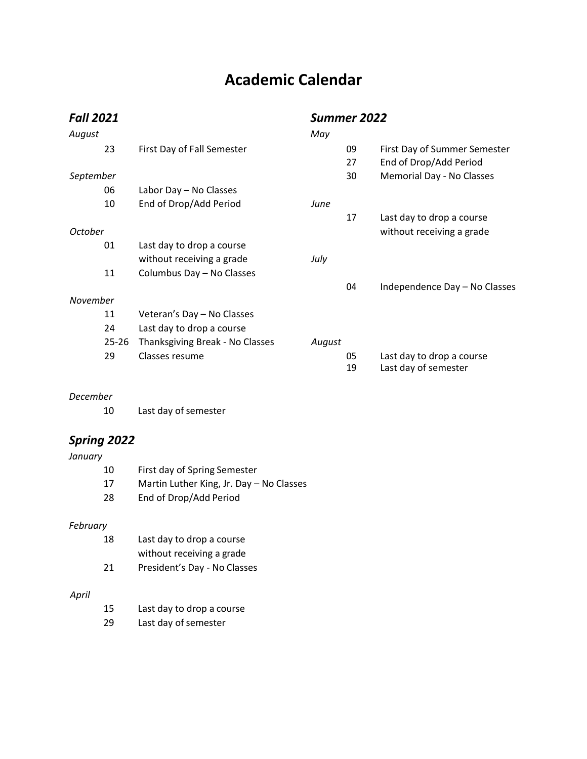# Academic Calendar

## *Fall 2021*

*August*

| | |
|---|---|
| 23 | First Day of Fall Semester |

*September*

| | |
|---|---|
| 06 | Labor Day – No Classes |
| 10 | End of Drop/Add Period |

*October*

| | |
|---|---|
| 01 | Last day to drop a course without receiving a grade |
| 11 | Columbus Day – No Classes |

*November*

| | |
|---|---|
| 11 | Veteran's Day – No Classes |
| 24 | Last day to drop a course |
| 25-26 | Thanksgiving Break - No Classes |
| 29 | Classes resume |

*December*

| | |
|---|---|
| 10 | Last day of semester |

## *Spring 2022*

*January*

| | |
|---|---|
| 10 | First day of Spring Semester |
| 17 | Martin Luther King, Jr. Day – No Classes |
| 28 | End of Drop/Add Period |

*February*

| | |
|---|---|
| 18 | Last day to drop a course without receiving a grade |
| 21 | President's Day - No Classes |

*April*

| | |
|---|---|
| 15 | Last day to drop a course |
| 29 | Last day of semester |

## *Summer 2022*

*May*

| | |
|---|---|
| 09 | First Day of Summer Semester |
| 27 | End of Drop/Add Period |
| 30 | Memorial Day - No Classes |

*June*

| | |
|---|---|
| 17 | Last day to drop a course without receiving a grade |

*July*

| | |
|---|---|
| 04 | Independence Day – No Classes |

*August*

| | |
|---|---|
| 05 | Last day to drop a course |
| 19 | Last day of semester |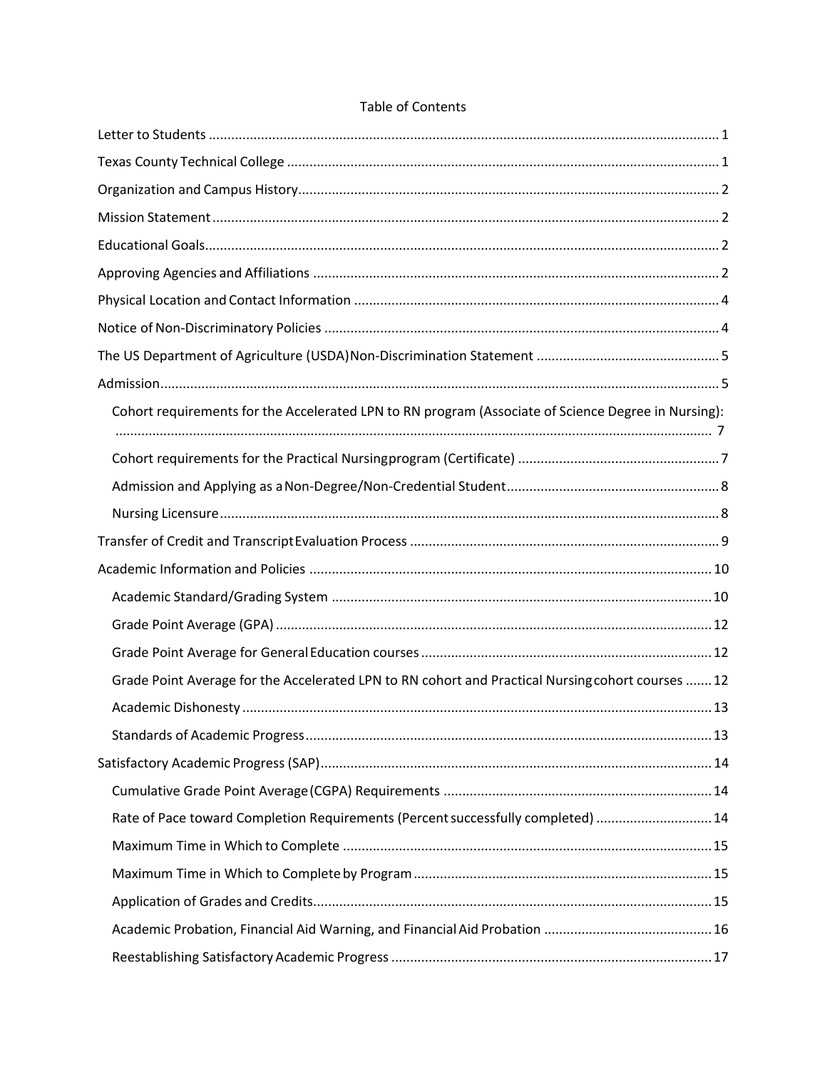Table of Contents

Letter to Students ........................................................................................................................... 1

Texas County Technical College ...................................................................................................... 1

Organization and Campus History.................................................................................................. 2

Mission Statement .......................................................................................................................... 2

Educational Goals............................................................................................................................ 2

Approving Agencies and Affiliations ............................................................................................... 2

Physical Location and Contact Information ................................................................................... 4

Notice of Non-Discriminatory Policies ........................................................................................... 4

The US Department of Agriculture (USDA) Non-Discrimination Statement ................................................. 5

Admission........................................................................................................................................ 5

- Cohort requirements for the Accelerated LPN to RN program (Associate of Science Degree in Nursing): ............................................................................................................................................... 7
- Cohort requirements for the Practical Nursing program (Certificate) ..................................................... 7
- Admission and Applying as a Non-Degree/Non-Credential Student......................................................... 8
- Nursing Licensure.................................................................................................................... 8

Transfer of Credit and Transcript Evaluation Process .................................................................... 9

Academic Information and Policies .............................................................................................. 10

- Academic Standard/Grading System ..................................................................................... 10
- Grade Point Average (GPA) .................................................................................................... 12
- Grade Point Average for General Education courses ............................................................. 12
- Grade Point Average for the Accelerated LPN to RN cohort and Practical Nursing cohort courses ....... 12
- Academic Dishonesty ............................................................................................................. 13
- Standards of Academic Progress............................................................................................ 13

Satisfactory Academic Progress (SAP).......................................................................................... 14

- Cumulative Grade Point Average (CGPA) Requirements ........................................................ 14
- Rate of Pace toward Completion Requirements (Percent successfully completed) ............................... 14
- Maximum Time in Which to Complete ................................................................................... 15
- Maximum Time in Which to Complete by Program ................................................................ 15
- Application of Grades and Credits.......................................................................................... 15
- Academic Probation, Financial Aid Warning, and Financial Aid Probation ............................................. 16
- Reestablishing Satisfactory Academic Progress ..................................................................... 17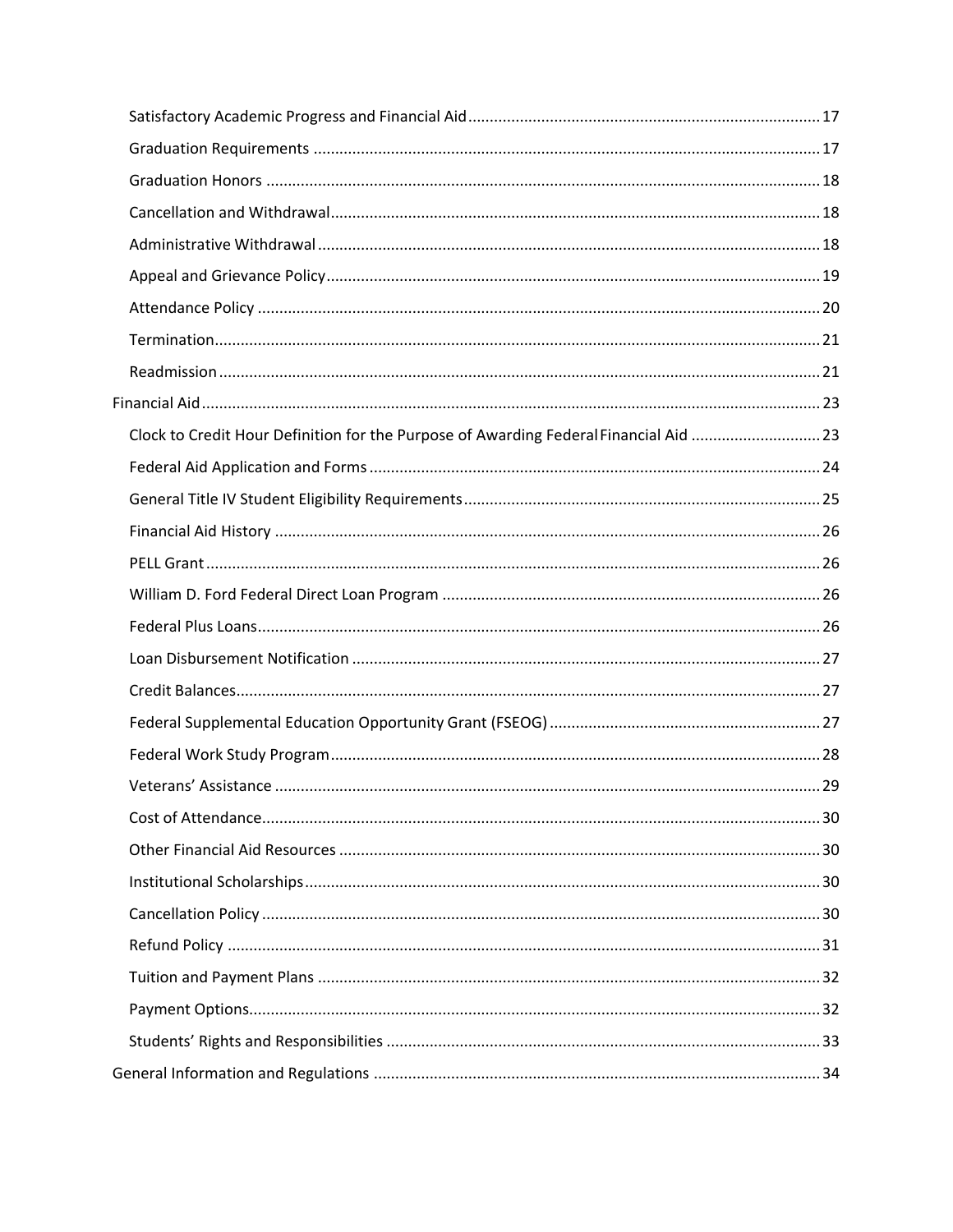- Satisfactory Academic Progress and Financial Aid ..... 17
- Graduation Requirements ..... 17
- Graduation Honors ..... 18
- Cancellation and Withdrawal ..... 18
- Administrative Withdrawal ..... 18
- Appeal and Grievance Policy ..... 19
- Attendance Policy ..... 20
- Termination ..... 21
- Readmission ..... 21

Financial Aid ..... 23

- Clock to Credit Hour Definition for the Purpose of Awarding Federal Financial Aid ..... 23
- Federal Aid Application and Forms ..... 24
- General Title IV Student Eligibility Requirements ..... 25
- Financial Aid History ..... 26
- PELL Grant ..... 26
- William D. Ford Federal Direct Loan Program ..... 26
- Federal Plus Loans ..... 26
- Loan Disbursement Notification ..... 27
- Credit Balances ..... 27
- Federal Supplemental Education Opportunity Grant (FSEOG) ..... 27
- Federal Work Study Program ..... 28
- Veterans' Assistance ..... 29
- Cost of Attendance ..... 30
- Other Financial Aid Resources ..... 30
- Institutional Scholarships ..... 30
- Cancellation Policy ..... 30
- Refund Policy ..... 31
- Tuition and Payment Plans ..... 32
- Payment Options ..... 32
- Students' Rights and Responsibilities ..... 33

General Information and Regulations ..... 34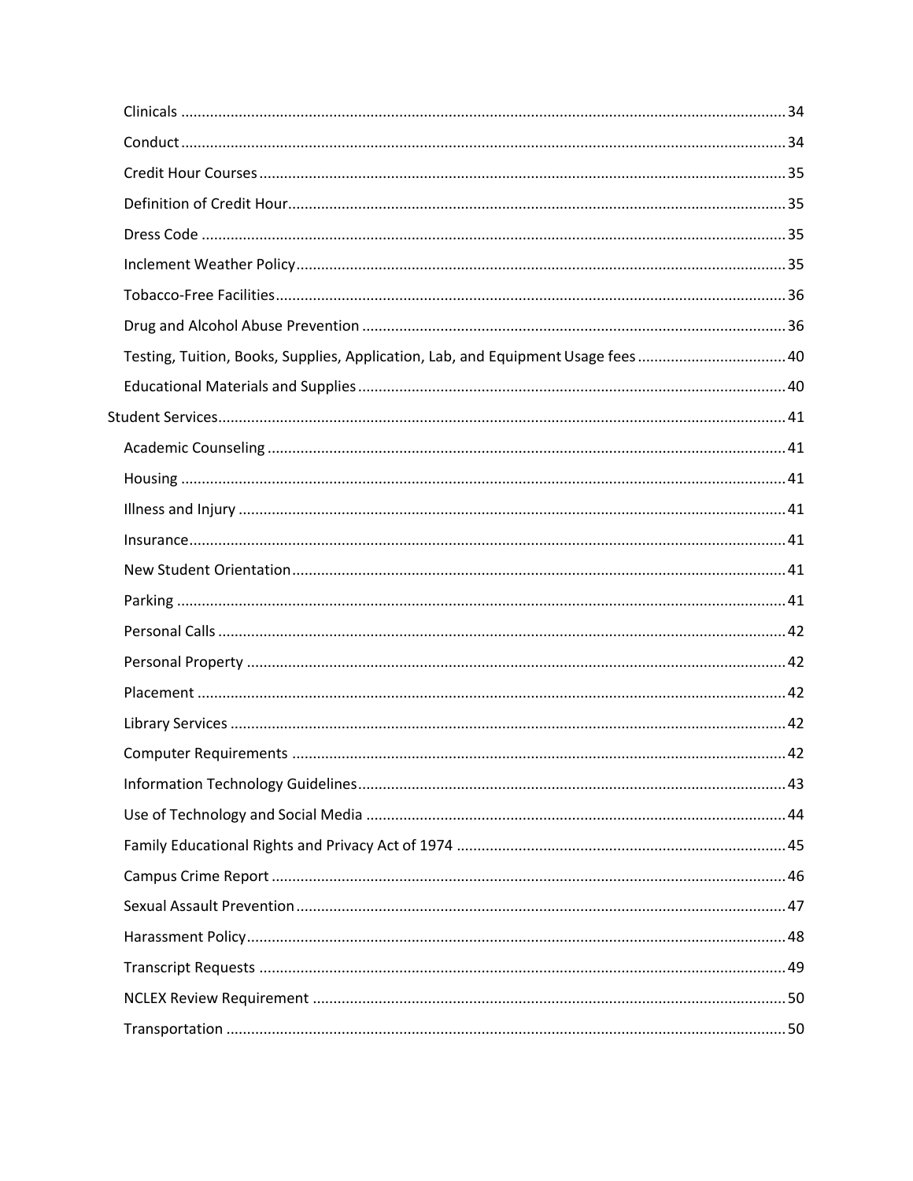- Clinicals ..... 34
- Conduct ..... 34
- Credit Hour Courses ..... 35
- Definition of Credit Hour ..... 35
- Dress Code ..... 35
- Inclement Weather Policy ..... 35
- Tobacco-Free Facilities ..... 36
- Drug and Alcohol Abuse Prevention ..... 36
- Testing, Tuition, Books, Supplies, Application, Lab, and Equipment Usage fees ..... 40
- Educational Materials and Supplies ..... 40

Student Services ..... 41

- Academic Counseling ..... 41
- Housing ..... 41
- Illness and Injury ..... 41
- Insurance ..... 41
- New Student Orientation ..... 41
- Parking ..... 41
- Personal Calls ..... 42
- Personal Property ..... 42
- Placement ..... 42
- Library Services ..... 42
- Computer Requirements ..... 42
- Information Technology Guidelines ..... 43
- Use of Technology and Social Media ..... 44
- Family Educational Rights and Privacy Act of 1974 ..... 45
- Campus Crime Report ..... 46
- Sexual Assault Prevention ..... 47
- Harassment Policy ..... 48
- Transcript Requests ..... 49
- NCLEX Review Requirement ..... 50
- Transportation ..... 50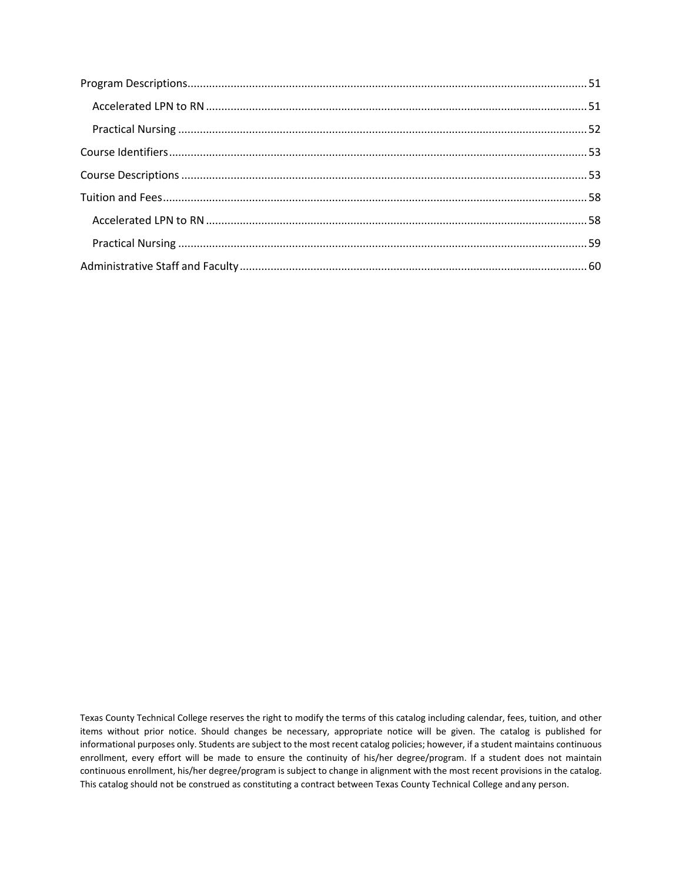Program Descriptions................................................................................................................................51

Accelerated LPN to RN ..........................................................................................................................51

Practical Nursing ....................................................................................................................................52

Course Identifiers.......................................................................................................................................53

Course Descriptions ...................................................................................................................................53

Tuition and Fees.........................................................................................................................................58

Accelerated LPN to RN ..........................................................................................................................58

Practical Nursing ....................................................................................................................................59

Administrative Staff and Faculty................................................................................................................60

Texas County Technical College reserves the right to modify the terms of this catalog including calendar, fees, tuition, and other items without prior notice. Should changes be necessary, appropriate notice will be given. The catalog is published for informational purposes only. Students are subject to the most recent catalog policies; however, if a student maintains continuous enrollment, every effort will be made to ensure the continuity of his/her degree/program. If a student does not maintain continuous enrollment, his/her degree/program is subject to change in alignment with the most recent provisions in the catalog. This catalog should not be construed as constituting a contract between Texas County Technical College and any person.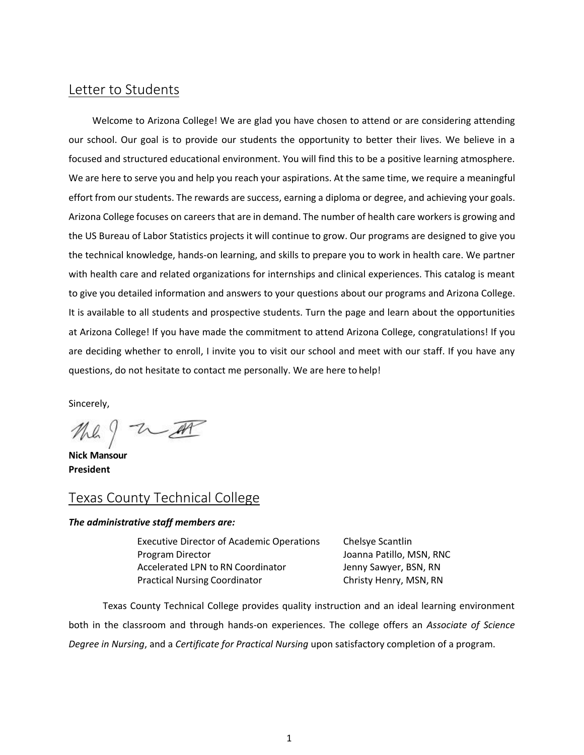## Letter to Students

Welcome to Arizona College! We are glad you have chosen to attend or are considering attending our school. Our goal is to provide our students the opportunity to better their lives. We believe in a focused and structured educational environment. You will find this to be a positive learning atmosphere. We are here to serve you and help you reach your aspirations. At the same time, we require a meaningful effort from our students. The rewards are success, earning a diploma or degree, and achieving your goals. Arizona College focuses on careers that are in demand. The number of health care workers is growing and the US Bureau of Labor Statistics projects it will continue to grow. Our programs are designed to give you the technical knowledge, hands-on learning, and skills to prepare you to work in health care. We partner with health care and related organizations for internships and clinical experiences. This catalog is meant to give you detailed information and answers to your questions about our programs and Arizona College. It is available to all students and prospective students. Turn the page and learn about the opportunities at Arizona College! If you have made the commitment to attend Arizona College, congratulations! If you are deciding whether to enroll, I invite you to visit our school and meet with our staff. If you have any questions, do not hesitate to contact me personally. We are here to help!

Sincerely,

**Nick Mansour**
**President**

## Texas County Technical College

***The administrative staff members are:***

| | |
|---|---|
| Executive Director of Academic Operations | Chelsye Scantlin |
| Program Director | Joanna Patillo, MSN, RNC |
| Accelerated LPN to RN Coordinator | Jenny Sawyer, BSN, RN |
| Practical Nursing Coordinator | Christy Henry, MSN, RN |

Texas County Technical College provides quality instruction and an ideal learning environment both in the classroom and through hands-on experiences. The college offers an *Associate of Science Degree in Nursing*, and a *Certificate for Practical Nursing* upon satisfactory completion of a program.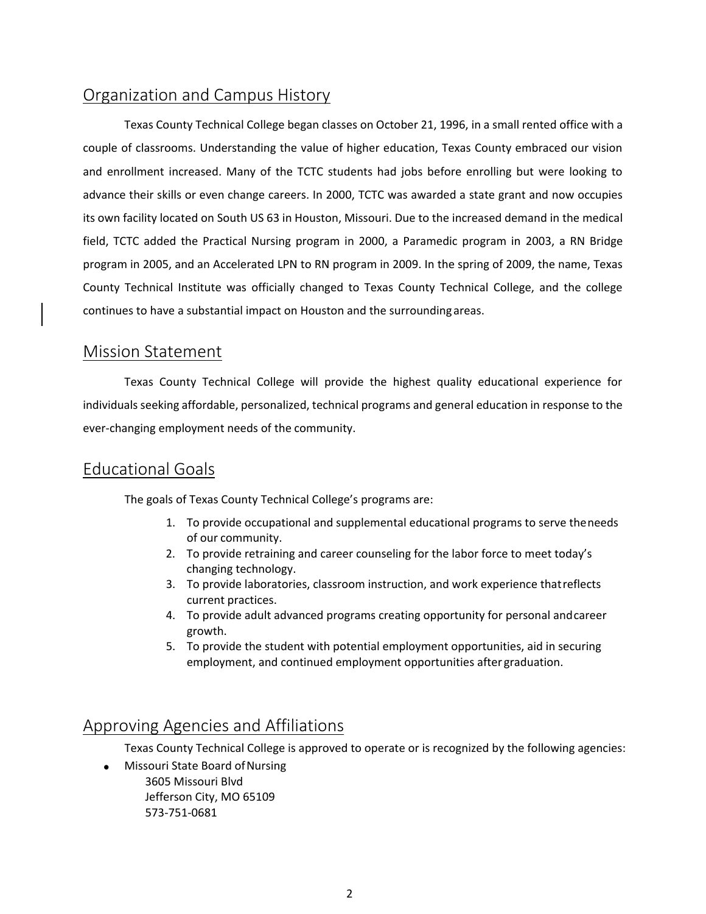## Organization and Campus History

Texas County Technical College began classes on October 21, 1996, in a small rented office with a couple of classrooms. Understanding the value of higher education, Texas County embraced our vision and enrollment increased. Many of the TCTC students had jobs before enrolling but were looking to advance their skills or even change careers. In 2000, TCTC was awarded a state grant and now occupies its own facility located on South US 63 in Houston, Missouri. Due to the increased demand in the medical field, TCTC added the Practical Nursing program in 2000, a Paramedic program in 2003, a RN Bridge program in 2005, and an Accelerated LPN to RN program in 2009. In the spring of 2009, the name, Texas County Technical Institute was officially changed to Texas County Technical College, and the college continues to have a substantial impact on Houston and the surrounding areas.

## Mission Statement

Texas County Technical College will provide the highest quality educational experience for individuals seeking affordable, personalized, technical programs and general education in response to the ever-changing employment needs of the community.

## Educational Goals

The goals of Texas County Technical College's programs are:

1. To provide occupational and supplemental educational programs to serve the needs of our community.
2. To provide retraining and career counseling for the labor force to meet today's changing technology.
3. To provide laboratories, classroom instruction, and work experience that reflects current practices.
4. To provide adult advanced programs creating opportunity for personal and career growth.
5. To provide the student with potential employment opportunities, aid in securing employment, and continued employment opportunities after graduation.

## Approving Agencies and Affiliations

Texas County Technical College is approved to operate or is recognized by the following agencies:

- Missouri State Board of Nursing
  3605 Missouri Blvd
  Jefferson City, MO 65109
  573-751-0681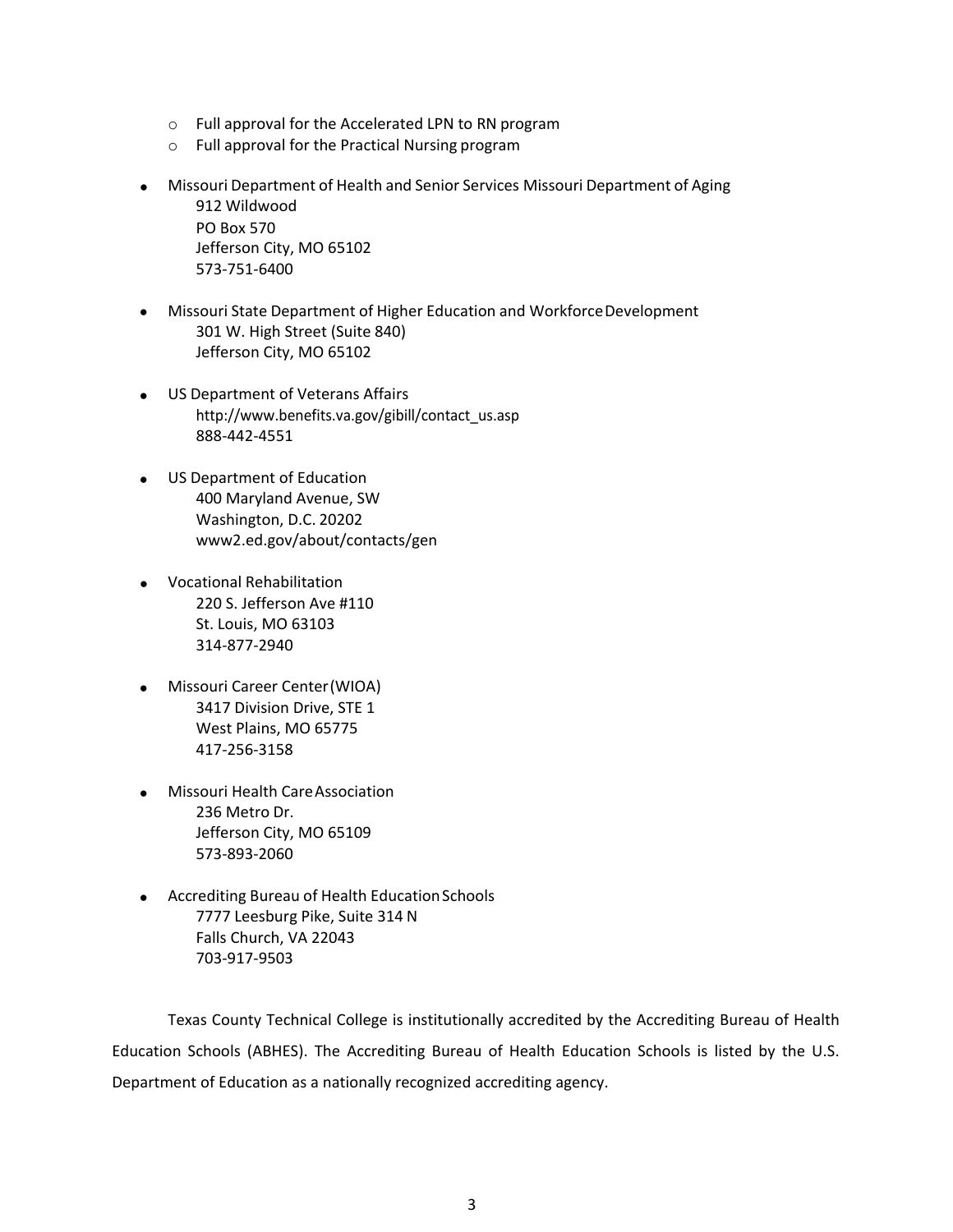- Full approval for the Accelerated LPN to RN program
  - Full approval for the Practical Nursing program

- Missouri Department of Health and Senior Services Missouri Department of Aging
  912 Wildwood
  PO Box 570
  Jefferson City, MO 65102
  573-751-6400

- Missouri State Department of Higher Education and Workforce Development
  301 W. High Street (Suite 840)
  Jefferson City, MO 65102

- US Department of Veterans Affairs
  http://www.benefits.va.gov/gibill/contact_us.asp
  888-442-4551

- US Department of Education
  400 Maryland Avenue, SW
  Washington, D.C. 20202
  www2.ed.gov/about/contacts/gen

- Vocational Rehabilitation
  220 S. Jefferson Ave #110
  St. Louis, MO 63103
  314-877-2940

- Missouri Career Center (WIOA)
  3417 Division Drive, STE 1
  West Plains, MO 65775
  417-256-3158

- Missouri Health Care Association
  236 Metro Dr.
  Jefferson City, MO 65109
  573-893-2060

- Accrediting Bureau of Health Education Schools
  7777 Leesburg Pike, Suite 314 N
  Falls Church, VA 22043
  703-917-9503

Texas County Technical College is institutionally accredited by the Accrediting Bureau of Health Education Schools (ABHES). The Accrediting Bureau of Health Education Schools is listed by the U.S. Department of Education as a nationally recognized accrediting agency.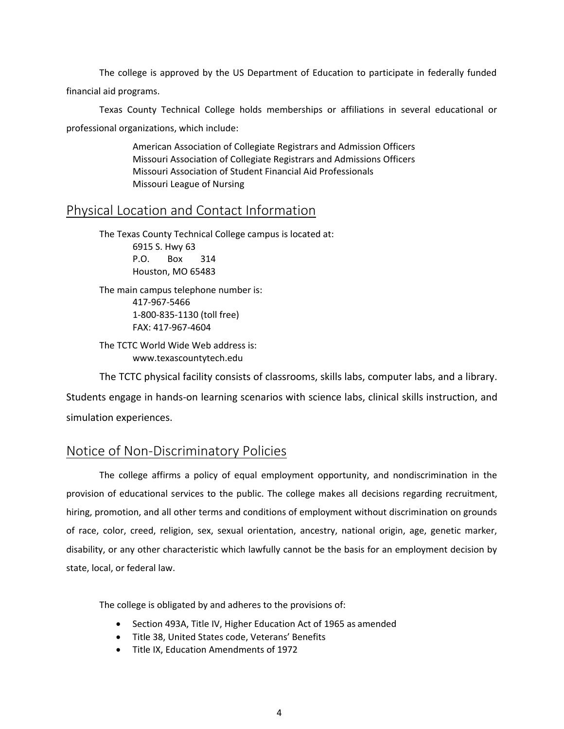The college is approved by the US Department of Education to participate in federally funded financial aid programs.

Texas County Technical College holds memberships or affiliations in several educational or professional organizations, which include:

American Association of Collegiate Registrars and Admission Officers
Missouri Association of Collegiate Registrars and Admissions Officers
Missouri Association of Student Financial Aid Professionals
Missouri League of Nursing

## Physical Location and Contact Information

The Texas County Technical College campus is located at:

6915 S. Hwy 63
P.O. Box 314
Houston, MO 65483

The main campus telephone number is:

417-967-5466
1-800-835-1130 (toll free)
FAX: 417-967-4604

The TCTC World Wide Web address is:

www.texascountytech.edu

The TCTC physical facility consists of classrooms, skills labs, computer labs, and a library. Students engage in hands-on learning scenarios with science labs, clinical skills instruction, and simulation experiences.

## Notice of Non-Discriminatory Policies

The college affirms a policy of equal employment opportunity, and nondiscrimination in the provision of educational services to the public. The college makes all decisions regarding recruitment, hiring, promotion, and all other terms and conditions of employment without discrimination on grounds of race, color, creed, religion, sex, sexual orientation, ancestry, national origin, age, genetic marker, disability, or any other characteristic which lawfully cannot be the basis for an employment decision by state, local, or federal law.

The college is obligated by and adheres to the provisions of:

- Section 493A, Title IV, Higher Education Act of 1965 as amended
- Title 38, United States code, Veterans' Benefits
- Title IX, Education Amendments of 1972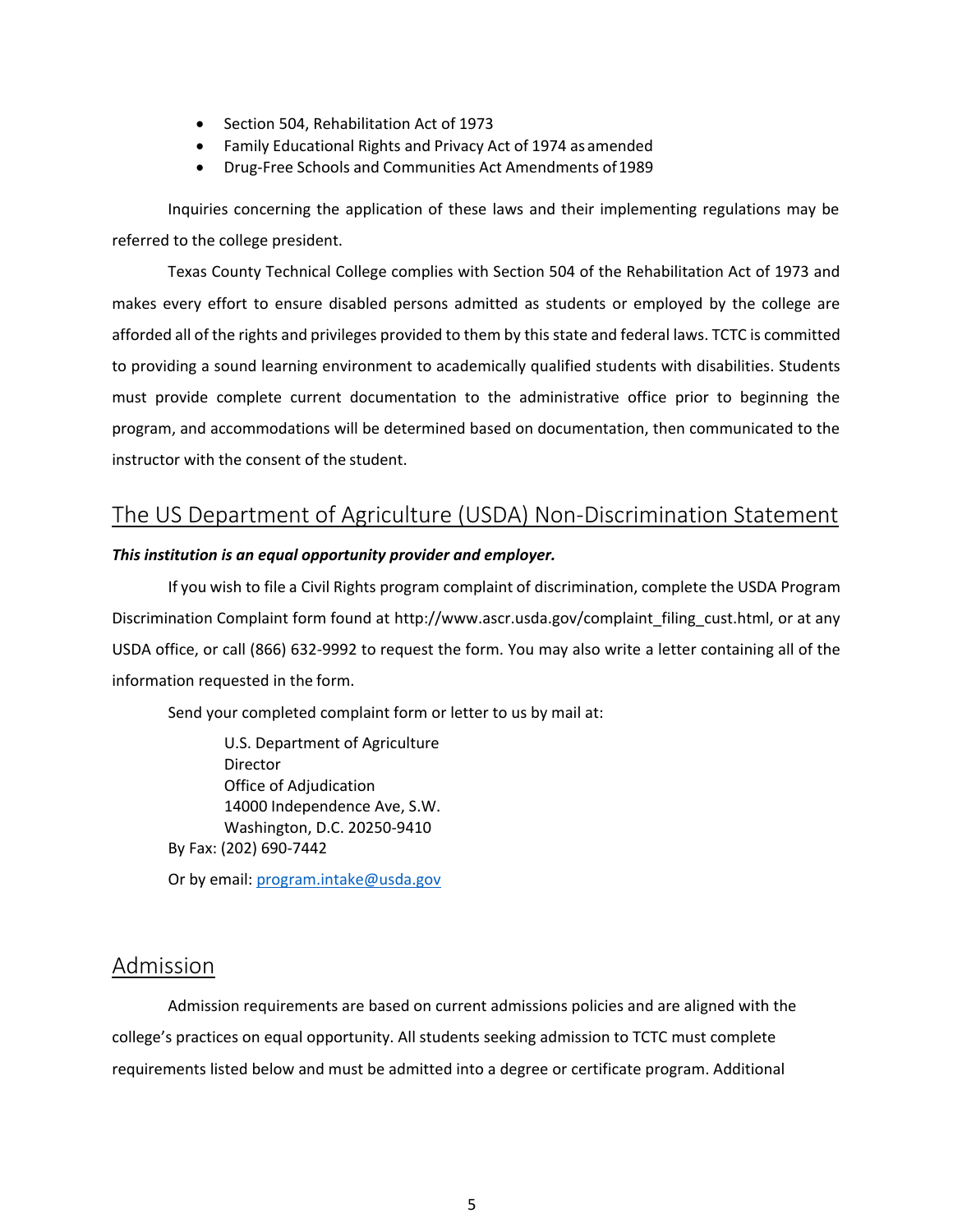- Section 504, Rehabilitation Act of 1973
- Family Educational Rights and Privacy Act of 1974 as amended
- Drug-Free Schools and Communities Act Amendments of 1989

Inquiries concerning the application of these laws and their implementing regulations may be referred to the college president.

Texas County Technical College complies with Section 504 of the Rehabilitation Act of 1973 and makes every effort to ensure disabled persons admitted as students or employed by the college are afforded all of the rights and privileges provided to them by this state and federal laws. TCTC is committed to providing a sound learning environment to academically qualified students with disabilities. Students must provide complete current documentation to the administrative office prior to beginning the program, and accommodations will be determined based on documentation, then communicated to the instructor with the consent of the student.

## The US Department of Agriculture (USDA) Non-Discrimination Statement

***This institution is an equal opportunity provider and employer.***

If you wish to file a Civil Rights program complaint of discrimination, complete the USDA Program Discrimination Complaint form found at http://www.ascr.usda.gov/complaint_filing_cust.html, or at any USDA office, or call (866) 632-9992 to request the form. You may also write a letter containing all of the information requested in the form.

Send your completed complaint form or letter to us by mail at:

U.S. Department of Agriculture
Director
Office of Adjudication
14000 Independence Ave, S.W.
Washington, D.C. 20250-9410

By Fax: (202) 690-7442

Or by email: program.intake@usda.gov

## Admission

Admission requirements are based on current admissions policies and are aligned with the college's practices on equal opportunity. All students seeking admission to TCTC must complete requirements listed below and must be admitted into a degree or certificate program. Additional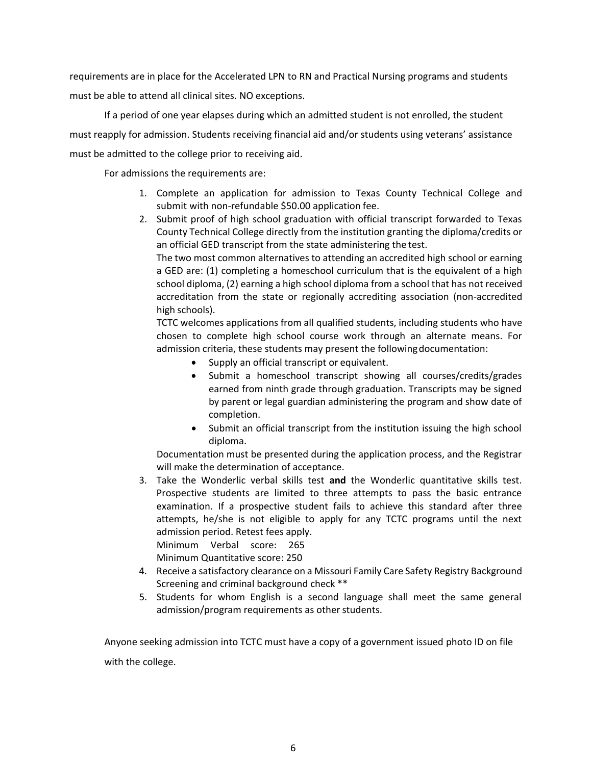requirements are in place for the Accelerated LPN to RN and Practical Nursing programs and students must be able to attend all clinical sites. NO exceptions.

If a period of one year elapses during which an admitted student is not enrolled, the student must reapply for admission. Students receiving financial aid and/or students using veterans' assistance must be admitted to the college prior to receiving aid.

For admissions the requirements are:

1. Complete an application for admission to Texas County Technical College and submit with non-refundable $50.00 application fee.
2. Submit proof of high school graduation with official transcript forwarded to Texas County Technical College directly from the institution granting the diploma/credits or an official GED transcript from the state administering the test.
   
   The two most common alternatives to attending an accredited high school or earning a GED are: (1) completing a homeschool curriculum that is the equivalent of a high school diploma, (2) earning a high school diploma from a school that has not received accreditation from the state or regionally accrediting association (non-accredited high schools).
   
   TCTC welcomes applications from all qualified students, including students who have chosen to complete high school course work through an alternate means. For admission criteria, these students may present the following documentation:
   - Supply an official transcript or equivalent.
   - Submit a homeschool transcript showing all courses/credits/grades earned from ninth grade through graduation. Transcripts may be signed by parent or legal guardian administering the program and show date of completion.
   - Submit an official transcript from the institution issuing the high school diploma.
   
   Documentation must be presented during the application process, and the Registrar will make the determination of acceptance.
3. Take the Wonderlic verbal skills test **and** the Wonderlic quantitative skills test. Prospective students are limited to three attempts to pass the basic entrance examination. If a prospective student fails to achieve this standard after three attempts, he/she is not eligible to apply for any TCTC programs until the next admission period. Retest fees apply.
   
   Minimum Verbal score: 265
   
   Minimum Quantitative score: 250
4. Receive a satisfactory clearance on a Missouri Family Care Safety Registry Background Screening and criminal background check **
5. Students for whom English is a second language shall meet the same general admission/program requirements as other students.

Anyone seeking admission into TCTC must have a copy of a government issued photo ID on file with the college.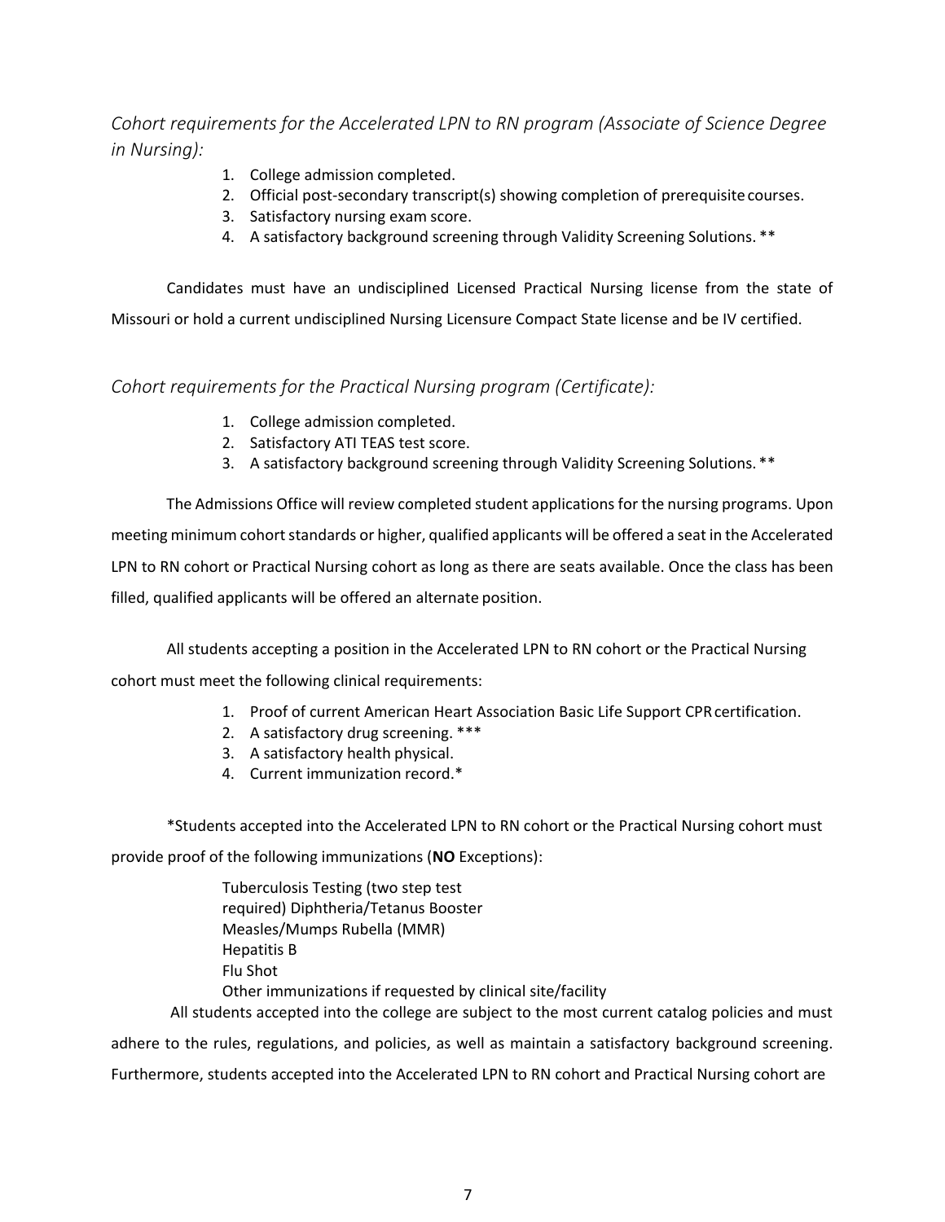*Cohort requirements for the Accelerated LPN to RN program (Associate of Science Degree in Nursing):*

1. College admission completed.
2. Official post-secondary transcript(s) showing completion of prerequisite courses.
3. Satisfactory nursing exam score.
4. A satisfactory background screening through Validity Screening Solutions. **

Candidates must have an undisciplined Licensed Practical Nursing license from the state of Missouri or hold a current undisciplined Nursing Licensure Compact State license and be IV certified.

*Cohort requirements for the Practical Nursing program (Certificate):*

1. College admission completed.
2. Satisfactory ATI TEAS test score.
3. A satisfactory background screening through Validity Screening Solutions. **

The Admissions Office will review completed student applications for the nursing programs. Upon meeting minimum cohort standards or higher, qualified applicants will be offered a seat in the Accelerated LPN to RN cohort or Practical Nursing cohort as long as there are seats available. Once the class has been filled, qualified applicants will be offered an alternate position.

All students accepting a position in the Accelerated LPN to RN cohort or the Practical Nursing cohort must meet the following clinical requirements:

1. Proof of current American Heart Association Basic Life Support CPR certification.
2. A satisfactory drug screening. ***
3. A satisfactory health physical.
4. Current immunization record.*

*Students accepted into the Accelerated LPN to RN cohort or the Practical Nursing cohort must provide proof of the following immunizations (**NO** Exceptions):

Tuberculosis Testing (two step test required)
Diphtheria/Tetanus Booster
Measles/Mumps Rubella (MMR)
Hepatitis B
Flu Shot
Other immunizations if requested by clinical site/facility

All students accepted into the college are subject to the most current catalog policies and must adhere to the rules, regulations, and policies, as well as maintain a satisfactory background screening. Furthermore, students accepted into the Accelerated LPN to RN cohort and Practical Nursing cohort are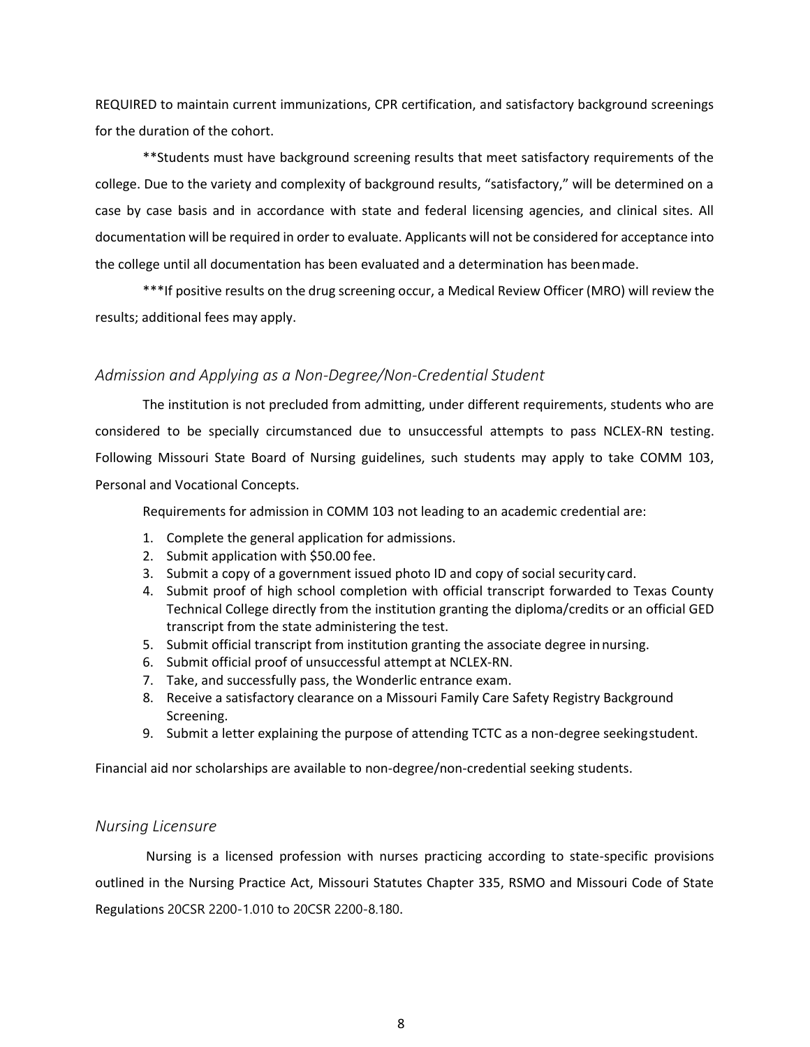REQUIRED to maintain current immunizations, CPR certification, and satisfactory background screenings for the duration of the cohort.

**Students must have background screening results that meet satisfactory requirements of the college. Due to the variety and complexity of background results, "satisfactory," will be determined on a case by case basis and in accordance with state and federal licensing agencies, and clinical sites. All documentation will be required in order to evaluate. Applicants will not be considered for acceptance into the college until all documentation has been evaluated and a determination has been made.

***If positive results on the drug screening occur, a Medical Review Officer (MRO) will review the results; additional fees may apply.

### *Admission and Applying as a Non-Degree/Non-Credential Student*

The institution is not precluded from admitting, under different requirements, students who are considered to be specially circumstanced due to unsuccessful attempts to pass NCLEX-RN testing. Following Missouri State Board of Nursing guidelines, such students may apply to take COMM 103, Personal and Vocational Concepts.

Requirements for admission in COMM 103 not leading to an academic credential are:

1. Complete the general application for admissions.
2. Submit application with $50.00 fee.
3. Submit a copy of a government issued photo ID and copy of social security card.
4. Submit proof of high school completion with official transcript forwarded to Texas County Technical College directly from the institution granting the diploma/credits or an official GED transcript from the state administering the test.
5. Submit official transcript from institution granting the associate degree in nursing.
6. Submit official proof of unsuccessful attempt at NCLEX-RN.
7. Take, and successfully pass, the Wonderlic entrance exam.
8. Receive a satisfactory clearance on a Missouri Family Care Safety Registry Background Screening.
9. Submit a letter explaining the purpose of attending TCTC as a non-degree seeking student.

Financial aid nor scholarships are available to non-degree/non-credential seeking students.

### *Nursing Licensure*

Nursing is a licensed profession with nurses practicing according to state-specific provisions outlined in the Nursing Practice Act, Missouri Statutes Chapter 335, RSMO and Missouri Code of State Regulations 20CSR 2200-1.010 to 20CSR 2200-8.180.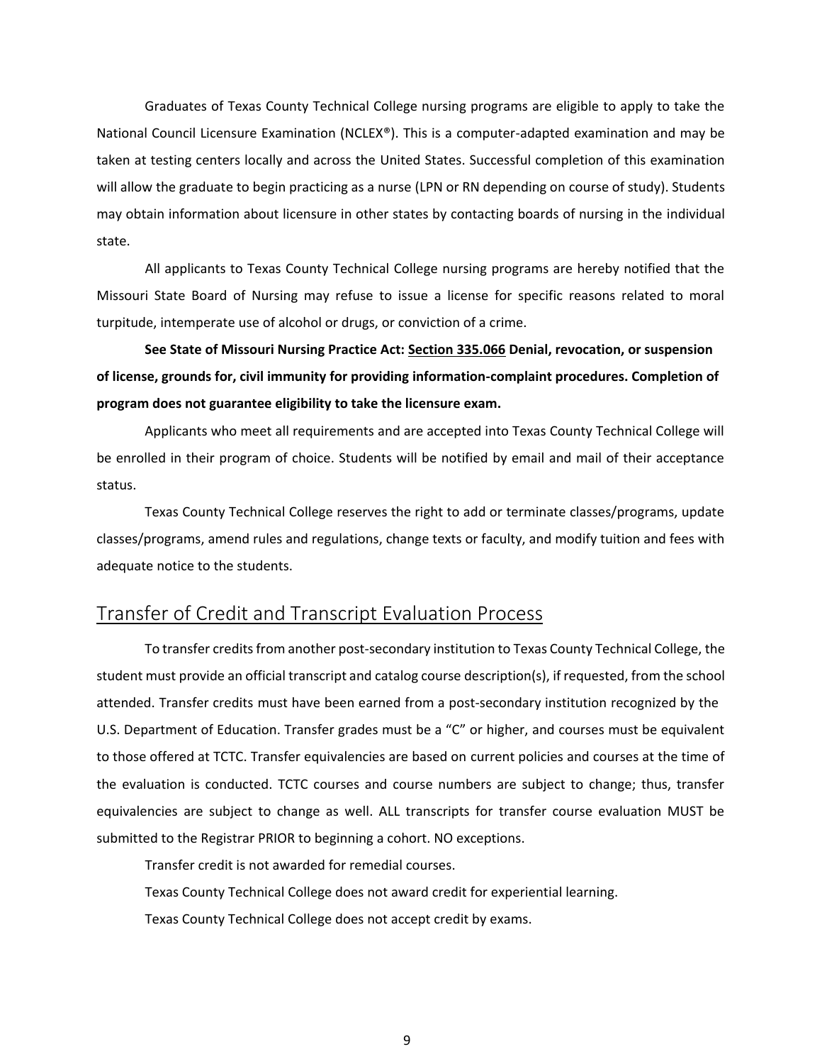Graduates of Texas County Technical College nursing programs are eligible to apply to take the National Council Licensure Examination (NCLEX®). This is a computer-adapted examination and may be taken at testing centers locally and across the United States. Successful completion of this examination will allow the graduate to begin practicing as a nurse (LPN or RN depending on course of study). Students may obtain information about licensure in other states by contacting boards of nursing in the individual state.

All applicants to Texas County Technical College nursing programs are hereby notified that the Missouri State Board of Nursing may refuse to issue a license for specific reasons related to moral turpitude, intemperate use of alcohol or drugs, or conviction of a crime.

**See State of Missouri Nursing Practice Act: Section 335.066 Denial, revocation, or suspension of license, grounds for, civil immunity for providing information-complaint procedures. Completion of program does not guarantee eligibility to take the licensure exam.**

Applicants who meet all requirements and are accepted into Texas County Technical College will be enrolled in their program of choice. Students will be notified by email and mail of their acceptance status.

Texas County Technical College reserves the right to add or terminate classes/programs, update classes/programs, amend rules and regulations, change texts or faculty, and modify tuition and fees with adequate notice to the students.

## Transfer of Credit and Transcript Evaluation Process

To transfer credits from another post-secondary institution to Texas County Technical College, the student must provide an official transcript and catalog course description(s), if requested, from the school attended. Transfer credits must have been earned from a post-secondary institution recognized by the U.S. Department of Education. Transfer grades must be a "C" or higher, and courses must be equivalent to those offered at TCTC. Transfer equivalencies are based on current policies and courses at the time of the evaluation is conducted. TCTC courses and course numbers are subject to change; thus, transfer equivalencies are subject to change as well. ALL transcripts for transfer course evaluation MUST be submitted to the Registrar PRIOR to beginning a cohort. NO exceptions.

Transfer credit is not awarded for remedial courses.

Texas County Technical College does not award credit for experiential learning.

Texas County Technical College does not accept credit by exams.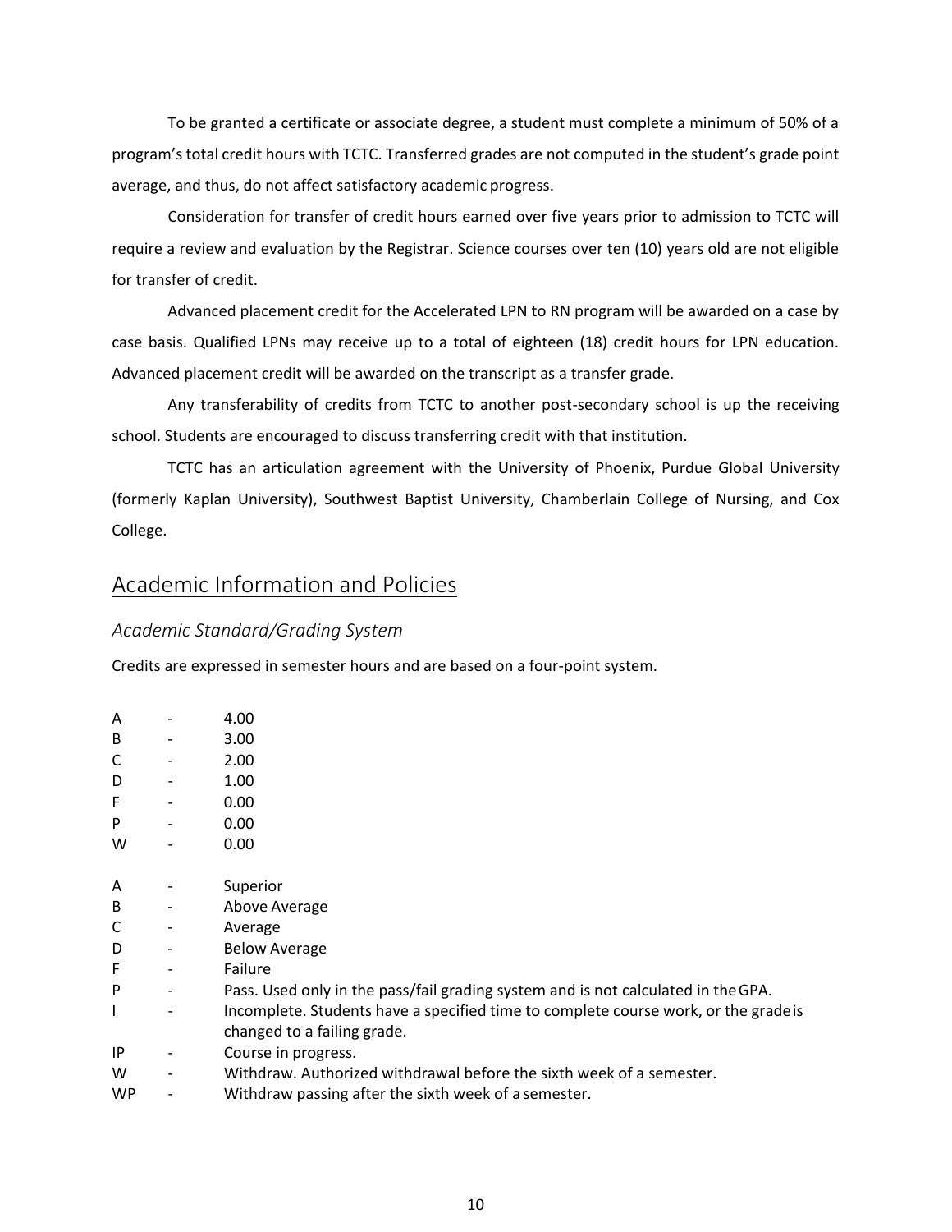To be granted a certificate or associate degree, a student must complete a minimum of 50% of a program's total credit hours with TCTC. Transferred grades are not computed in the student's grade point average, and thus, do not affect satisfactory academic progress.

Consideration for transfer of credit hours earned over five years prior to admission to TCTC will require a review and evaluation by the Registrar. Science courses over ten (10) years old are not eligible for transfer of credit.

Advanced placement credit for the Accelerated LPN to RN program will be awarded on a case by case basis. Qualified LPNs may receive up to a total of eighteen (18) credit hours for LPN education. Advanced placement credit will be awarded on the transcript as a transfer grade.

Any transferability of credits from TCTC to another post-secondary school is up the receiving school. Students are encouraged to discuss transferring credit with that institution.

TCTC has an articulation agreement with the University of Phoenix, Purdue Global University (formerly Kaplan University), Southwest Baptist University, Chamberlain College of Nursing, and Cox College.

## Academic Information and Policies

### *Academic Standard/Grading System*

Credits are expressed in semester hours and are based on a four-point system.

A - 4.00
B - 3.00
C - 2.00
D - 1.00
F - 0.00
P - 0.00
W - 0.00

A - Superior
B - Above Average
C - Average
D - Below Average
F - Failure
P - Pass. Used only in the pass/fail grading system and is not calculated in the GPA.
I - Incomplete. Students have a specified time to complete course work, or the grade is changed to a failing grade.
IP - Course in progress.
W - Withdraw. Authorized withdrawal before the sixth week of a semester.
WP - Withdraw passing after the sixth week of a semester.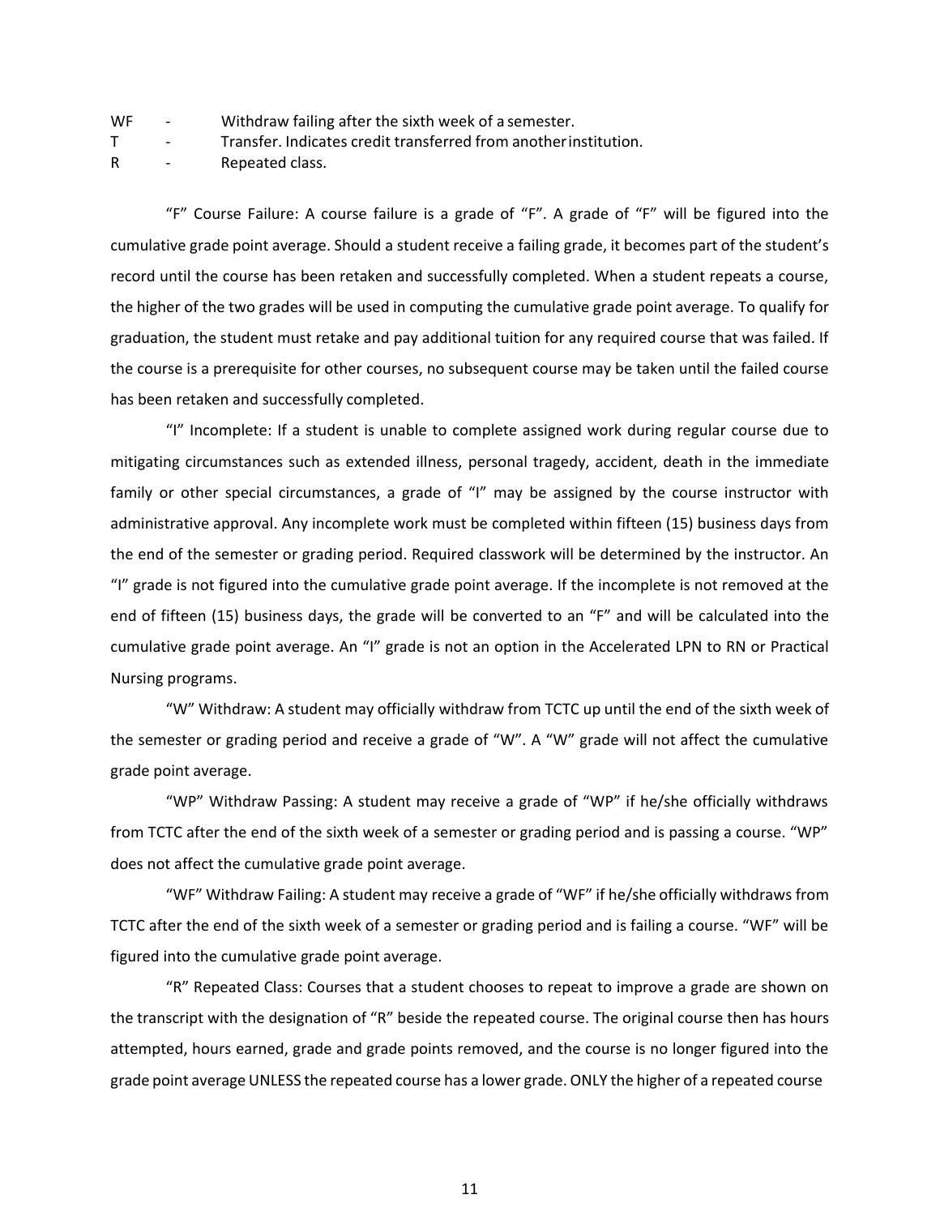WF - Withdraw failing after the sixth week of a semester.
T - Transfer. Indicates credit transferred from another institution.
R - Repeated class.

"F" Course Failure: A course failure is a grade of "F". A grade of "F" will be figured into the cumulative grade point average. Should a student receive a failing grade, it becomes part of the student's record until the course has been retaken and successfully completed. When a student repeats a course, the higher of the two grades will be used in computing the cumulative grade point average. To qualify for graduation, the student must retake and pay additional tuition for any required course that was failed. If the course is a prerequisite for other courses, no subsequent course may be taken until the failed course has been retaken and successfully completed.

"I" Incomplete: If a student is unable to complete assigned work during regular course due to mitigating circumstances such as extended illness, personal tragedy, accident, death in the immediate family or other special circumstances, a grade of "I" may be assigned by the course instructor with administrative approval. Any incomplete work must be completed within fifteen (15) business days from the end of the semester or grading period. Required classwork will be determined by the instructor. An "I" grade is not figured into the cumulative grade point average. If the incomplete is not removed at the end of fifteen (15) business days, the grade will be converted to an "F" and will be calculated into the cumulative grade point average. An "I" grade is not an option in the Accelerated LPN to RN or Practical Nursing programs.

"W" Withdraw: A student may officially withdraw from TCTC up until the end of the sixth week of the semester or grading period and receive a grade of "W". A "W" grade will not affect the cumulative grade point average.

"WP" Withdraw Passing: A student may receive a grade of "WP" if he/she officially withdraws from TCTC after the end of the sixth week of a semester or grading period and is passing a course. "WP" does not affect the cumulative grade point average.

"WF" Withdraw Failing: A student may receive a grade of "WF" if he/she officially withdraws from TCTC after the end of the sixth week of a semester or grading period and is failing a course. "WF" will be figured into the cumulative grade point average.

"R" Repeated Class: Courses that a student chooses to repeat to improve a grade are shown on the transcript with the designation of "R" beside the repeated course. The original course then has hours attempted, hours earned, grade and grade points removed, and the course is no longer figured into the grade point average UNLESS the repeated course has a lower grade. ONLY the higher of a repeated course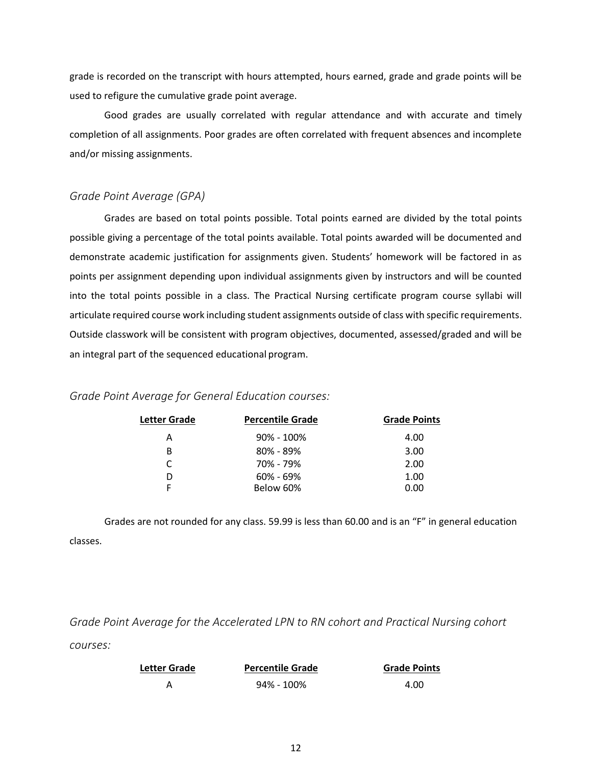grade is recorded on the transcript with hours attempted, hours earned, grade and grade points will be used to refigure the cumulative grade point average.

Good grades are usually correlated with regular attendance and with accurate and timely completion of all assignments. Poor grades are often correlated with frequent absences and incomplete and/or missing assignments.

### *Grade Point Average (GPA)*

Grades are based on total points possible. Total points earned are divided by the total points possible giving a percentage of the total points available. Total points awarded will be documented and demonstrate academic justification for assignments given. Students' homework will be factored in as points per assignment depending upon individual assignments given by instructors and will be counted into the total points possible in a class. The Practical Nursing certificate program course syllabi will articulate required course work including student assignments outside of class with specific requirements. Outside classwork will be consistent with program objectives, documented, assessed/graded and will be an integral part of the sequenced educational program.

### *Grade Point Average for General Education courses:*

| Letter Grade | Percentile Grade | Grade Points |
|---|---|---|
| A | 90% - 100% | 4.00 |
| B | 80% - 89% | 3.00 |
| C | 70% - 79% | 2.00 |
| D | 60% - 69% | 1.00 |
| F | Below 60% | 0.00 |

Grades are not rounded for any class. 59.99 is less than 60.00 and is an "F" in general education classes.

### *Grade Point Average for the Accelerated LPN to RN cohort and Practical Nursing cohort courses:*

| Letter Grade | Percentile Grade | Grade Points |
|---|---|---|
| A | 94% - 100% | 4.00 |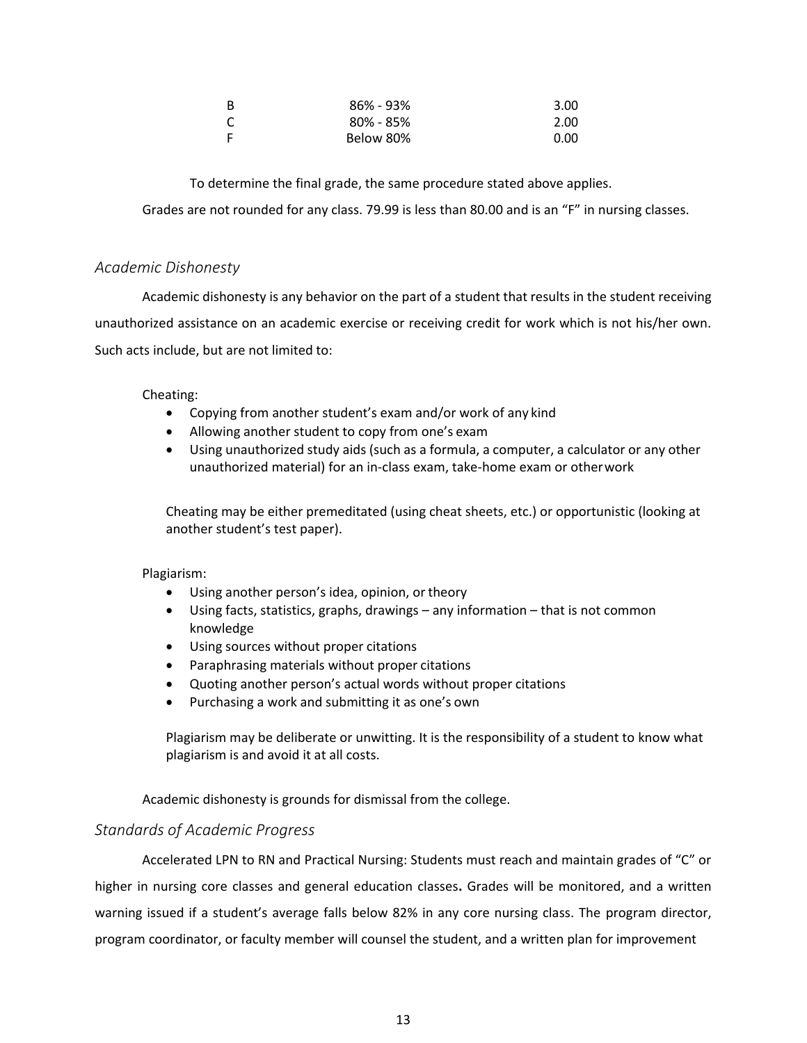| B | 86% - 93% | 3.00 |
|---|---|---|
| C | 80% - 85% | 2.00 |
| F | Below 80% | 0.00 |

To determine the final grade, the same procedure stated above applies.

Grades are not rounded for any class. 79.99 is less than 80.00 and is an "F" in nursing classes.

## *Academic Dishonesty*

Academic dishonesty is any behavior on the part of a student that results in the student receiving unauthorized assistance on an academic exercise or receiving credit for work which is not his/her own. Such acts include, but are not limited to:

Cheating:

- Copying from another student's exam and/or work of any kind
- Allowing another student to copy from one's exam
- Using unauthorized study aids (such as a formula, a computer, a calculator or any other unauthorized material) for an in-class exam, take-home exam or other work

Cheating may be either premeditated (using cheat sheets, etc.) or opportunistic (looking at another student's test paper).

Plagiarism:

- Using another person's idea, opinion, or theory
- Using facts, statistics, graphs, drawings – any information – that is not common knowledge
- Using sources without proper citations
- Paraphrasing materials without proper citations
- Quoting another person's actual words without proper citations
- Purchasing a work and submitting it as one's own

Plagiarism may be deliberate or unwitting. It is the responsibility of a student to know what plagiarism is and avoid it at all costs.

Academic dishonesty is grounds for dismissal from the college.

## *Standards of Academic Progress*

Accelerated LPN to RN and Practical Nursing: Students must reach and maintain grades of "C" or higher in nursing core classes and general education classes**.** Grades will be monitored, and a written warning issued if a student's average falls below 82% in any core nursing class. The program director, program coordinator, or faculty member will counsel the student, and a written plan for improvement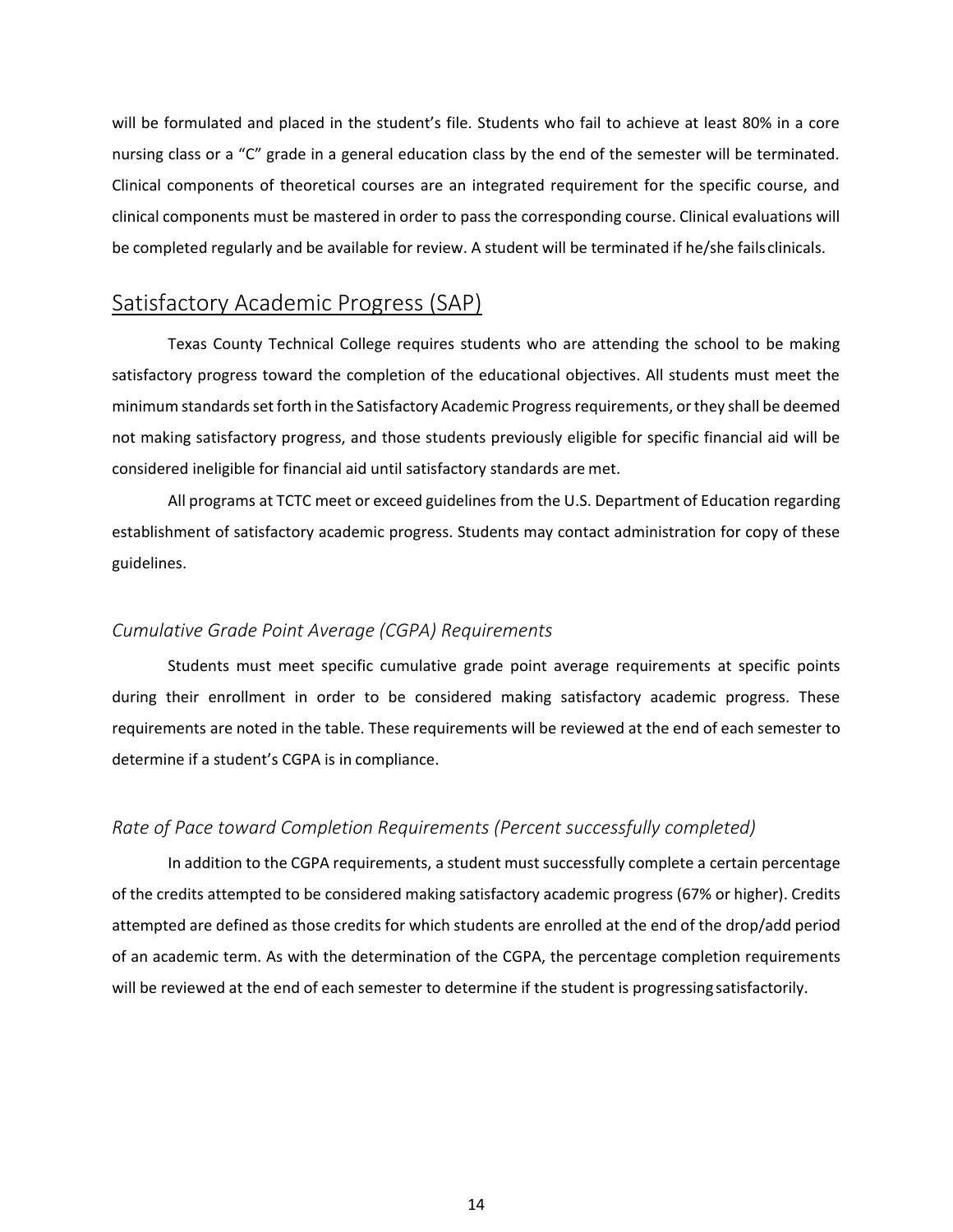will be formulated and placed in the student's file. Students who fail to achieve at least 80% in a core nursing class or a "C" grade in a general education class by the end of the semester will be terminated. Clinical components of theoretical courses are an integrated requirement for the specific course, and clinical components must be mastered in order to pass the corresponding course. Clinical evaluations will be completed regularly and be available for review. A student will be terminated if he/she fails clinicals.

## Satisfactory Academic Progress (SAP)

Texas County Technical College requires students who are attending the school to be making satisfactory progress toward the completion of the educational objectives. All students must meet the minimum standards set forth in the Satisfactory Academic Progress requirements, or they shall be deemed not making satisfactory progress, and those students previously eligible for specific financial aid will be considered ineligible for financial aid until satisfactory standards are met.

All programs at TCTC meet or exceed guidelines from the U.S. Department of Education regarding establishment of satisfactory academic progress. Students may contact administration for copy of these guidelines.

### *Cumulative Grade Point Average (CGPA) Requirements*

Students must meet specific cumulative grade point average requirements at specific points during their enrollment in order to be considered making satisfactory academic progress. These requirements are noted in the table. These requirements will be reviewed at the end of each semester to determine if a student's CGPA is in compliance.

### *Rate of Pace toward Completion Requirements (Percent successfully completed)*

In addition to the CGPA requirements, a student must successfully complete a certain percentage of the credits attempted to be considered making satisfactory academic progress (67% or higher). Credits attempted are defined as those credits for which students are enrolled at the end of the drop/add period of an academic term. As with the determination of the CGPA, the percentage completion requirements will be reviewed at the end of each semester to determine if the student is progressing satisfactorily.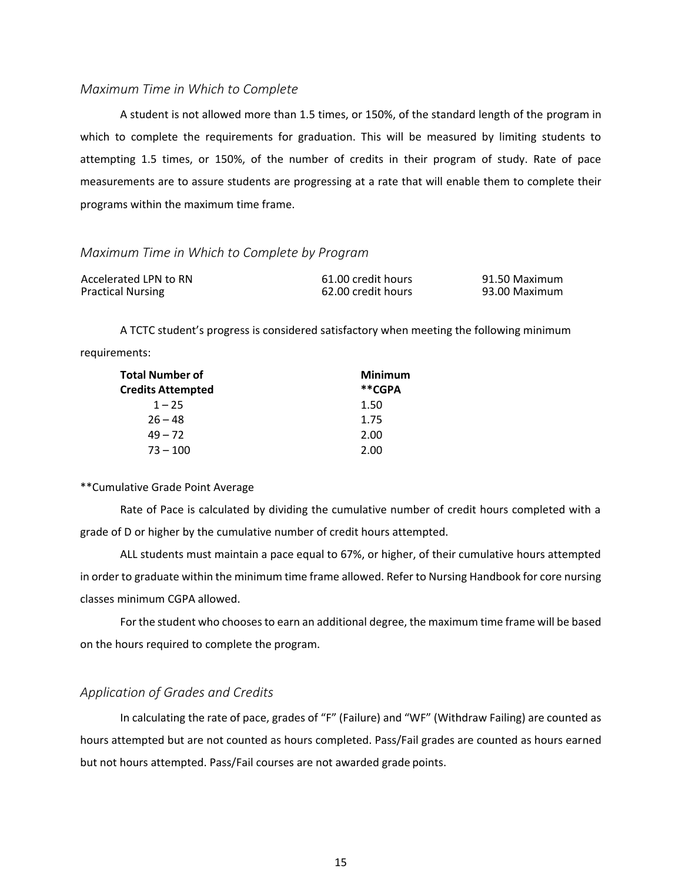### *Maximum Time in Which to Complete*

A student is not allowed more than 1.5 times, or 150%, of the standard length of the program in which to complete the requirements for graduation. This will be measured by limiting students to attempting 1.5 times, or 150%, of the number of credits in their program of study. Rate of pace measurements are to assure students are progressing at a rate that will enable them to complete their programs within the maximum time frame.

### *Maximum Time in Which to Complete by Program*

| | | |
|---|---|---|
| Accelerated LPN to RN | 61.00 credit hours | 91.50 Maximum |
| Practical Nursing | 62.00 credit hours | 93.00 Maximum |

A TCTC student's progress is considered satisfactory when meeting the following minimum requirements:

| **Total Number of Credits Attempted** | **Minimum \*\*CGPA** |
|---|---|
| 1 – 25 | 1.50 |
| 26 – 48 | 1.75 |
| 49 – 72 | 2.00 |
| 73 – 100 | 2.00 |

**Cumulative Grade Point Average

Rate of Pace is calculated by dividing the cumulative number of credit hours completed with a grade of D or higher by the cumulative number of credit hours attempted.

ALL students must maintain a pace equal to 67%, or higher, of their cumulative hours attempted in order to graduate within the minimum time frame allowed. Refer to Nursing Handbook for core nursing classes minimum CGPA allowed.

For the student who chooses to earn an additional degree, the maximum time frame will be based on the hours required to complete the program.

### *Application of Grades and Credits*

In calculating the rate of pace, grades of "F" (Failure) and "WF" (Withdraw Failing) are counted as hours attempted but are not counted as hours completed. Pass/Fail grades are counted as hours earned but not hours attempted. Pass/Fail courses are not awarded grade points.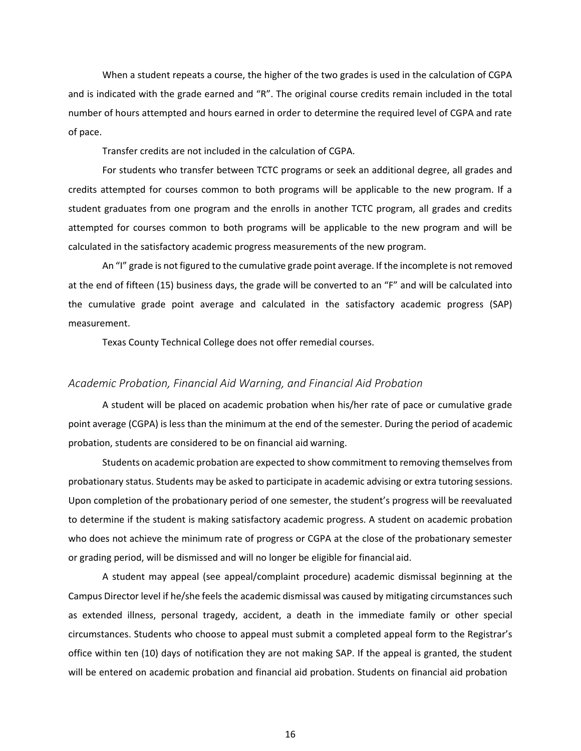When a student repeats a course, the higher of the two grades is used in the calculation of CGPA and is indicated with the grade earned and "R". The original course credits remain included in the total number of hours attempted and hours earned in order to determine the required level of CGPA and rate of pace.

Transfer credits are not included in the calculation of CGPA.

For students who transfer between TCTC programs or seek an additional degree, all grades and credits attempted for courses common to both programs will be applicable to the new program. If a student graduates from one program and the enrolls in another TCTC program, all grades and credits attempted for courses common to both programs will be applicable to the new program and will be calculated in the satisfactory academic progress measurements of the new program.

An "I" grade is not figured to the cumulative grade point average. If the incomplete is not removed at the end of fifteen (15) business days, the grade will be converted to an "F" and will be calculated into the cumulative grade point average and calculated in the satisfactory academic progress (SAP) measurement.

Texas County Technical College does not offer remedial courses.

### *Academic Probation, Financial Aid Warning, and Financial Aid Probation*

A student will be placed on academic probation when his/her rate of pace or cumulative grade point average (CGPA) is less than the minimum at the end of the semester. During the period of academic probation, students are considered to be on financial aid warning.

Students on academic probation are expected to show commitment to removing themselves from probationary status. Students may be asked to participate in academic advising or extra tutoring sessions. Upon completion of the probationary period of one semester, the student's progress will be reevaluated to determine if the student is making satisfactory academic progress. A student on academic probation who does not achieve the minimum rate of progress or CGPA at the close of the probationary semester or grading period, will be dismissed and will no longer be eligible for financial aid.

A student may appeal (see appeal/complaint procedure) academic dismissal beginning at the Campus Director level if he/she feels the academic dismissal was caused by mitigating circumstances such as extended illness, personal tragedy, accident, a death in the immediate family or other special circumstances. Students who choose to appeal must submit a completed appeal form to the Registrar's office within ten (10) days of notification they are not making SAP. If the appeal is granted, the student will be entered on academic probation and financial aid probation. Students on financial aid probation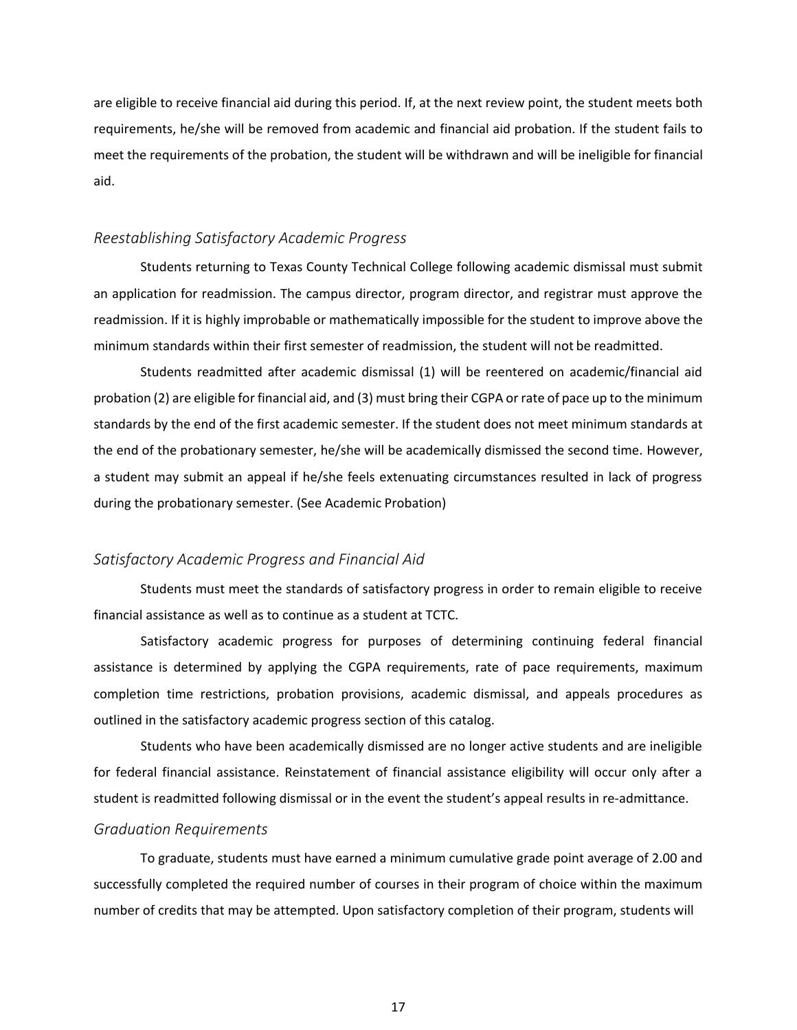are eligible to receive financial aid during this period. If, at the next review point, the student meets both requirements, he/she will be removed from academic and financial aid probation. If the student fails to meet the requirements of the probation, the student will be withdrawn and will be ineligible for financial aid.

### *Reestablishing Satisfactory Academic Progress*

Students returning to Texas County Technical College following academic dismissal must submit an application for readmission. The campus director, program director, and registrar must approve the readmission. If it is highly improbable or mathematically impossible for the student to improve above the minimum standards within their first semester of readmission, the student will not be readmitted.

Students readmitted after academic dismissal (1) will be reentered on academic/financial aid probation (2) are eligible for financial aid, and (3) must bring their CGPA or rate of pace up to the minimum standards by the end of the first academic semester. If the student does not meet minimum standards at the end of the probationary semester, he/she will be academically dismissed the second time. However, a student may submit an appeal if he/she feels extenuating circumstances resulted in lack of progress during the probationary semester. (See Academic Probation)

### *Satisfactory Academic Progress and Financial Aid*

Students must meet the standards of satisfactory progress in order to remain eligible to receive financial assistance as well as to continue as a student at TCTC.

Satisfactory academic progress for purposes of determining continuing federal financial assistance is determined by applying the CGPA requirements, rate of pace requirements, maximum completion time restrictions, probation provisions, academic dismissal, and appeals procedures as outlined in the satisfactory academic progress section of this catalog.

Students who have been academically dismissed are no longer active students and are ineligible for federal financial assistance. Reinstatement of financial assistance eligibility will occur only after a student is readmitted following dismissal or in the event the student's appeal results in re-admittance.

### *Graduation Requirements*

To graduate, students must have earned a minimum cumulative grade point average of 2.00 and successfully completed the required number of courses in their program of choice within the maximum number of credits that may be attempted. Upon satisfactory completion of their program, students will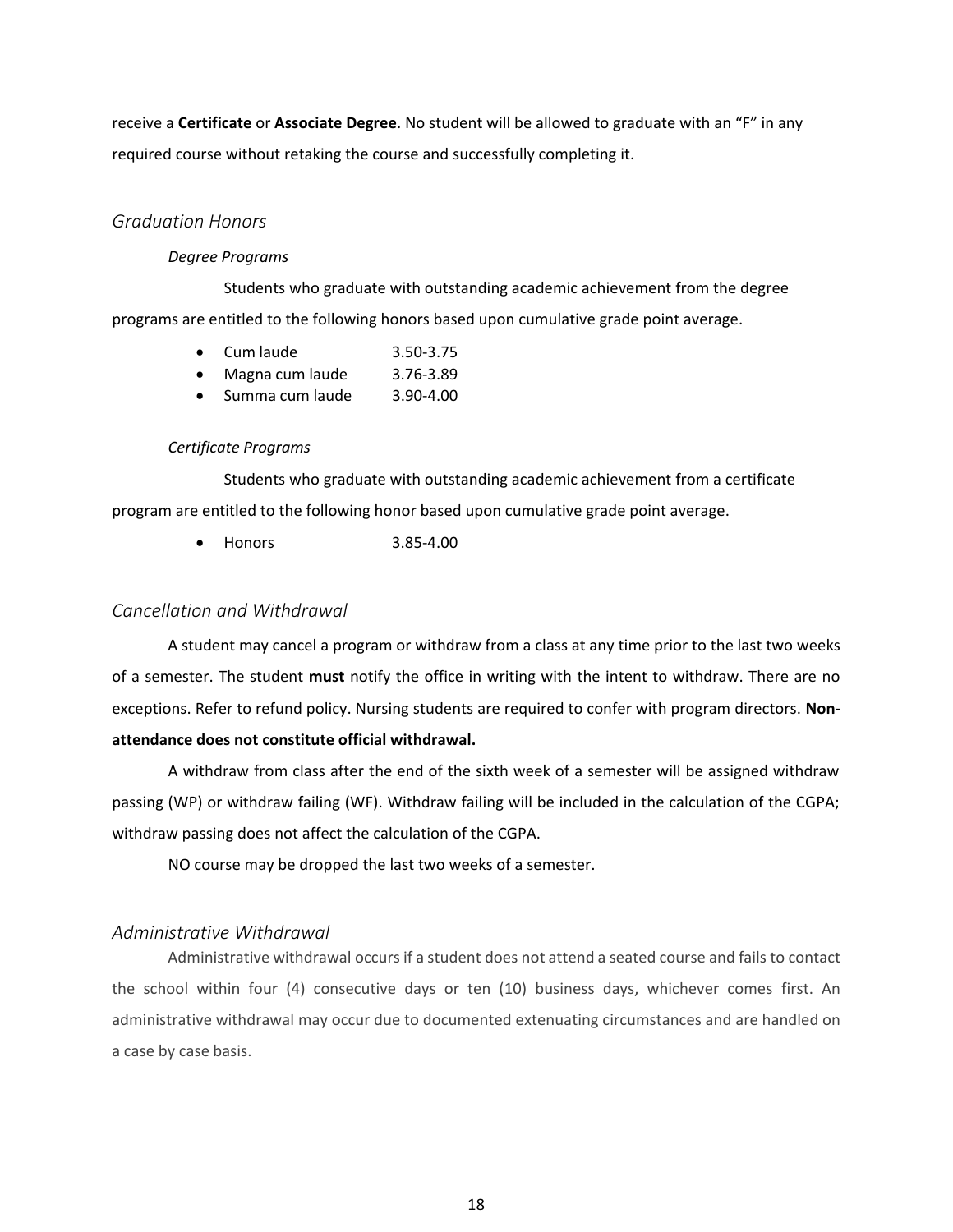receive a **Certificate** or **Associate Degree**. No student will be allowed to graduate with an "F" in any required course without retaking the course and successfully completing it.

## *Graduation Honors*

### *Degree Programs*

Students who graduate with outstanding academic achievement from the degree programs are entitled to the following honors based upon cumulative grade point average.

- Cum laude 3.50-3.75
- Magna cum laude 3.76-3.89
- Summa cum laude 3.90-4.00

### *Certificate Programs*

Students who graduate with outstanding academic achievement from a certificate program are entitled to the following honor based upon cumulative grade point average.

- Honors 3.85-4.00

## *Cancellation and Withdrawal*

A student may cancel a program or withdraw from a class at any time prior to the last two weeks of a semester. The student **must** notify the office in writing with the intent to withdraw. There are no exceptions. Refer to refund policy. Nursing students are required to confer with program directors. **Non-attendance does not constitute official withdrawal.**

A withdraw from class after the end of the sixth week of a semester will be assigned withdraw passing (WP) or withdraw failing (WF). Withdraw failing will be included in the calculation of the CGPA; withdraw passing does not affect the calculation of the CGPA.

NO course may be dropped the last two weeks of a semester.

## *Administrative Withdrawal*

Administrative withdrawal occurs if a student does not attend a seated course and fails to contact the school within four (4) consecutive days or ten (10) business days, whichever comes first. An administrative withdrawal may occur due to documented extenuating circumstances and are handled on a case by case basis.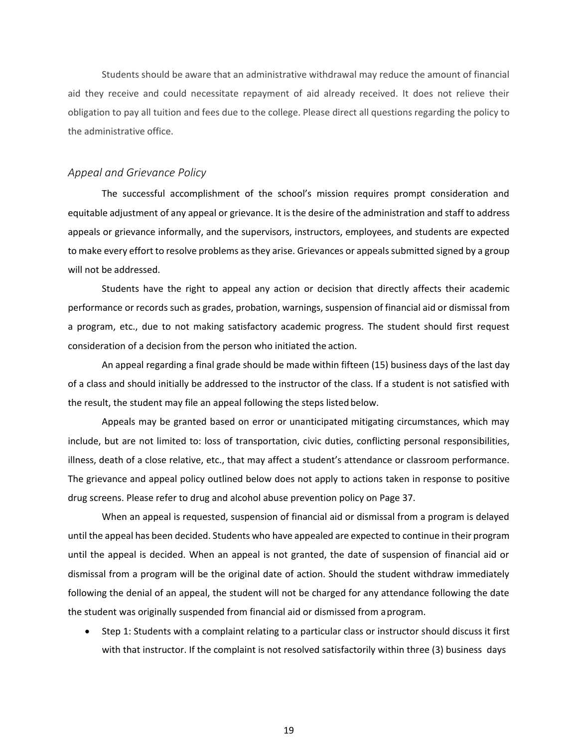Students should be aware that an administrative withdrawal may reduce the amount of financial aid they receive and could necessitate repayment of aid already received. It does not relieve their obligation to pay all tuition and fees due to the college. Please direct all questions regarding the policy to the administrative office.

### *Appeal and Grievance Policy*

The successful accomplishment of the school's mission requires prompt consideration and equitable adjustment of any appeal or grievance. It is the desire of the administration and staff to address appeals or grievance informally, and the supervisors, instructors, employees, and students are expected to make every effort to resolve problems as they arise. Grievances or appeals submitted signed by a group will not be addressed.

Students have the right to appeal any action or decision that directly affects their academic performance or records such as grades, probation, warnings, suspension of financial aid or dismissal from a program, etc., due to not making satisfactory academic progress. The student should first request consideration of a decision from the person who initiated the action.

An appeal regarding a final grade should be made within fifteen (15) business days of the last day of a class and should initially be addressed to the instructor of the class. If a student is not satisfied with the result, the student may file an appeal following the steps listed below.

Appeals may be granted based on error or unanticipated mitigating circumstances, which may include, but are not limited to: loss of transportation, civic duties, conflicting personal responsibilities, illness, death of a close relative, etc., that may affect a student's attendance or classroom performance. The grievance and appeal policy outlined below does not apply to actions taken in response to positive drug screens. Please refer to drug and alcohol abuse prevention policy on Page 37.

When an appeal is requested, suspension of financial aid or dismissal from a program is delayed until the appeal has been decided. Students who have appealed are expected to continue in their program until the appeal is decided. When an appeal is not granted, the date of suspension of financial aid or dismissal from a program will be the original date of action. Should the student withdraw immediately following the denial of an appeal, the student will not be charged for any attendance following the date the student was originally suspended from financial aid or dismissed from a program.

- Step 1: Students with a complaint relating to a particular class or instructor should discuss it first with that instructor. If the complaint is not resolved satisfactorily within three (3) business days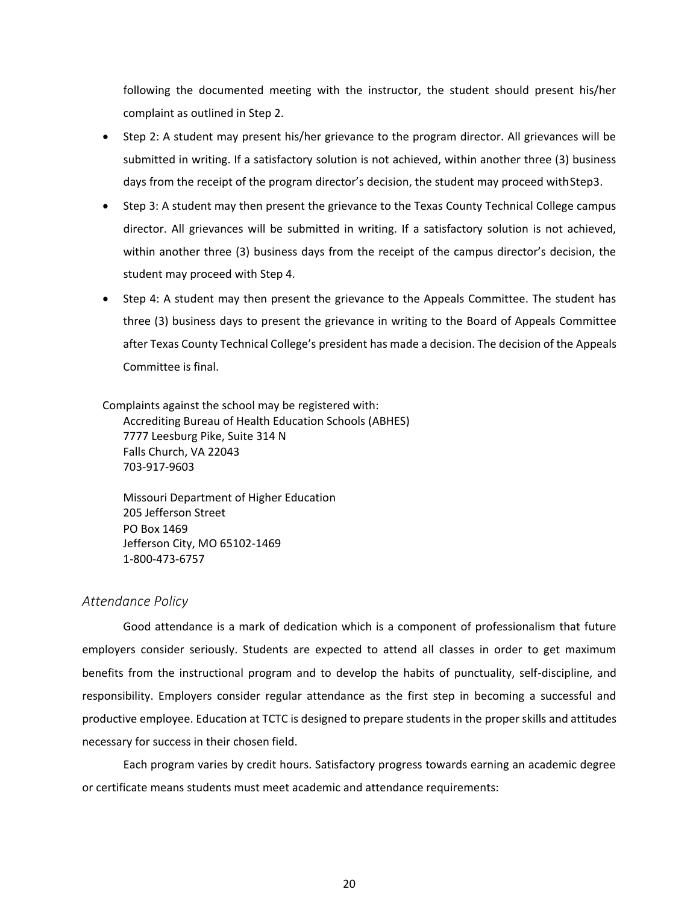following the documented meeting with the instructor, the student should present his/her complaint as outlined in Step 2.

- Step 2: A student may present his/her grievance to the program director. All grievances will be submitted in writing. If a satisfactory solution is not achieved, within another three (3) business days from the receipt of the program director's decision, the student may proceed with Step3.
- Step 3: A student may then present the grievance to the Texas County Technical College campus director. All grievances will be submitted in writing. If a satisfactory solution is not achieved, within another three (3) business days from the receipt of the campus director's decision, the student may proceed with Step 4.
- Step 4: A student may then present the grievance to the Appeals Committee. The student has three (3) business days to present the grievance in writing to the Board of Appeals Committee after Texas County Technical College's president has made a decision. The decision of the Appeals Committee is final.

Complaints against the school may be registered with:

Accrediting Bureau of Health Education Schools (ABHES)
7777 Leesburg Pike, Suite 314 N
Falls Church, VA 22043
703-917-9603

Missouri Department of Higher Education
205 Jefferson Street
PO Box 1469
Jefferson City, MO 65102-1469
1-800-473-6757

### *Attendance Policy*

Good attendance is a mark of dedication which is a component of professionalism that future employers consider seriously. Students are expected to attend all classes in order to get maximum benefits from the instructional program and to develop the habits of punctuality, self-discipline, and responsibility. Employers consider regular attendance as the first step in becoming a successful and productive employee. Education at TCTC is designed to prepare students in the proper skills and attitudes necessary for success in their chosen field.

Each program varies by credit hours. Satisfactory progress towards earning an academic degree or certificate means students must meet academic and attendance requirements: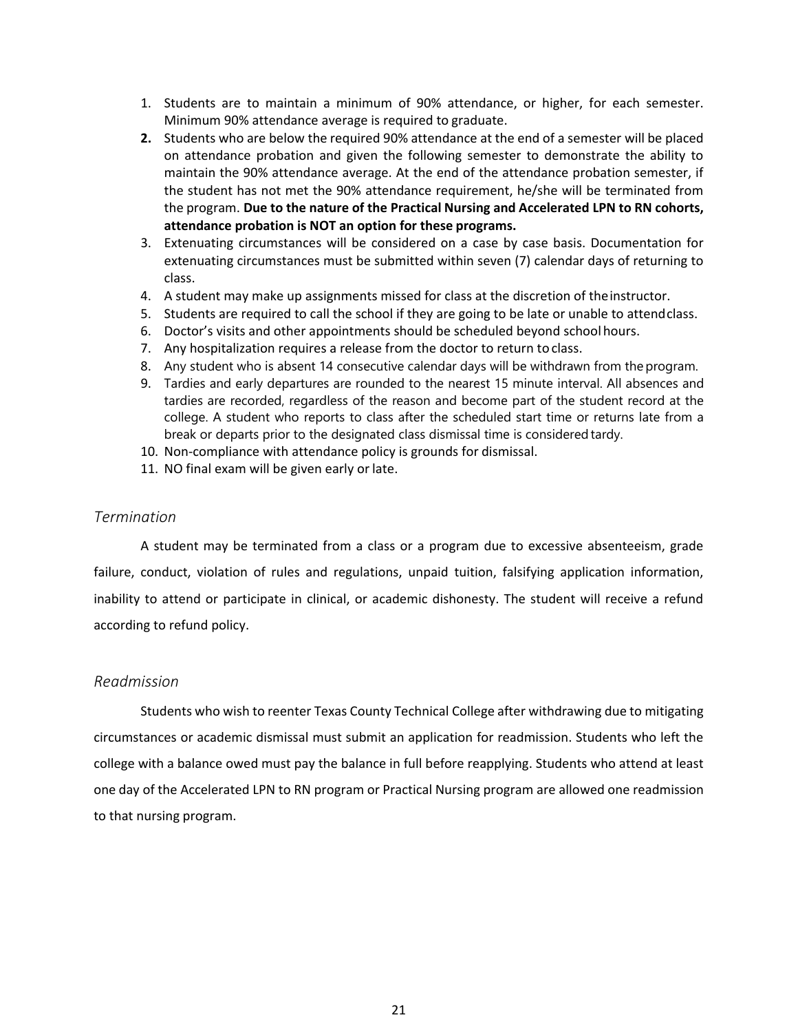1. Students are to maintain a minimum of 90% attendance, or higher, for each semester. Minimum 90% attendance average is required to graduate.
2. Students who are below the required 90% attendance at the end of a semester will be placed on attendance probation and given the following semester to demonstrate the ability to maintain the 90% attendance average. At the end of the attendance probation semester, if the student has not met the 90% attendance requirement, he/she will be terminated from the program. **Due to the nature of the Practical Nursing and Accelerated LPN to RN cohorts, attendance probation is NOT an option for these programs.**
3. Extenuating circumstances will be considered on a case by case basis. Documentation for extenuating circumstances must be submitted within seven (7) calendar days of returning to class.
4. A student may make up assignments missed for class at the discretion of the instructor.
5. Students are required to call the school if they are going to be late or unable to attend class.
6. Doctor's visits and other appointments should be scheduled beyond school hours.
7. Any hospitalization requires a release from the doctor to return to class.
8. Any student who is absent 14 consecutive calendar days will be withdrawn from the program.
9. Tardies and early departures are rounded to the nearest 15 minute interval. All absences and tardies are recorded, regardless of the reason and become part of the student record at the college. A student who reports to class after the scheduled start time or returns late from a break or departs prior to the designated class dismissal time is considered tardy.
10. Non-compliance with attendance policy is grounds for dismissal.
11. NO final exam will be given early or late.

### *Termination*

A student may be terminated from a class or a program due to excessive absenteeism, grade failure, conduct, violation of rules and regulations, unpaid tuition, falsifying application information, inability to attend or participate in clinical, or academic dishonesty. The student will receive a refund according to refund policy.

### *Readmission*

Students who wish to reenter Texas County Technical College after withdrawing due to mitigating circumstances or academic dismissal must submit an application for readmission. Students who left the college with a balance owed must pay the balance in full before reapplying. Students who attend at least one day of the Accelerated LPN to RN program or Practical Nursing program are allowed one readmission to that nursing program.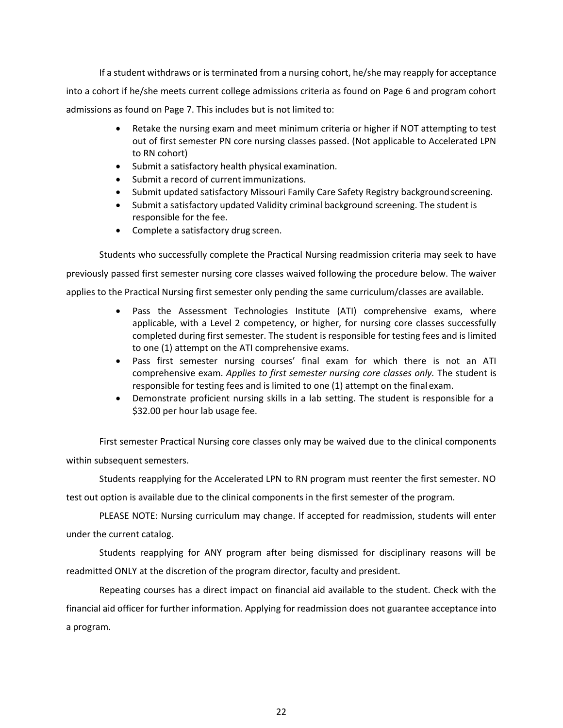If a student withdraws or is terminated from a nursing cohort, he/she may reapply for acceptance into a cohort if he/she meets current college admissions criteria as found on Page 6 and program cohort admissions as found on Page 7. This includes but is not limited to:

- Retake the nursing exam and meet minimum criteria or higher if NOT attempting to test out of first semester PN core nursing classes passed. (Not applicable to Accelerated LPN to RN cohort)
- Submit a satisfactory health physical examination.
- Submit a record of current immunizations.
- Submit updated satisfactory Missouri Family Care Safety Registry background screening.
- Submit a satisfactory updated Validity criminal background screening. The student is responsible for the fee.
- Complete a satisfactory drug screen.

Students who successfully complete the Practical Nursing readmission criteria may seek to have previously passed first semester nursing core classes waived following the procedure below. The waiver applies to the Practical Nursing first semester only pending the same curriculum/classes are available.

- Pass the Assessment Technologies Institute (ATI) comprehensive exams, where applicable, with a Level 2 competency, or higher, for nursing core classes successfully completed during first semester. The student is responsible for testing fees and is limited to one (1) attempt on the ATI comprehensive exams.
- Pass first semester nursing courses' final exam for which there is not an ATI comprehensive exam. *Applies to first semester nursing core classes only.* The student is responsible for testing fees and is limited to one (1) attempt on the final exam.
- Demonstrate proficient nursing skills in a lab setting. The student is responsible for a $32.00 per hour lab usage fee.

First semester Practical Nursing core classes only may be waived due to the clinical components within subsequent semesters.

Students reapplying for the Accelerated LPN to RN program must reenter the first semester. NO test out option is available due to the clinical components in the first semester of the program.

PLEASE NOTE: Nursing curriculum may change. If accepted for readmission, students will enter under the current catalog.

Students reapplying for ANY program after being dismissed for disciplinary reasons will be readmitted ONLY at the discretion of the program director, faculty and president.

Repeating courses has a direct impact on financial aid available to the student. Check with the financial aid officer for further information. Applying for readmission does not guarantee acceptance into a program.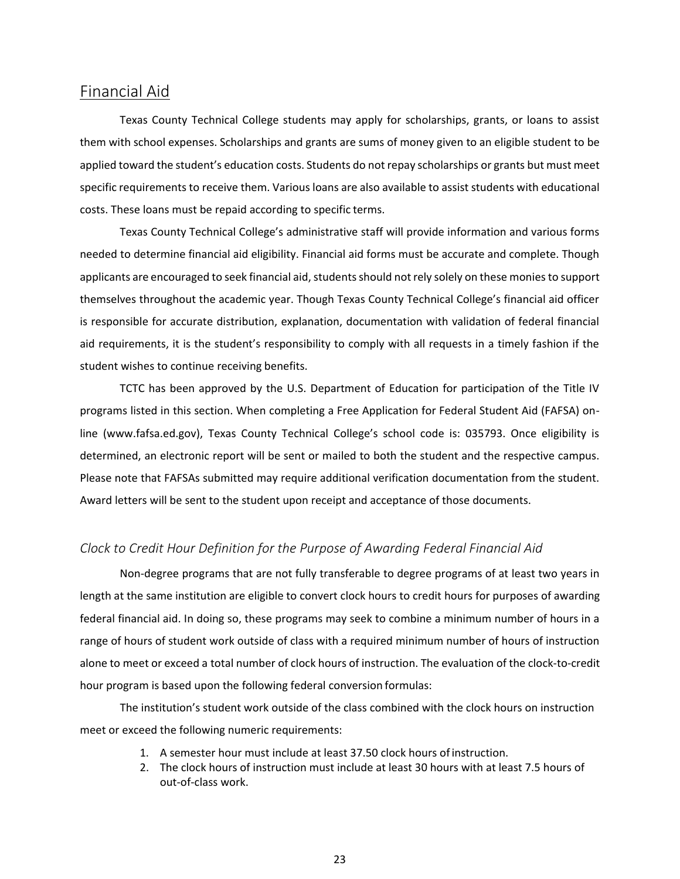## Financial Aid

Texas County Technical College students may apply for scholarships, grants, or loans to assist them with school expenses. Scholarships and grants are sums of money given to an eligible student to be applied toward the student's education costs. Students do not repay scholarships or grants but must meet specific requirements to receive them. Various loans are also available to assist students with educational costs. These loans must be repaid according to specific terms.

Texas County Technical College's administrative staff will provide information and various forms needed to determine financial aid eligibility. Financial aid forms must be accurate and complete. Though applicants are encouraged to seek financial aid, students should not rely solely on these monies to support themselves throughout the academic year. Though Texas County Technical College's financial aid officer is responsible for accurate distribution, explanation, documentation with validation of federal financial aid requirements, it is the student's responsibility to comply with all requests in a timely fashion if the student wishes to continue receiving benefits.

TCTC has been approved by the U.S. Department of Education for participation of the Title IV programs listed in this section. When completing a Free Application for Federal Student Aid (FAFSA) on-line (www.fafsa.ed.gov), Texas County Technical College's school code is: 035793. Once eligibility is determined, an electronic report will be sent or mailed to both the student and the respective campus. Please note that FAFSAs submitted may require additional verification documentation from the student. Award letters will be sent to the student upon receipt and acceptance of those documents.

### *Clock to Credit Hour Definition for the Purpose of Awarding Federal Financial Aid*

Non-degree programs that are not fully transferable to degree programs of at least two years in length at the same institution are eligible to convert clock hours to credit hours for purposes of awarding federal financial aid. In doing so, these programs may seek to combine a minimum number of hours in a range of hours of student work outside of class with a required minimum number of hours of instruction alone to meet or exceed a total number of clock hours of instruction. The evaluation of the clock-to-credit hour program is based upon the following federal conversion formulas:

The institution's student work outside of the class combined with the clock hours on instruction meet or exceed the following numeric requirements:

1. A semester hour must include at least 37.50 clock hours of instruction.
2. The clock hours of instruction must include at least 30 hours with at least 7.5 hours of out-of-class work.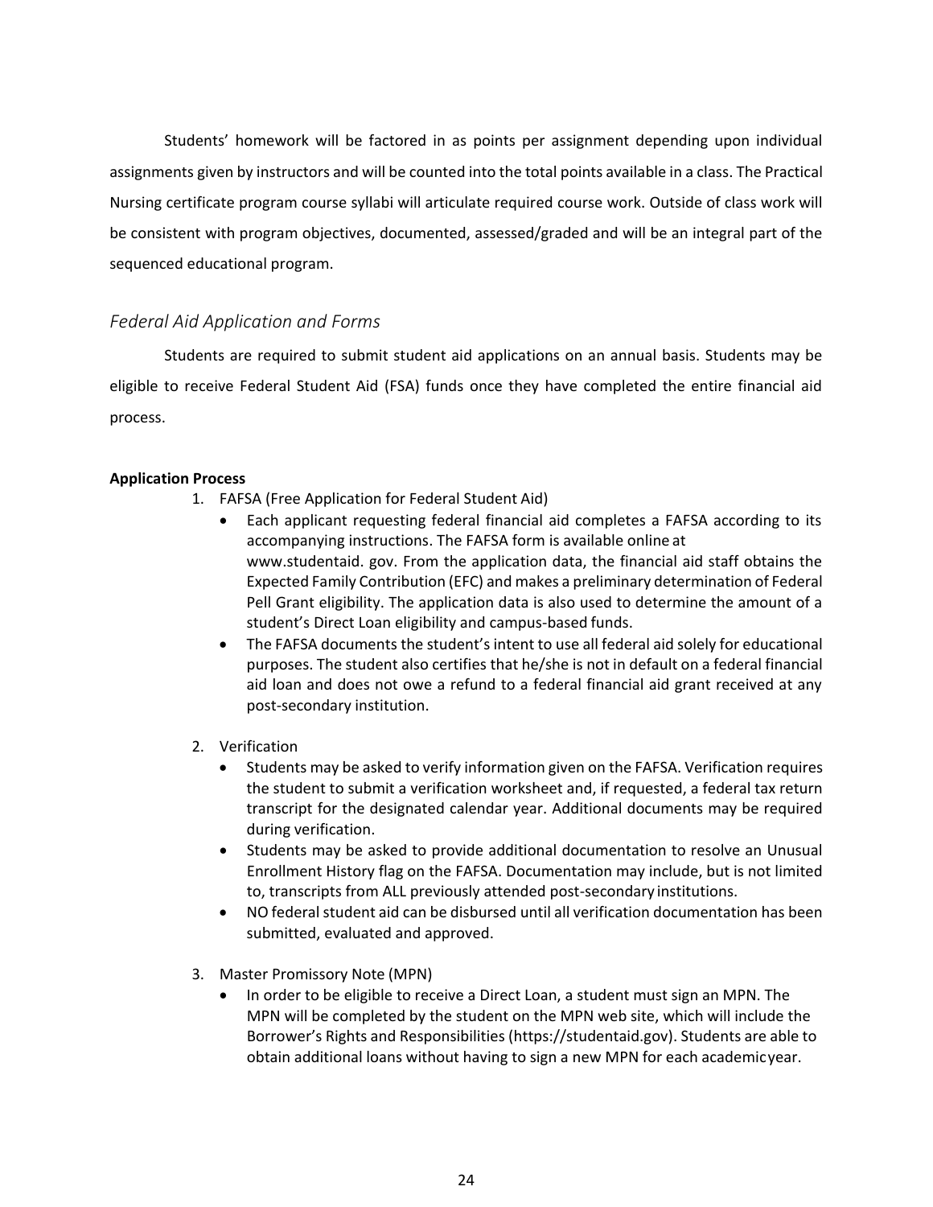Students' homework will be factored in as points per assignment depending upon individual assignments given by instructors and will be counted into the total points available in a class. The Practical Nursing certificate program course syllabi will articulate required course work. Outside of class work will be consistent with program objectives, documented, assessed/graded and will be an integral part of the sequenced educational program.

## *Federal Aid Application and Forms*

Students are required to submit student aid applications on an annual basis. Students may be eligible to receive Federal Student Aid (FSA) funds once they have completed the entire financial aid process.

**Application Process**

1. FAFSA (Free Application for Federal Student Aid)
   - Each applicant requesting federal financial aid completes a FAFSA according to its accompanying instructions. The FAFSA form is available online at www.studentaid. gov. From the application data, the financial aid staff obtains the Expected Family Contribution (EFC) and makes a preliminary determination of Federal Pell Grant eligibility. The application data is also used to determine the amount of a student's Direct Loan eligibility and campus-based funds.
   - The FAFSA documents the student's intent to use all federal aid solely for educational purposes. The student also certifies that he/she is not in default on a federal financial aid loan and does not owe a refund to a federal financial aid grant received at any post-secondary institution.

2. Verification
   - Students may be asked to verify information given on the FAFSA. Verification requires the student to submit a verification worksheet and, if requested, a federal tax return transcript for the designated calendar year. Additional documents may be required during verification.
   - Students may be asked to provide additional documentation to resolve an Unusual Enrollment History flag on the FAFSA. Documentation may include, but is not limited to, transcripts from ALL previously attended post-secondary institutions.
   - NO federal student aid can be disbursed until all verification documentation has been submitted, evaluated and approved.

3. Master Promissory Note (MPN)
   - In order to be eligible to receive a Direct Loan, a student must sign an MPN. The MPN will be completed by the student on the MPN web site, which will include the Borrower's Rights and Responsibilities (https://studentaid.gov). Students are able to obtain additional loans without having to sign a new MPN for each academic year.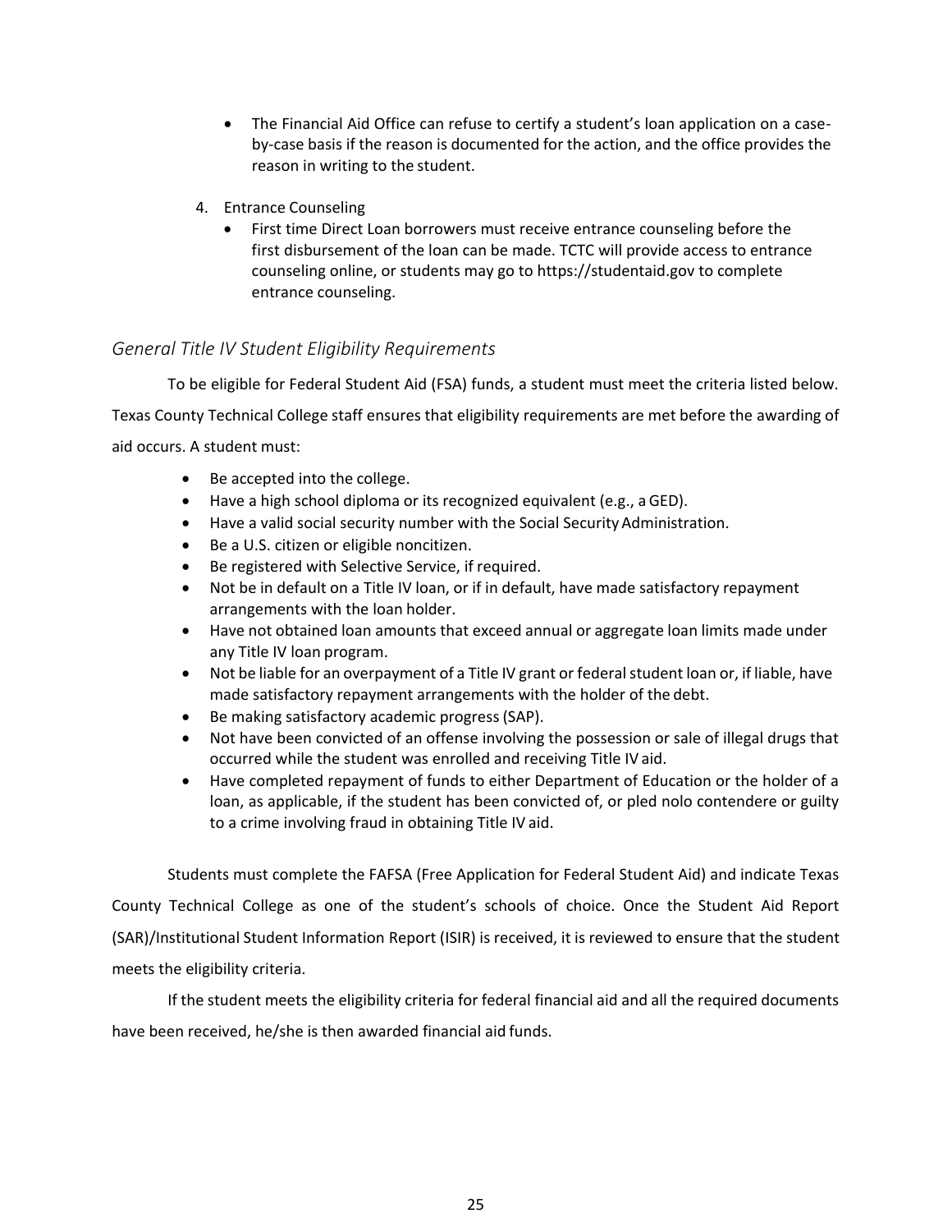- The Financial Aid Office can refuse to certify a student's loan application on a case-by-case basis if the reason is documented for the action, and the office provides the reason in writing to the student.

4. Entrance Counseling
   - First time Direct Loan borrowers must receive entrance counseling before the first disbursement of the loan can be made. TCTC will provide access to entrance counseling online, or students may go to https://studentaid.gov to complete entrance counseling.

### *General Title IV Student Eligibility Requirements*

To be eligible for Federal Student Aid (FSA) funds, a student must meet the criteria listed below. Texas County Technical College staff ensures that eligibility requirements are met before the awarding of aid occurs. A student must:

- Be accepted into the college.
- Have a high school diploma or its recognized equivalent (e.g., a GED).
- Have a valid social security number with the Social Security Administration.
- Be a U.S. citizen or eligible noncitizen.
- Be registered with Selective Service, if required.
- Not be in default on a Title IV loan, or if in default, have made satisfactory repayment arrangements with the loan holder.
- Have not obtained loan amounts that exceed annual or aggregate loan limits made under any Title IV loan program.
- Not be liable for an overpayment of a Title IV grant or federal student loan or, if liable, have made satisfactory repayment arrangements with the holder of the debt.
- Be making satisfactory academic progress (SAP).
- Not have been convicted of an offense involving the possession or sale of illegal drugs that occurred while the student was enrolled and receiving Title IV aid.
- Have completed repayment of funds to either Department of Education or the holder of a loan, as applicable, if the student has been convicted of, or pled nolo contendere or guilty to a crime involving fraud in obtaining Title IV aid.

Students must complete the FAFSA (Free Application for Federal Student Aid) and indicate Texas County Technical College as one of the student's schools of choice. Once the Student Aid Report (SAR)/Institutional Student Information Report (ISIR) is received, it is reviewed to ensure that the student meets the eligibility criteria.

If the student meets the eligibility criteria for federal financial aid and all the required documents have been received, he/she is then awarded financial aid funds.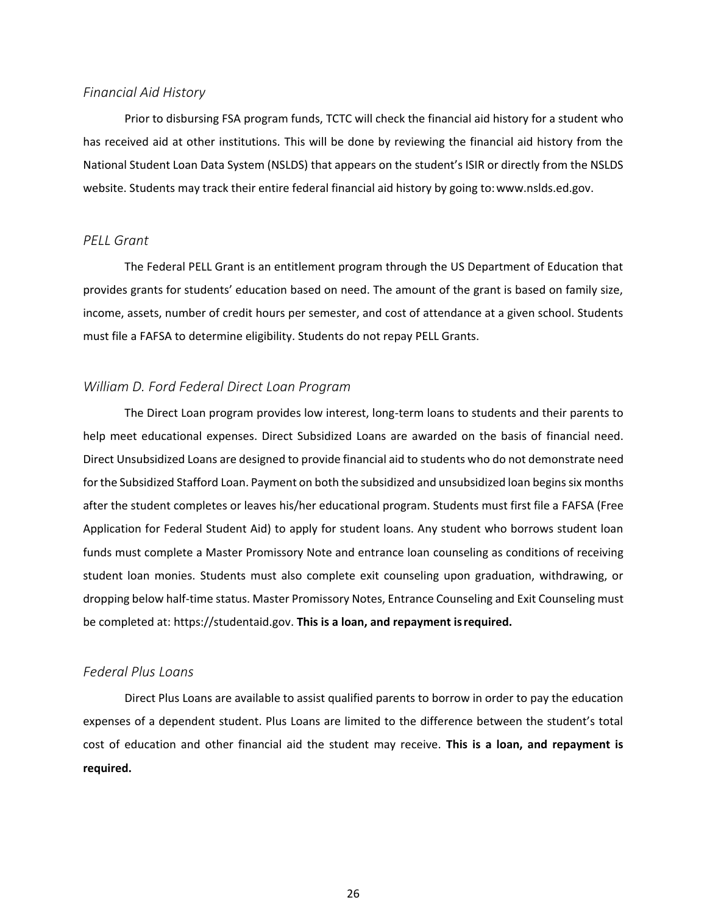### *Financial Aid History*

Prior to disbursing FSA program funds, TCTC will check the financial aid history for a student who has received aid at other institutions. This will be done by reviewing the financial aid history from the National Student Loan Data System (NSLDS) that appears on the student's ISIR or directly from the NSLDS website. Students may track their entire federal financial aid history by going to: www.nslds.ed.gov.

### *PELL Grant*

The Federal PELL Grant is an entitlement program through the US Department of Education that provides grants for students' education based on need. The amount of the grant is based on family size, income, assets, number of credit hours per semester, and cost of attendance at a given school. Students must file a FAFSA to determine eligibility. Students do not repay PELL Grants.

### *William D. Ford Federal Direct Loan Program*

The Direct Loan program provides low interest, long-term loans to students and their parents to help meet educational expenses. Direct Subsidized Loans are awarded on the basis of financial need. Direct Unsubsidized Loans are designed to provide financial aid to students who do not demonstrate need for the Subsidized Stafford Loan. Payment on both the subsidized and unsubsidized loan begins six months after the student completes or leaves his/her educational program. Students must first file a FAFSA (Free Application for Federal Student Aid) to apply for student loans. Any student who borrows student loan funds must complete a Master Promissory Note and entrance loan counseling as conditions of receiving student loan monies. Students must also complete exit counseling upon graduation, withdrawing, or dropping below half-time status. Master Promissory Notes, Entrance Counseling and Exit Counseling must be completed at: https://studentaid.gov. **This is a loan, and repayment is required.**

### *Federal Plus Loans*

Direct Plus Loans are available to assist qualified parents to borrow in order to pay the education expenses of a dependent student. Plus Loans are limited to the difference between the student's total cost of education and other financial aid the student may receive. **This is a loan, and repayment is required.**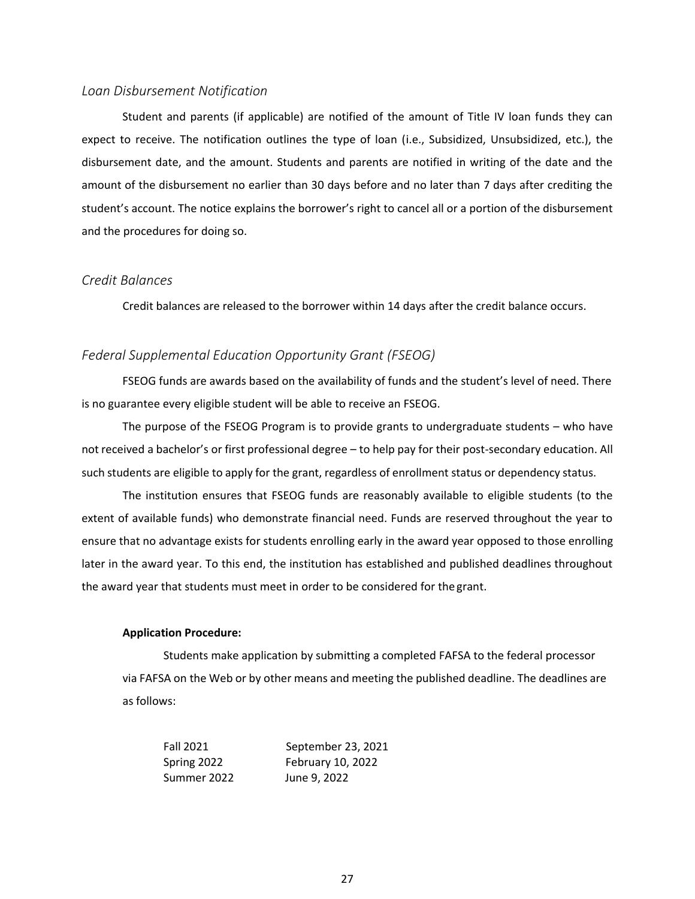### *Loan Disbursement Notification*

Student and parents (if applicable) are notified of the amount of Title IV loan funds they can expect to receive. The notification outlines the type of loan (i.e., Subsidized, Unsubsidized, etc.), the disbursement date, and the amount. Students and parents are notified in writing of the date and the amount of the disbursement no earlier than 30 days before and no later than 7 days after crediting the student's account. The notice explains the borrower's right to cancel all or a portion of the disbursement and the procedures for doing so.

### *Credit Balances*

Credit balances are released to the borrower within 14 days after the credit balance occurs.

### *Federal Supplemental Education Opportunity Grant (FSEOG)*

FSEOG funds are awards based on the availability of funds and the student's level of need. There is no guarantee every eligible student will be able to receive an FSEOG.

The purpose of the FSEOG Program is to provide grants to undergraduate students – who have not received a bachelor's or first professional degree – to help pay for their post-secondary education. All such students are eligible to apply for the grant, regardless of enrollment status or dependency status.

The institution ensures that FSEOG funds are reasonably available to eligible students (to the extent of available funds) who demonstrate financial need. Funds are reserved throughout the year to ensure that no advantage exists for students enrolling early in the award year opposed to those enrolling later in the award year. To this end, the institution has established and published deadlines throughout the award year that students must meet in order to be considered for the grant.

**Application Procedure:**

Students make application by submitting a completed FAFSA to the federal processor via FAFSA on the Web or by other means and meeting the published deadline. The deadlines are as follows:

| | |
|---|---|
| Fall 2021 | September 23, 2021 |
| Spring 2022 | February 10, 2022 |
| Summer 2022 | June 9, 2022 |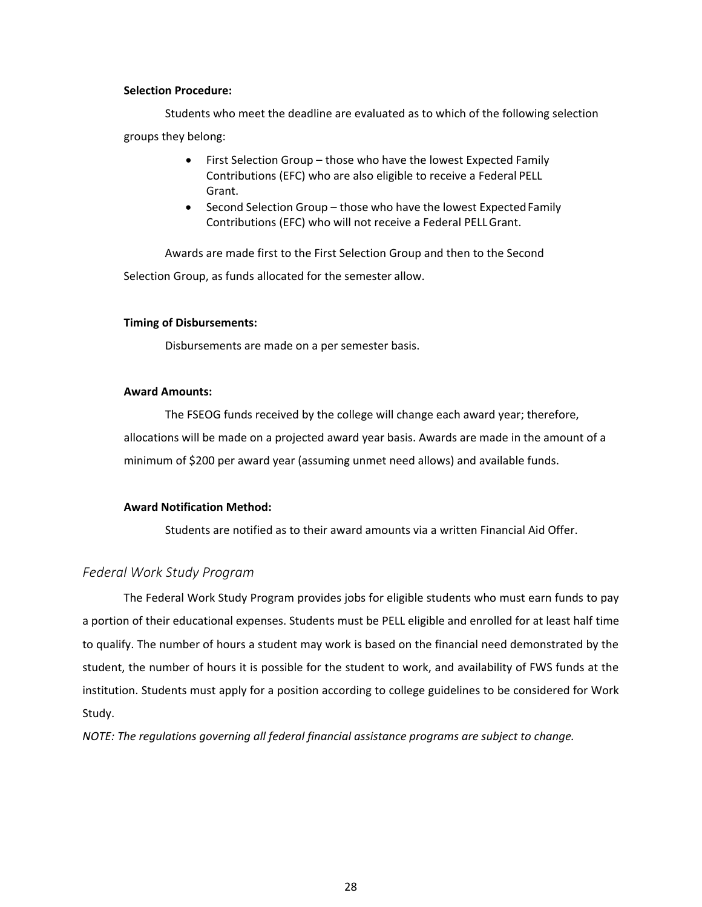**Selection Procedure:**

Students who meet the deadline are evaluated as to which of the following selection groups they belong:

- First Selection Group – those who have the lowest Expected Family Contributions (EFC) who are also eligible to receive a Federal PELL Grant.
- Second Selection Group – those who have the lowest Expected Family Contributions (EFC) who will not receive a Federal PELL Grant.

Awards are made first to the First Selection Group and then to the Second Selection Group, as funds allocated for the semester allow.

**Timing of Disbursements:**

Disbursements are made on a per semester basis.

**Award Amounts:**

The FSEOG funds received by the college will change each award year; therefore, allocations will be made on a projected award year basis. Awards are made in the amount of a minimum of $200 per award year (assuming unmet need allows) and available funds.

**Award Notification Method:**

Students are notified as to their award amounts via a written Financial Aid Offer.

## *Federal Work Study Program*

The Federal Work Study Program provides jobs for eligible students who must earn funds to pay a portion of their educational expenses. Students must be PELL eligible and enrolled for at least half time to qualify. The number of hours a student may work is based on the financial need demonstrated by the student, the number of hours it is possible for the student to work, and availability of FWS funds at the institution. Students must apply for a position according to college guidelines to be considered for Work Study.

*NOTE: The regulations governing all federal financial assistance programs are subject to change.*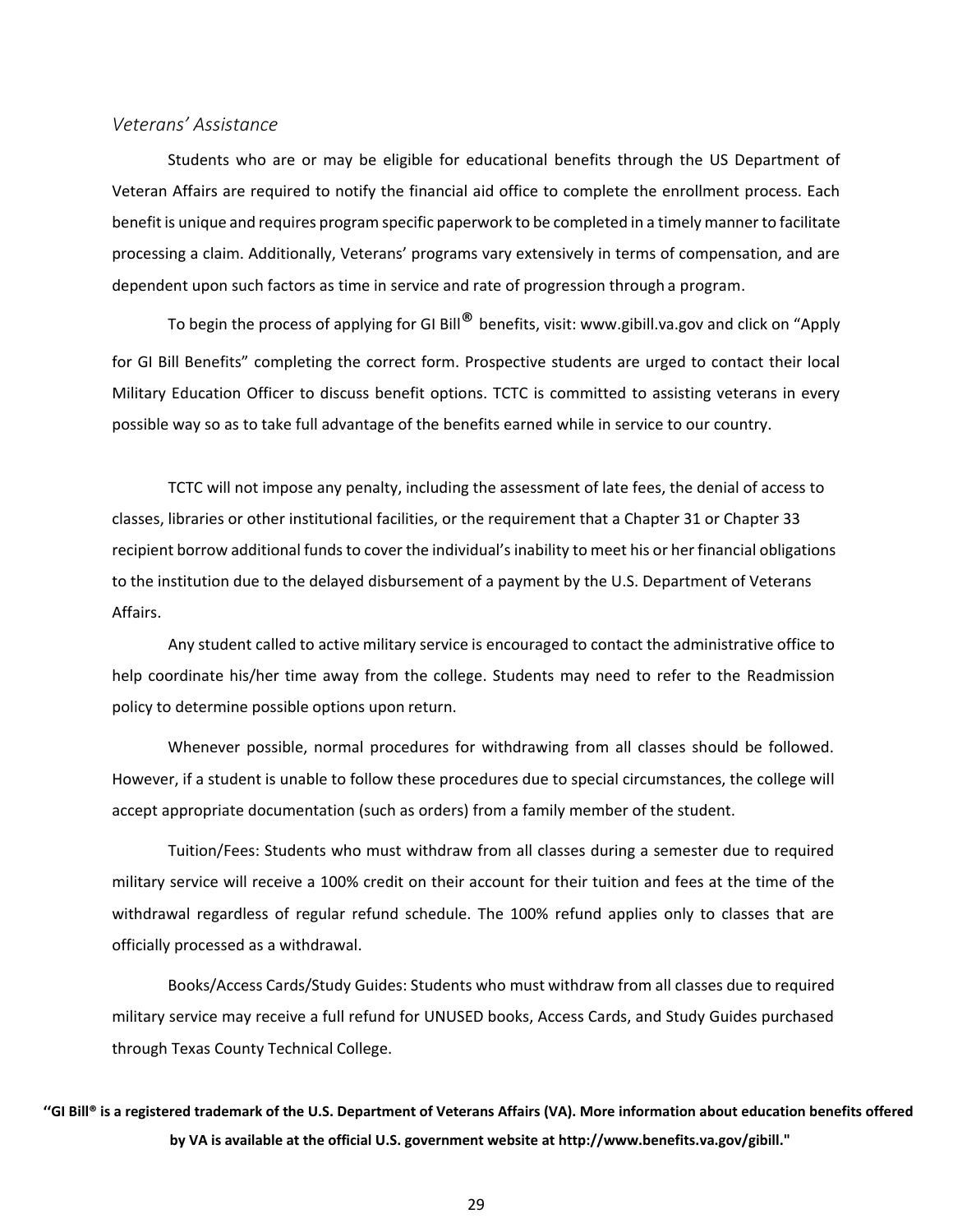*Veterans' Assistance*

Students who are or may be eligible for educational benefits through the US Department of Veteran Affairs are required to notify the financial aid office to complete the enrollment process. Each benefit is unique and requires program specific paperwork to be completed in a timely manner to facilitate processing a claim. Additionally, Veterans' programs vary extensively in terms of compensation, and are dependent upon such factors as time in service and rate of progression through a program.

To begin the process of applying for GI Bill® benefits, visit: www.gibill.va.gov and click on "Apply for GI Bill Benefits" completing the correct form. Prospective students are urged to contact their local Military Education Officer to discuss benefit options. TCTC is committed to assisting veterans in every possible way so as to take full advantage of the benefits earned while in service to our country.

TCTC will not impose any penalty, including the assessment of late fees, the denial of access to classes, libraries or other institutional facilities, or the requirement that a Chapter 31 or Chapter 33 recipient borrow additional funds to cover the individual's inability to meet his or her financial obligations to the institution due to the delayed disbursement of a payment by the U.S. Department of Veterans Affairs.

Any student called to active military service is encouraged to contact the administrative office to help coordinate his/her time away from the college. Students may need to refer to the Readmission policy to determine possible options upon return.

Whenever possible, normal procedures for withdrawing from all classes should be followed. However, if a student is unable to follow these procedures due to special circumstances, the college will accept appropriate documentation (such as orders) from a family member of the student.

Tuition/Fees: Students who must withdraw from all classes during a semester due to required military service will receive a 100% credit on their account for their tuition and fees at the time of the withdrawal regardless of regular refund schedule. The 100% refund applies only to classes that are officially processed as a withdrawal.

Books/Access Cards/Study Guides: Students who must withdraw from all classes due to required military service may receive a full refund for UNUSED books, Access Cards, and Study Guides purchased through Texas County Technical College.

**"GI Bill® is a registered trademark of the U.S. Department of Veterans Affairs (VA). More information about education benefits offered by VA is available at the official U.S. government website at http://www.benefits.va.gov/gibill."**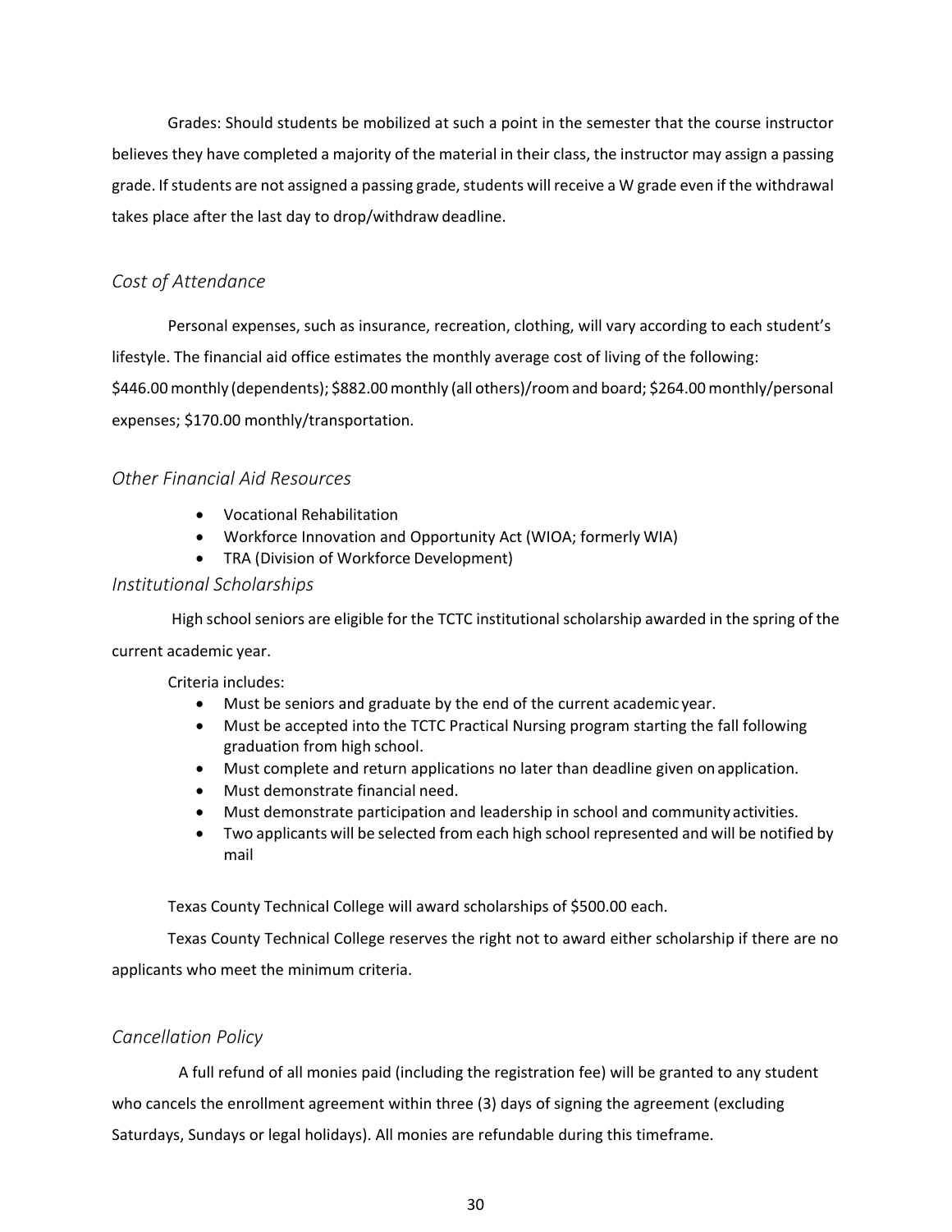Grades: Should students be mobilized at such a point in the semester that the course instructor believes they have completed a majority of the material in their class, the instructor may assign a passing grade. If students are not assigned a passing grade, students will receive a W grade even if the withdrawal takes place after the last day to drop/withdraw deadline.

### *Cost of Attendance*

Personal expenses, such as insurance, recreation, clothing, will vary according to each student's lifestyle. The financial aid office estimates the monthly average cost of living of the following: $446.00 monthly (dependents); $882.00 monthly (all others)/room and board; $264.00 monthly/personal expenses; $170.00 monthly/transportation.

### *Other Financial Aid Resources*

- Vocational Rehabilitation
- Workforce Innovation and Opportunity Act (WIOA; formerly WIA)
- TRA (Division of Workforce Development)

### *Institutional Scholarships*

High school seniors are eligible for the TCTC institutional scholarship awarded in the spring of the current academic year.

Criteria includes:

- Must be seniors and graduate by the end of the current academic year.
- Must be accepted into the TCTC Practical Nursing program starting the fall following graduation from high school.
- Must complete and return applications no later than deadline given on application.
- Must demonstrate financial need.
- Must demonstrate participation and leadership in school and community activities.
- Two applicants will be selected from each high school represented and will be notified by mail

Texas County Technical College will award scholarships of $500.00 each.

Texas County Technical College reserves the right not to award either scholarship if there are no applicants who meet the minimum criteria.

### *Cancellation Policy*

A full refund of all monies paid (including the registration fee) will be granted to any student who cancels the enrollment agreement within three (3) days of signing the agreement (excluding Saturdays, Sundays or legal holidays). All monies are refundable during this timeframe.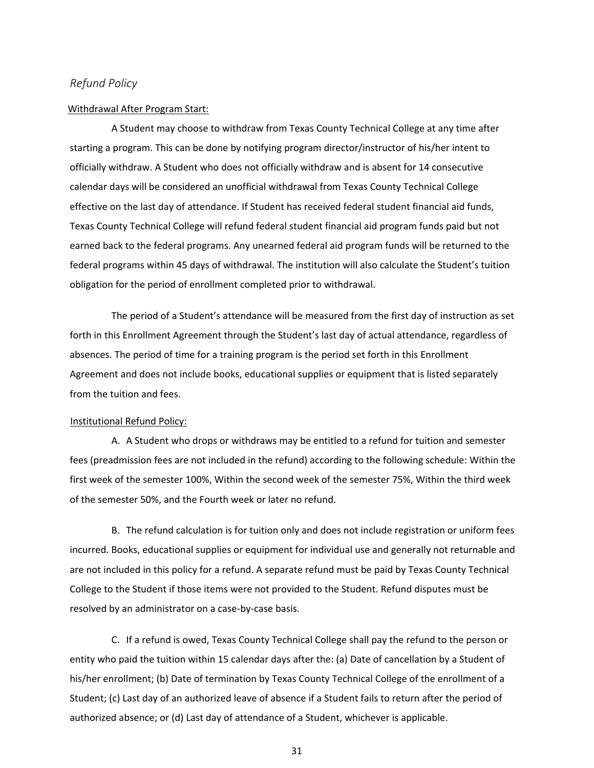## *Refund Policy*

Withdrawal After Program Start:

A Student may choose to withdraw from Texas County Technical College at any time after starting a program. This can be done by notifying program director/instructor of his/her intent to officially withdraw. A Student who does not officially withdraw and is absent for 14 consecutive calendar days will be considered an unofficial withdrawal from Texas County Technical College effective on the last day of attendance. If Student has received federal student financial aid funds, Texas County Technical College will refund federal student financial aid program funds paid but not earned back to the federal programs. Any unearned federal aid program funds will be returned to the federal programs within 45 days of withdrawal. The institution will also calculate the Student's tuition obligation for the period of enrollment completed prior to withdrawal.

The period of a Student's attendance will be measured from the first day of instruction as set forth in this Enrollment Agreement through the Student's last day of actual attendance, regardless of absences. The period of time for a training program is the period set forth in this Enrollment Agreement and does not include books, educational supplies or equipment that is listed separately from the tuition and fees.

Institutional Refund Policy:

A. A Student who drops or withdraws may be entitled to a refund for tuition and semester fees (preadmission fees are not included in the refund) according to the following schedule: Within the first week of the semester 100%, Within the second week of the semester 75%, Within the third week of the semester 50%, and the Fourth week or later no refund.

B. The refund calculation is for tuition only and does not include registration or uniform fees incurred. Books, educational supplies or equipment for individual use and generally not returnable and are not included in this policy for a refund. A separate refund must be paid by Texas County Technical College to the Student if those items were not provided to the Student. Refund disputes must be resolved by an administrator on a case-by-case basis.

C. If a refund is owed, Texas County Technical College shall pay the refund to the person or entity who paid the tuition within 15 calendar days after the: (a) Date of cancellation by a Student of his/her enrollment; (b) Date of termination by Texas County Technical College of the enrollment of a Student; (c) Last day of an authorized leave of absence if a Student fails to return after the period of authorized absence; or (d) Last day of attendance of a Student, whichever is applicable.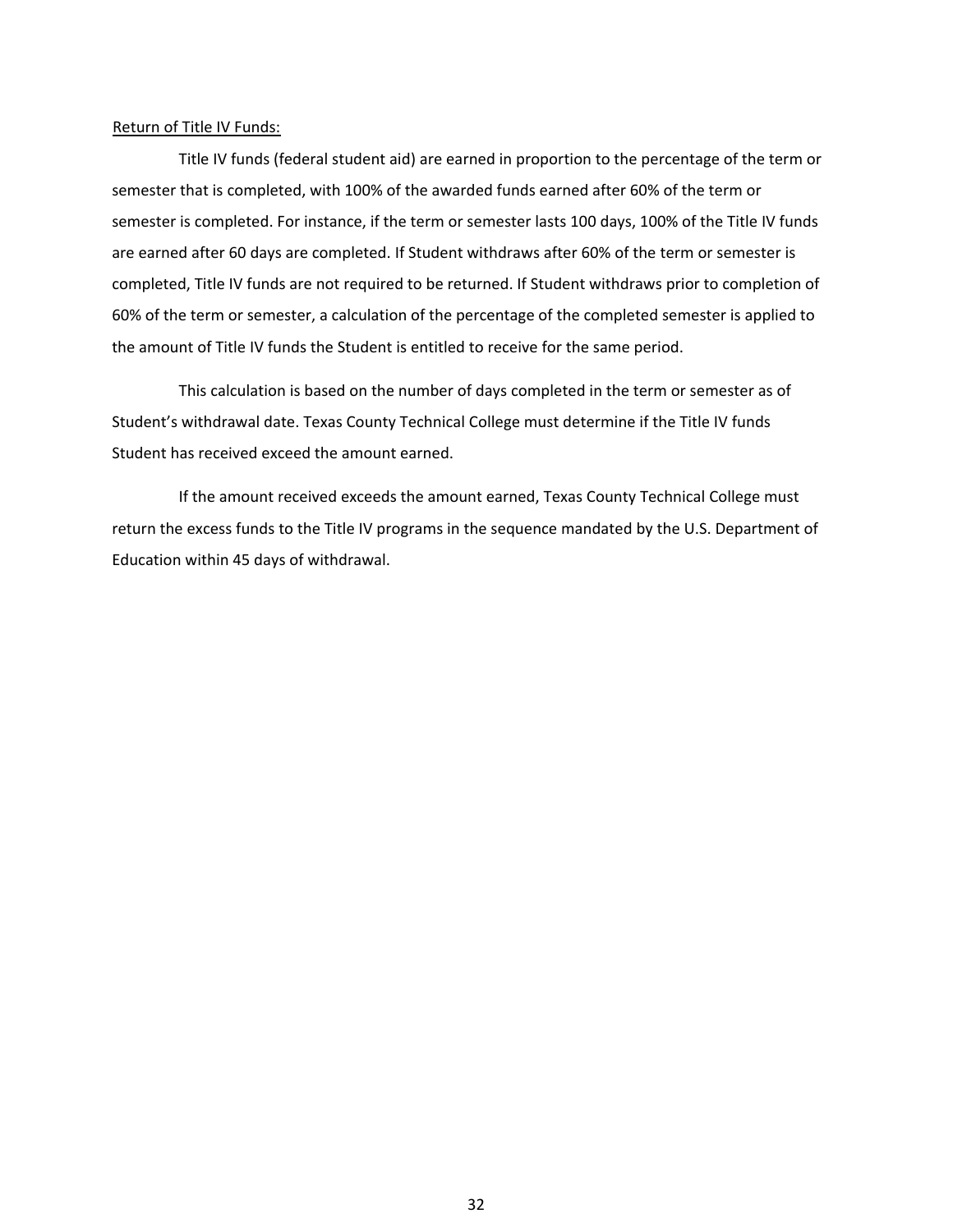Return of Title IV Funds:

Title IV funds (federal student aid) are earned in proportion to the percentage of the term or semester that is completed, with 100% of the awarded funds earned after 60% of the term or semester is completed. For instance, if the term or semester lasts 100 days, 100% of the Title IV funds are earned after 60 days are completed. If Student withdraws after 60% of the term or semester is completed, Title IV funds are not required to be returned. If Student withdraws prior to completion of 60% of the term or semester, a calculation of the percentage of the completed semester is applied to the amount of Title IV funds the Student is entitled to receive for the same period.

This calculation is based on the number of days completed in the term or semester as of Student's withdrawal date. Texas County Technical College must determine if the Title IV funds Student has received exceed the amount earned.

If the amount received exceeds the amount earned, Texas County Technical College must return the excess funds to the Title IV programs in the sequence mandated by the U.S. Department of Education within 45 days of withdrawal.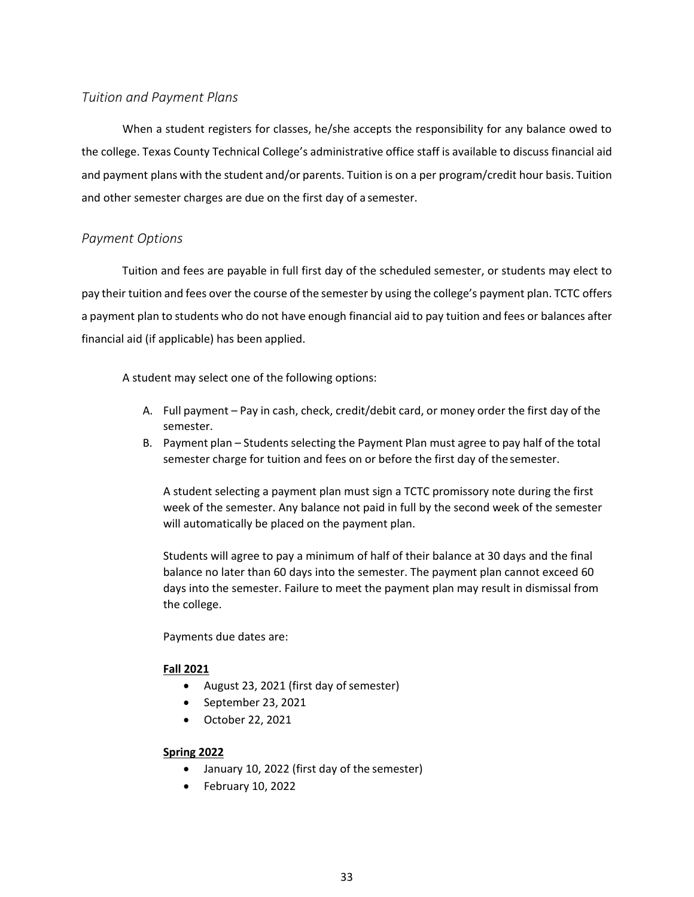## *Tuition and Payment Plans*

When a student registers for classes, he/she accepts the responsibility for any balance owed to the college. Texas County Technical College's administrative office staff is available to discuss financial aid and payment plans with the student and/or parents. Tuition is on a per program/credit hour basis. Tuition and other semester charges are due on the first day of a semester.

## *Payment Options*

Tuition and fees are payable in full first day of the scheduled semester, or students may elect to pay their tuition and fees over the course of the semester by using the college's payment plan. TCTC offers a payment plan to students who do not have enough financial aid to pay tuition and fees or balances after financial aid (if applicable) has been applied.

A student may select one of the following options:

A. Full payment – Pay in cash, check, credit/debit card, or money order the first day of the semester.
B. Payment plan – Students selecting the Payment Plan must agree to pay half of the total semester charge for tuition and fees on or before the first day of the semester.

   A student selecting a payment plan must sign a TCTC promissory note during the first week of the semester. Any balance not paid in full by the second week of the semester will automatically be placed on the payment plan.

   Students will agree to pay a minimum of half of their balance at 30 days and the final balance no later than 60 days into the semester. The payment plan cannot exceed 60 days into the semester. Failure to meet the payment plan may result in dismissal from the college.

   Payments due dates are:

   **Fall 2021**
   - August 23, 2021 (first day of semester)
   - September 23, 2021
   - October 22, 2021

   **Spring 2022**
   - January 10, 2022 (first day of the semester)
   - February 10, 2022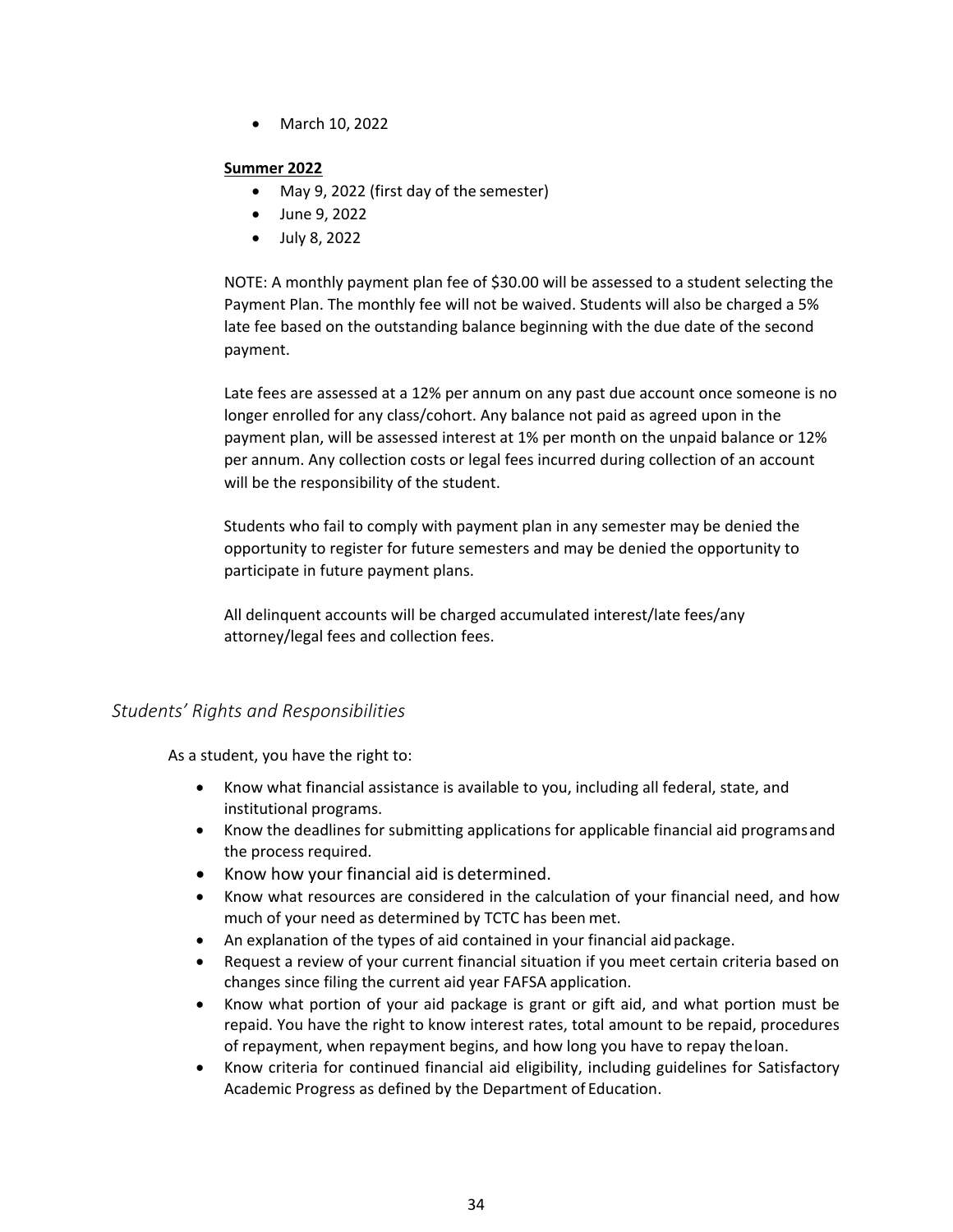- March 10, 2022

**Summer 2022**

- May 9, 2022 (first day of the semester)
- June 9, 2022
- July 8, 2022

NOTE: A monthly payment plan fee of $30.00 will be assessed to a student selecting the Payment Plan. The monthly fee will not be waived. Students will also be charged a 5% late fee based on the outstanding balance beginning with the due date of the second payment.

Late fees are assessed at a 12% per annum on any past due account once someone is no longer enrolled for any class/cohort. Any balance not paid as agreed upon in the payment plan, will be assessed interest at 1% per month on the unpaid balance or 12% per annum. Any collection costs or legal fees incurred during collection of an account will be the responsibility of the student.

Students who fail to comply with payment plan in any semester may be denied the opportunity to register for future semesters and may be denied the opportunity to participate in future payment plans.

All delinquent accounts will be charged accumulated interest/late fees/any attorney/legal fees and collection fees.

## *Students' Rights and Responsibilities*

As a student, you have the right to:

- Know what financial assistance is available to you, including all federal, state, and institutional programs.
- Know the deadlines for submitting applications for applicable financial aid programs and the process required.
- Know how your financial aid is determined.
- Know what resources are considered in the calculation of your financial need, and how much of your need as determined by TCTC has been met.
- An explanation of the types of aid contained in your financial aid package.
- Request a review of your current financial situation if you meet certain criteria based on changes since filing the current aid year FAFSA application.
- Know what portion of your aid package is grant or gift aid, and what portion must be repaid. You have the right to know interest rates, total amount to be repaid, procedures of repayment, when repayment begins, and how long you have to repay the loan.
- Know criteria for continued financial aid eligibility, including guidelines for Satisfactory Academic Progress as defined by the Department of Education.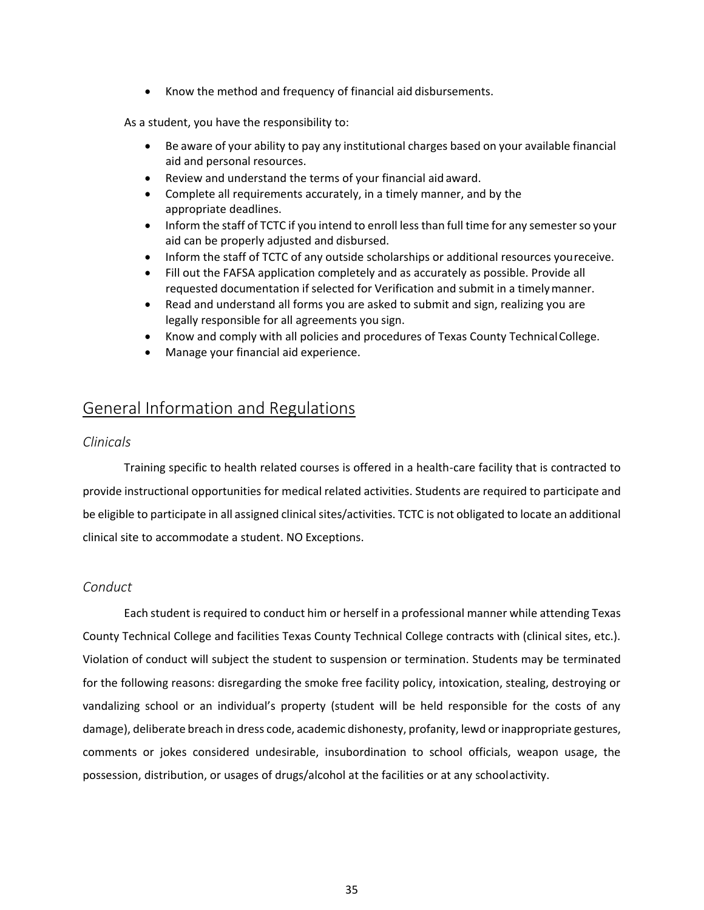- Know the method and frequency of financial aid disbursements.

As a student, you have the responsibility to:

- Be aware of your ability to pay any institutional charges based on your available financial aid and personal resources.
- Review and understand the terms of your financial aid award.
- Complete all requirements accurately, in a timely manner, and by the appropriate deadlines.
- Inform the staff of TCTC if you intend to enroll less than full time for any semester so your aid can be properly adjusted and disbursed.
- Inform the staff of TCTC of any outside scholarships or additional resources you receive.
- Fill out the FAFSA application completely and as accurately as possible. Provide all requested documentation if selected for Verification and submit in a timely manner.
- Read and understand all forms you are asked to submit and sign, realizing you are legally responsible for all agreements you sign.
- Know and comply with all policies and procedures of Texas County Technical College.
- Manage your financial aid experience.

## General Information and Regulations

### *Clinicals*

Training specific to health related courses is offered in a health-care facility that is contracted to provide instructional opportunities for medical related activities. Students are required to participate and be eligible to participate in all assigned clinical sites/activities. TCTC is not obligated to locate an additional clinical site to accommodate a student. NO Exceptions.

### *Conduct*

Each student is required to conduct him or herself in a professional manner while attending Texas County Technical College and facilities Texas County Technical College contracts with (clinical sites, etc.). Violation of conduct will subject the student to suspension or termination. Students may be terminated for the following reasons: disregarding the smoke free facility policy, intoxication, stealing, destroying or vandalizing school or an individual's property (student will be held responsible for the costs of any damage), deliberate breach in dress code, academic dishonesty, profanity, lewd or inappropriate gestures, comments or jokes considered undesirable, insubordination to school officials, weapon usage, the possession, distribution, or usages of drugs/alcohol at the facilities or at any school activity.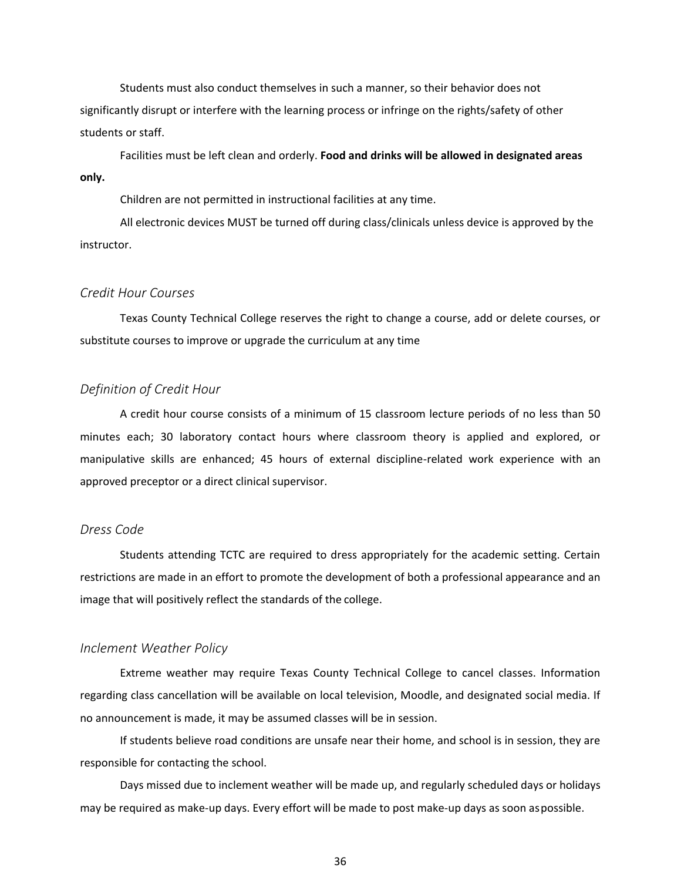Students must also conduct themselves in such a manner, so their behavior does not significantly disrupt or interfere with the learning process or infringe on the rights/safety of other students or staff.

Facilities must be left clean and orderly. **Food and drinks will be allowed in designated areas only.**

Children are not permitted in instructional facilities at any time.

All electronic devices MUST be turned off during class/clinicals unless device is approved by the instructor.

### *Credit Hour Courses*

Texas County Technical College reserves the right to change a course, add or delete courses, or substitute courses to improve or upgrade the curriculum at any time

### *Definition of Credit Hour*

A credit hour course consists of a minimum of 15 classroom lecture periods of no less than 50 minutes each; 30 laboratory contact hours where classroom theory is applied and explored, or manipulative skills are enhanced; 45 hours of external discipline-related work experience with an approved preceptor or a direct clinical supervisor.

### *Dress Code*

Students attending TCTC are required to dress appropriately for the academic setting. Certain restrictions are made in an effort to promote the development of both a professional appearance and an image that will positively reflect the standards of the college.

### *Inclement Weather Policy*

Extreme weather may require Texas County Technical College to cancel classes. Information regarding class cancellation will be available on local television, Moodle, and designated social media. If no announcement is made, it may be assumed classes will be in session.

If students believe road conditions are unsafe near their home, and school is in session, they are responsible for contacting the school.

Days missed due to inclement weather will be made up, and regularly scheduled days or holidays may be required as make-up days. Every effort will be made to post make-up days as soon as possible.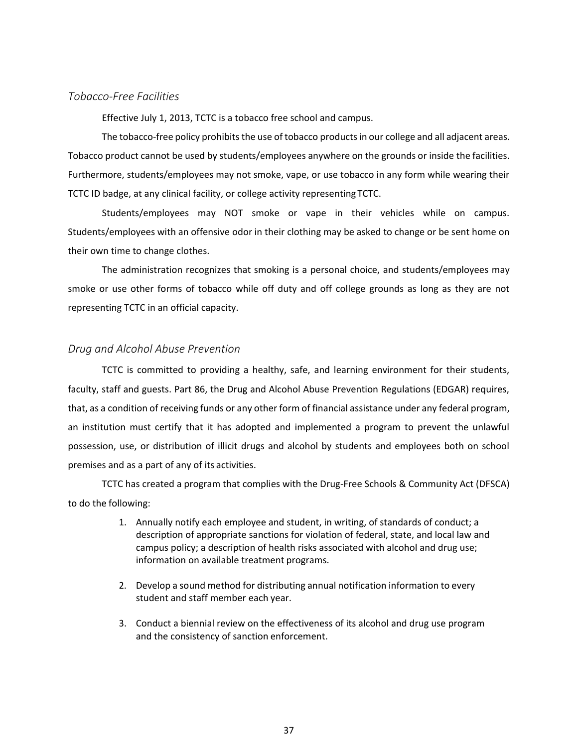### *Tobacco-Free Facilities*

Effective July 1, 2013, TCTC is a tobacco free school and campus.

The tobacco-free policy prohibits the use of tobacco products in our college and all adjacent areas. Tobacco product cannot be used by students/employees anywhere on the grounds or inside the facilities. Furthermore, students/employees may not smoke, vape, or use tobacco in any form while wearing their TCTC ID badge, at any clinical facility, or college activity representing TCTC.

Students/employees may NOT smoke or vape in their vehicles while on campus. Students/employees with an offensive odor in their clothing may be asked to change or be sent home on their own time to change clothes.

The administration recognizes that smoking is a personal choice, and students/employees may smoke or use other forms of tobacco while off duty and off college grounds as long as they are not representing TCTC in an official capacity.

### *Drug and Alcohol Abuse Prevention*

TCTC is committed to providing a healthy, safe, and learning environment for their students, faculty, staff and guests. Part 86, the Drug and Alcohol Abuse Prevention Regulations (EDGAR) requires, that, as a condition of receiving funds or any other form of financial assistance under any federal program, an institution must certify that it has adopted and implemented a program to prevent the unlawful possession, use, or distribution of illicit drugs and alcohol by students and employees both on school premises and as a part of any of its activities.

TCTC has created a program that complies with the Drug-Free Schools & Community Act (DFSCA) to do the following:

1. Annually notify each employee and student, in writing, of standards of conduct; a description of appropriate sanctions for violation of federal, state, and local law and campus policy; a description of health risks associated with alcohol and drug use; information on available treatment programs.

2. Develop a sound method for distributing annual notification information to every student and staff member each year.

3. Conduct a biennial review on the effectiveness of its alcohol and drug use program and the consistency of sanction enforcement.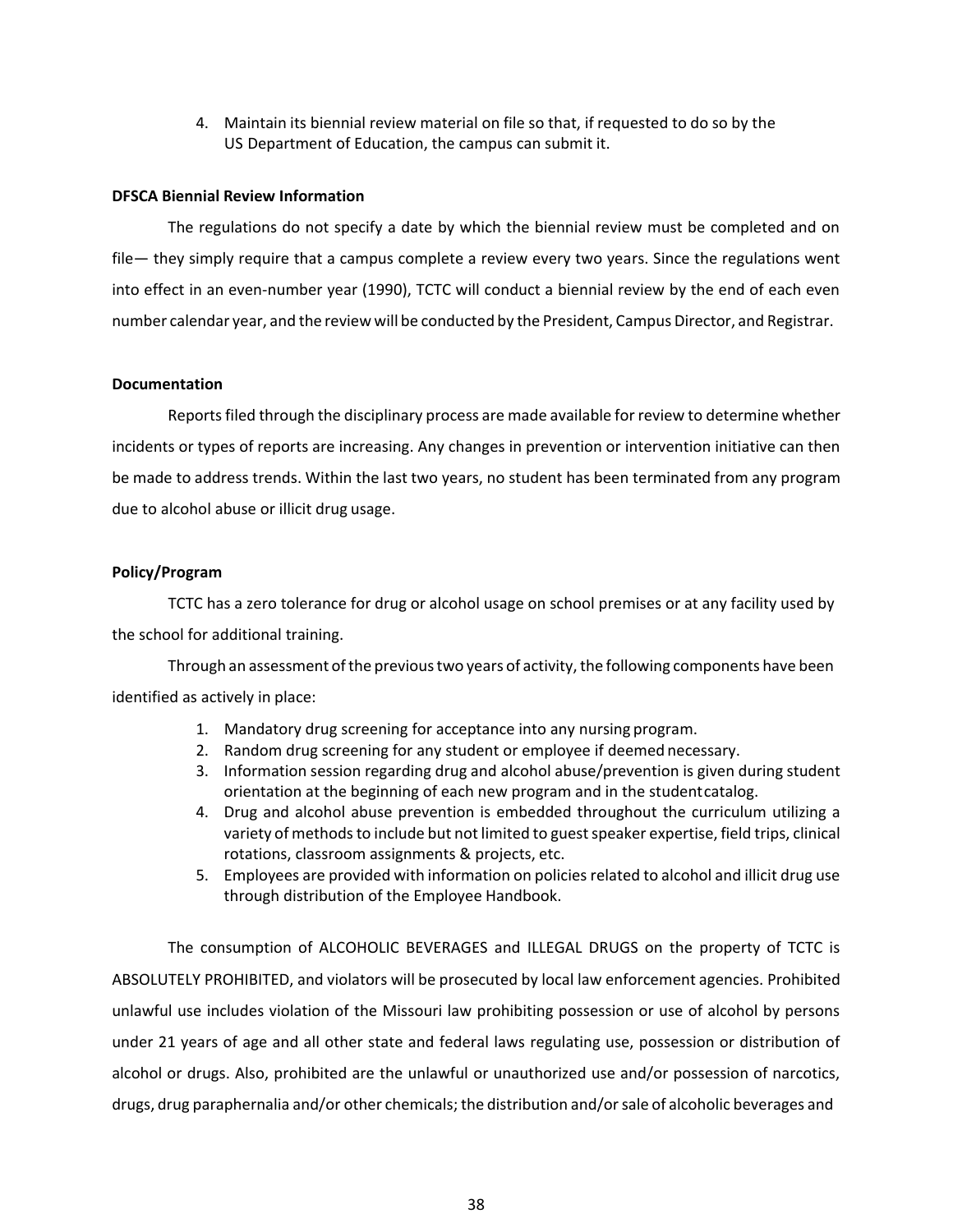4. Maintain its biennial review material on file so that, if requested to do so by the US Department of Education, the campus can submit it.

**DFSCA Biennial Review Information**

The regulations do not specify a date by which the biennial review must be completed and on file— they simply require that a campus complete a review every two years. Since the regulations went into effect in an even-number year (1990), TCTC will conduct a biennial review by the end of each even number calendar year, and the review will be conducted by the President, Campus Director, and Registrar.

**Documentation**

Reports filed through the disciplinary process are made available for review to determine whether incidents or types of reports are increasing. Any changes in prevention or intervention initiative can then be made to address trends. Within the last two years, no student has been terminated from any program due to alcohol abuse or illicit drug usage.

**Policy/Program**

TCTC has a zero tolerance for drug or alcohol usage on school premises or at any facility used by the school for additional training.

Through an assessment of the previous two years of activity, the following components have been identified as actively in place:

1. Mandatory drug screening for acceptance into any nursing program.
2. Random drug screening for any student or employee if deemed necessary.
3. Information session regarding drug and alcohol abuse/prevention is given during student orientation at the beginning of each new program and in the student catalog.
4. Drug and alcohol abuse prevention is embedded throughout the curriculum utilizing a variety of methods to include but not limited to guest speaker expertise, field trips, clinical rotations, classroom assignments & projects, etc.
5. Employees are provided with information on policies related to alcohol and illicit drug use through distribution of the Employee Handbook.

The consumption of ALCOHOLIC BEVERAGES and ILLEGAL DRUGS on the property of TCTC is ABSOLUTELY PROHIBITED, and violators will be prosecuted by local law enforcement agencies. Prohibited unlawful use includes violation of the Missouri law prohibiting possession or use of alcohol by persons under 21 years of age and all other state and federal laws regulating use, possession or distribution of alcohol or drugs. Also, prohibited are the unlawful or unauthorized use and/or possession of narcotics, drugs, drug paraphernalia and/or other chemicals; the distribution and/or sale of alcoholic beverages and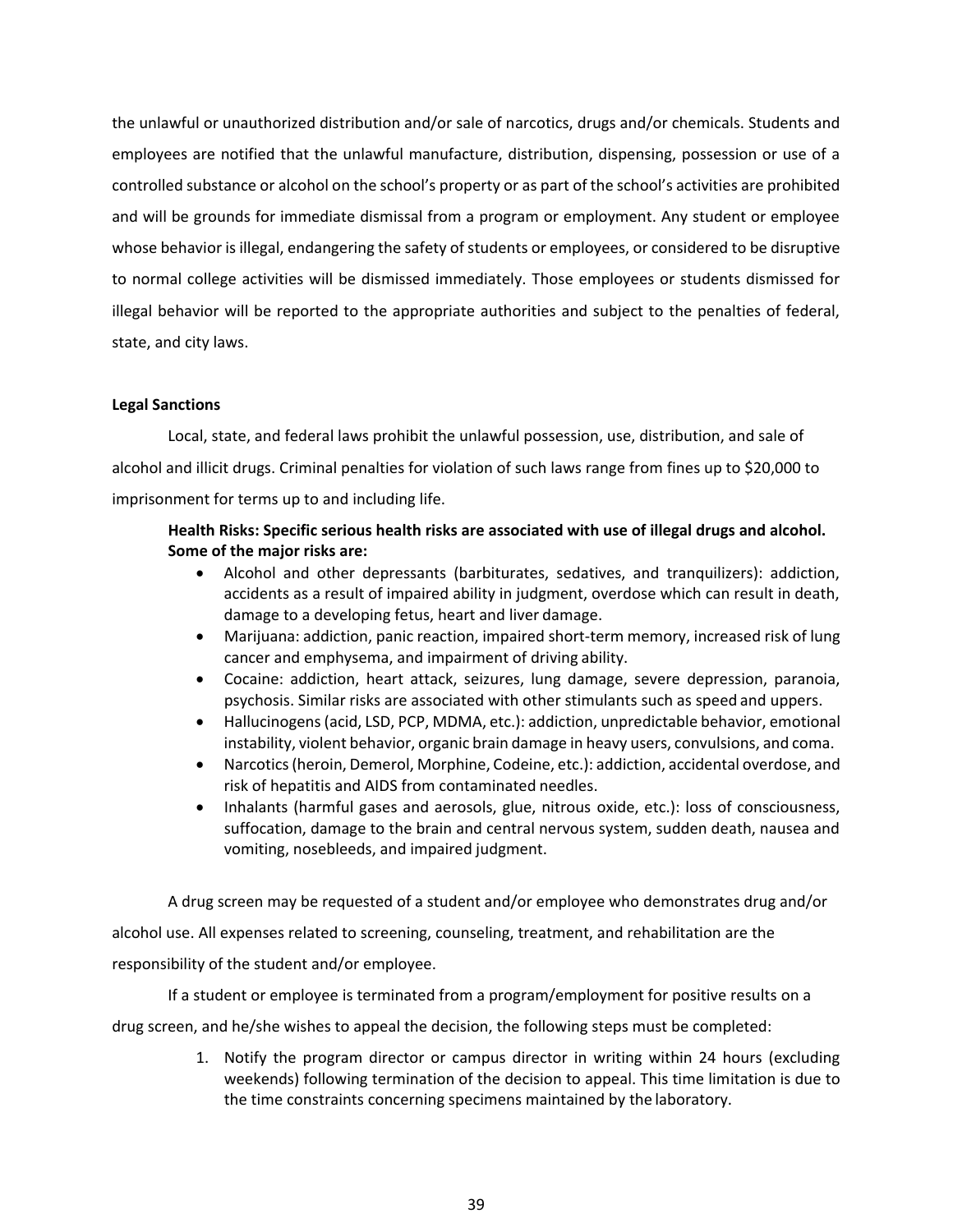the unlawful or unauthorized distribution and/or sale of narcotics, drugs and/or chemicals. Students and employees are notified that the unlawful manufacture, distribution, dispensing, possession or use of a controlled substance or alcohol on the school's property or as part of the school's activities are prohibited and will be grounds for immediate dismissal from a program or employment. Any student or employee whose behavior is illegal, endangering the safety of students or employees, or considered to be disruptive to normal college activities will be dismissed immediately. Those employees or students dismissed for illegal behavior will be reported to the appropriate authorities and subject to the penalties of federal, state, and city laws.

**Legal Sanctions**

Local, state, and federal laws prohibit the unlawful possession, use, distribution, and sale of alcohol and illicit drugs. Criminal penalties for violation of such laws range from fines up to $20,000 to imprisonment for terms up to and including life.

**Health Risks: Specific serious health risks are associated with use of illegal drugs and alcohol. Some of the major risks are:**

- Alcohol and other depressants (barbiturates, sedatives, and tranquilizers): addiction, accidents as a result of impaired ability in judgment, overdose which can result in death, damage to a developing fetus, heart and liver damage.
- Marijuana: addiction, panic reaction, impaired short-term memory, increased risk of lung cancer and emphysema, and impairment of driving ability.
- Cocaine: addiction, heart attack, seizures, lung damage, severe depression, paranoia, psychosis. Similar risks are associated with other stimulants such as speed and uppers.
- Hallucinogens (acid, LSD, PCP, MDMA, etc.): addiction, unpredictable behavior, emotional instability, violent behavior, organic brain damage in heavy users, convulsions, and coma.
- Narcotics (heroin, Demerol, Morphine, Codeine, etc.): addiction, accidental overdose, and risk of hepatitis and AIDS from contaminated needles.
- Inhalants (harmful gases and aerosols, glue, nitrous oxide, etc.): loss of consciousness, suffocation, damage to the brain and central nervous system, sudden death, nausea and vomiting, nosebleeds, and impaired judgment.

A drug screen may be requested of a student and/or employee who demonstrates drug and/or alcohol use. All expenses related to screening, counseling, treatment, and rehabilitation are the responsibility of the student and/or employee.

If a student or employee is terminated from a program/employment for positive results on a drug screen, and he/she wishes to appeal the decision, the following steps must be completed:

1. Notify the program director or campus director in writing within 24 hours (excluding weekends) following termination of the decision to appeal. This time limitation is due to the time constraints concerning specimens maintained by the laboratory.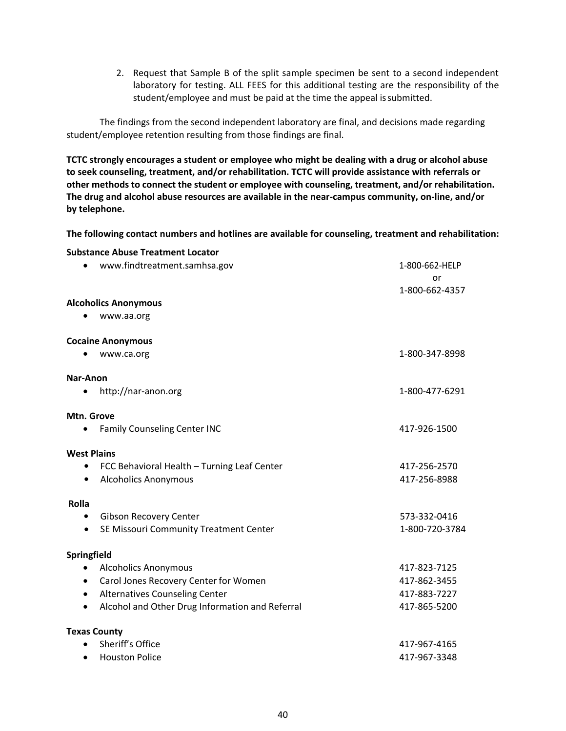2. Request that Sample B of the split sample specimen be sent to a second independent laboratory for testing. ALL FEES for this additional testing are the responsibility of the student/employee and must be paid at the time the appeal is submitted.

The findings from the second independent laboratory are final, and decisions made regarding student/employee retention resulting from those findings are final.

**TCTC strongly encourages a student or employee who might be dealing with a drug or alcohol abuse to seek counseling, treatment, and/or rehabilitation. TCTC will provide assistance with referrals or other methods to connect the student or employee with counseling, treatment, and/or rehabilitation. The drug and alcohol abuse resources are available in the near-campus community, on-line, and/or by telephone.**

**The following contact numbers and hotlines are available for counseling, treatment and rehabilitation:**

**Substance Abuse Treatment Locator**

- www.findtreatment.samhsa.gov — 1-800-662-HELP or 1-800-662-4357

**Alcoholics Anonymous**

- www.aa.org

**Cocaine Anonymous**

- www.ca.org — 1-800-347-8998

**Nar-Anon**

- http://nar-anon.org — 1-800-477-6291

**Mtn. Grove**

- Family Counseling Center INC — 417-926-1500

**West Plains**

- FCC Behavioral Health – Turning Leaf Center — 417-256-2570
- Alcoholics Anonymous — 417-256-8988

**Rolla**

- Gibson Recovery Center — 573-332-0416
- SE Missouri Community Treatment Center — 1-800-720-3784

**Springfield**

- Alcoholics Anonymous — 417-823-7125
- Carol Jones Recovery Center for Women — 417-862-3455
- Alternatives Counseling Center — 417-883-7227
- Alcohol and Other Drug Information and Referral — 417-865-5200

**Texas County**

- Sheriff's Office — 417-967-4165
- Houston Police — 417-967-3348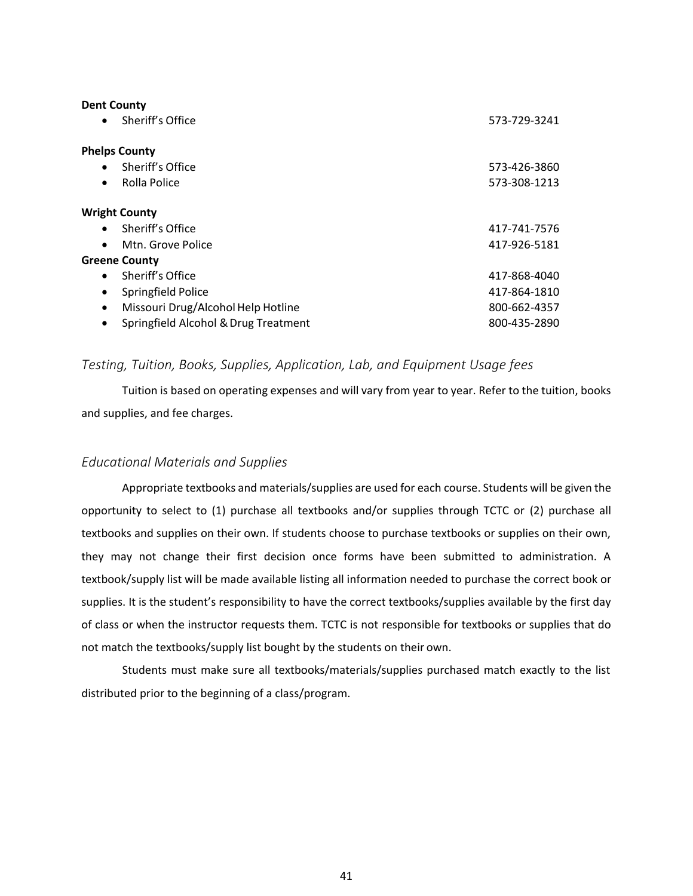**Dent County**

- Sheriff's Office 573-729-3241

**Phelps County**

- Sheriff's Office 573-426-3860
- Rolla Police 573-308-1213

**Wright County**

- Sheriff's Office 417-741-7576
- Mtn. Grove Police 417-926-5181

**Greene County**

- Sheriff's Office 417-868-4040
- Springfield Police 417-864-1810
- Missouri Drug/Alcohol Help Hotline 800-662-4357
- Springfield Alcohol & Drug Treatment 800-435-2890

### *Testing, Tuition, Books, Supplies, Application, Lab, and Equipment Usage fees*

Tuition is based on operating expenses and will vary from year to year. Refer to the tuition, books and supplies, and fee charges.

### *Educational Materials and Supplies*

Appropriate textbooks and materials/supplies are used for each course. Students will be given the opportunity to select to (1) purchase all textbooks and/or supplies through TCTC or (2) purchase all textbooks and supplies on their own. If students choose to purchase textbooks or supplies on their own, they may not change their first decision once forms have been submitted to administration. A textbook/supply list will be made available listing all information needed to purchase the correct book or supplies. It is the student's responsibility to have the correct textbooks/supplies available by the first day of class or when the instructor requests them. TCTC is not responsible for textbooks or supplies that do not match the textbooks/supply list bought by the students on their own.

Students must make sure all textbooks/materials/supplies purchased match exactly to the list distributed prior to the beginning of a class/program.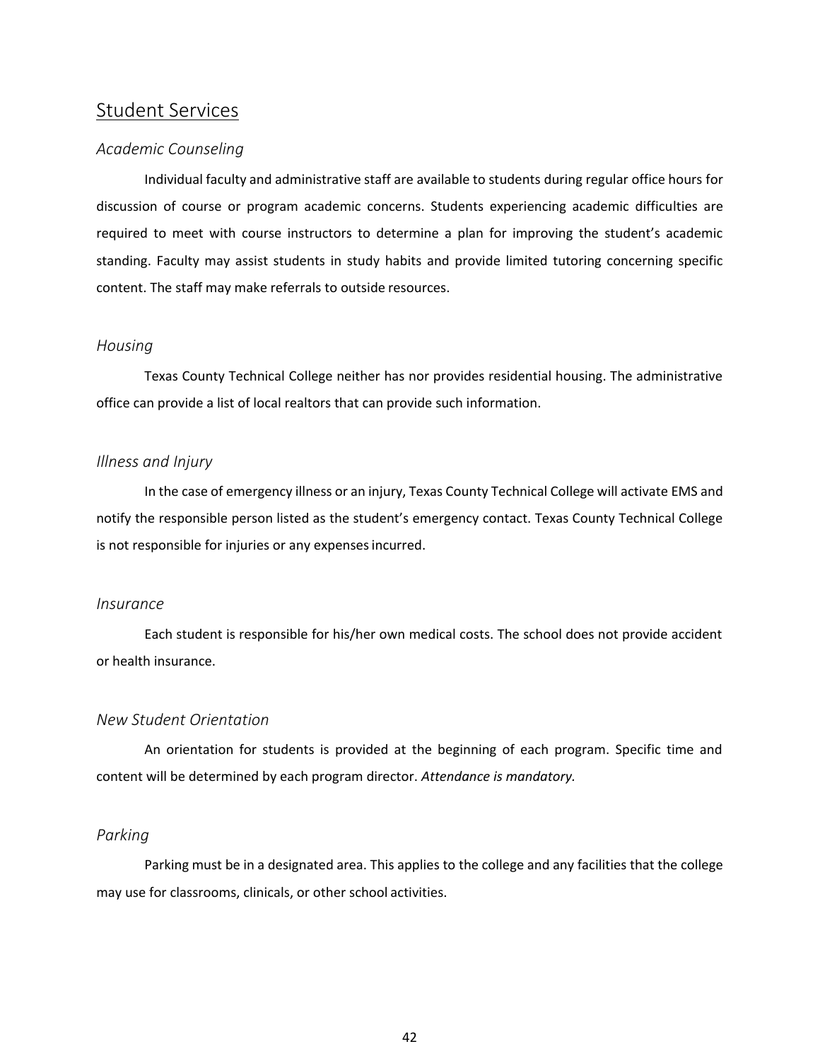## Student Services

### *Academic Counseling*

Individual faculty and administrative staff are available to students during regular office hours for discussion of course or program academic concerns. Students experiencing academic difficulties are required to meet with course instructors to determine a plan for improving the student's academic standing. Faculty may assist students in study habits and provide limited tutoring concerning specific content. The staff may make referrals to outside resources.

### *Housing*

Texas County Technical College neither has nor provides residential housing. The administrative office can provide a list of local realtors that can provide such information.

### *Illness and Injury*

In the case of emergency illness or an injury, Texas County Technical College will activate EMS and notify the responsible person listed as the student's emergency contact. Texas County Technical College is not responsible for injuries or any expenses incurred.

### *Insurance*

Each student is responsible for his/her own medical costs. The school does not provide accident or health insurance.

### *New Student Orientation*

An orientation for students is provided at the beginning of each program. Specific time and content will be determined by each program director. *Attendance is mandatory.*

### *Parking*

Parking must be in a designated area. This applies to the college and any facilities that the college may use for classrooms, clinicals, or other school activities.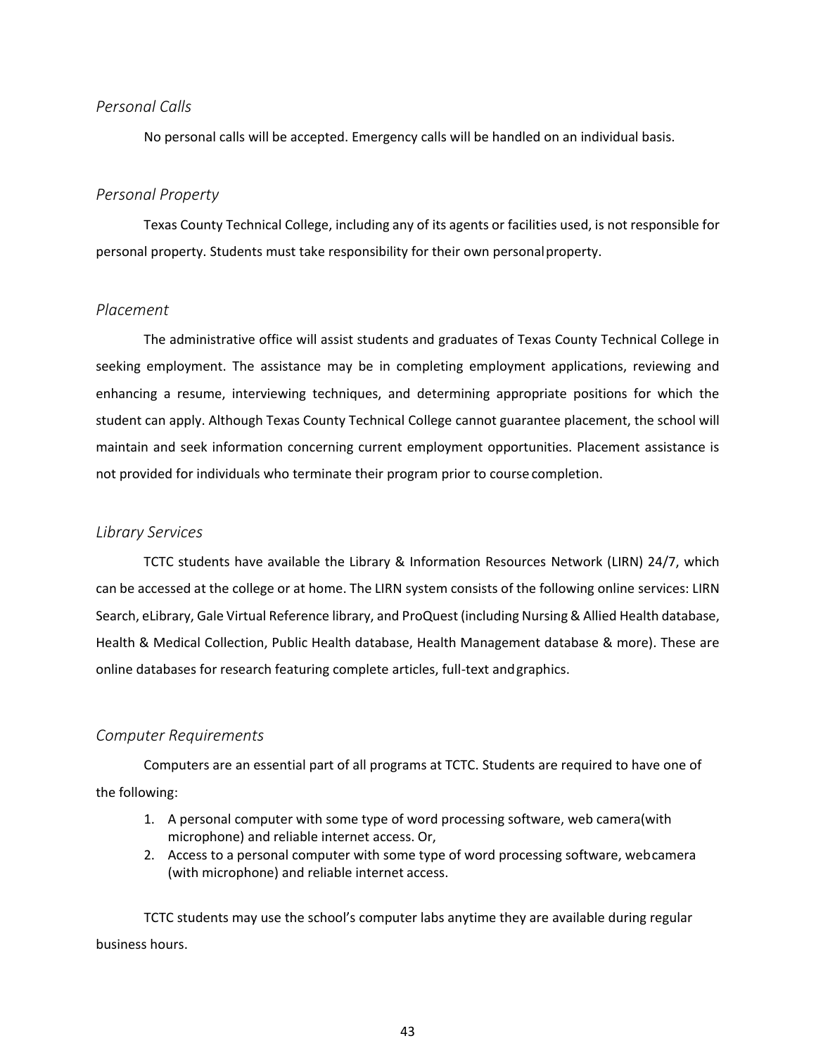### *Personal Calls*

No personal calls will be accepted. Emergency calls will be handled on an individual basis.

### *Personal Property*

Texas County Technical College, including any of its agents or facilities used, is not responsible for personal property. Students must take responsibility for their own personal property.

### *Placement*

The administrative office will assist students and graduates of Texas County Technical College in seeking employment. The assistance may be in completing employment applications, reviewing and enhancing a resume, interviewing techniques, and determining appropriate positions for which the student can apply. Although Texas County Technical College cannot guarantee placement, the school will maintain and seek information concerning current employment opportunities. Placement assistance is not provided for individuals who terminate their program prior to course completion.

### *Library Services*

TCTC students have available the Library & Information Resources Network (LIRN) 24/7, which can be accessed at the college or at home. The LIRN system consists of the following online services: LIRN Search, eLibrary, Gale Virtual Reference library, and ProQuest (including Nursing & Allied Health database, Health & Medical Collection, Public Health database, Health Management database & more). These are online databases for research featuring complete articles, full-text and graphics.

### *Computer Requirements*

Computers are an essential part of all programs at TCTC. Students are required to have one of the following:

1. A personal computer with some type of word processing software, web camera(with microphone) and reliable internet access. Or,
2. Access to a personal computer with some type of word processing software, web camera (with microphone) and reliable internet access.

TCTC students may use the school's computer labs anytime they are available during regular business hours.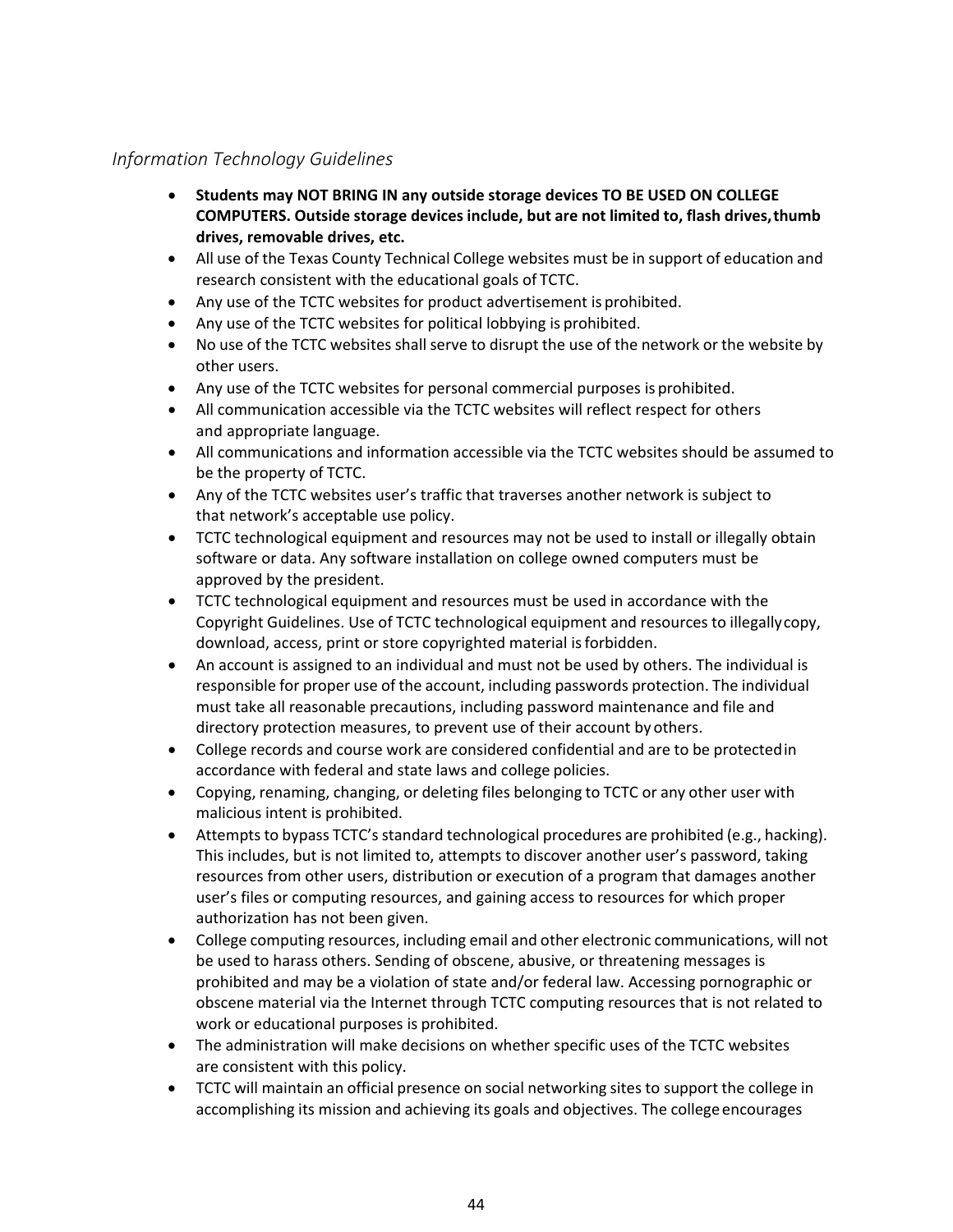### *Information Technology Guidelines*

- **Students may NOT BRING IN any outside storage devices TO BE USED ON COLLEGE COMPUTERS. Outside storage devices include, but are not limited to, flash drives, thumb drives, removable drives, etc.**
- All use of the Texas County Technical College websites must be in support of education and research consistent with the educational goals of TCTC.
- Any use of the TCTC websites for product advertisement is prohibited.
- Any use of the TCTC websites for political lobbying is prohibited.
- No use of the TCTC websites shall serve to disrupt the use of the network or the website by other users.
- Any use of the TCTC websites for personal commercial purposes is prohibited.
- All communication accessible via the TCTC websites will reflect respect for others and appropriate language.
- All communications and information accessible via the TCTC websites should be assumed to be the property of TCTC.
- Any of the TCTC websites user's traffic that traverses another network is subject to that network's acceptable use policy.
- TCTC technological equipment and resources may not be used to install or illegally obtain software or data. Any software installation on college owned computers must be approved by the president.
- TCTC technological equipment and resources must be used in accordance with the Copyright Guidelines. Use of TCTC technological equipment and resources to illegally copy, download, access, print or store copyrighted material is forbidden.
- An account is assigned to an individual and must not be used by others. The individual is responsible for proper use of the account, including passwords protection. The individual must take all reasonable precautions, including password maintenance and file and directory protection measures, to prevent use of their account by others.
- College records and course work are considered confidential and are to be protected in accordance with federal and state laws and college policies.
- Copying, renaming, changing, or deleting files belonging to TCTC or any other user with malicious intent is prohibited.
- Attempts to bypass TCTC's standard technological procedures are prohibited (e.g., hacking). This includes, but is not limited to, attempts to discover another user's password, taking resources from other users, distribution or execution of a program that damages another user's files or computing resources, and gaining access to resources for which proper authorization has not been given.
- College computing resources, including email and other electronic communications, will not be used to harass others. Sending of obscene, abusive, or threatening messages is prohibited and may be a violation of state and/or federal law. Accessing pornographic or obscene material via the Internet through TCTC computing resources that is not related to work or educational purposes is prohibited.
- The administration will make decisions on whether specific uses of the TCTC websites are consistent with this policy.
- TCTC will maintain an official presence on social networking sites to support the college in accomplishing its mission and achieving its goals and objectives. The college encourages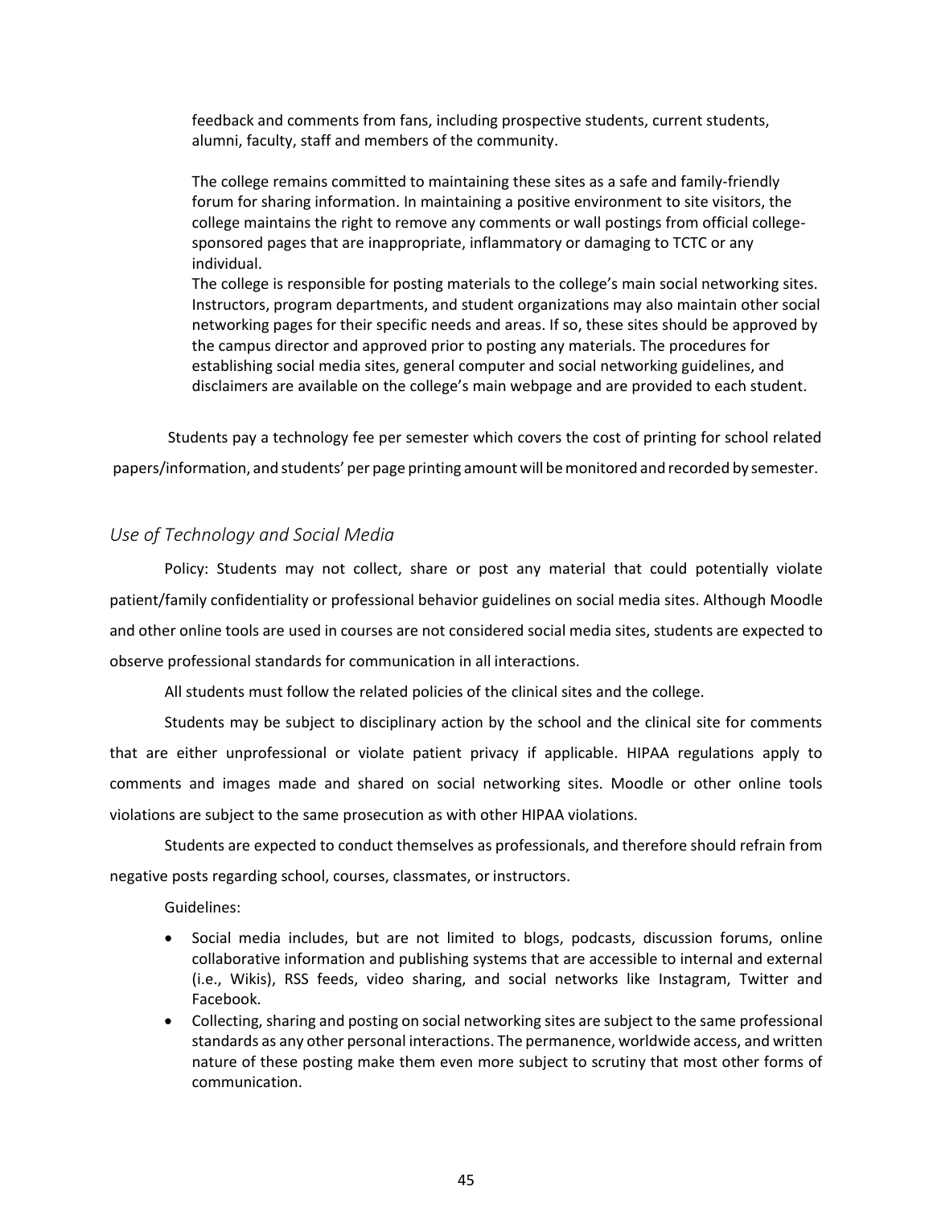feedback and comments from fans, including prospective students, current students, alumni, faculty, staff and members of the community.

The college remains committed to maintaining these sites as a safe and family-friendly forum for sharing information. In maintaining a positive environment to site visitors, the college maintains the right to remove any comments or wall postings from official college-sponsored pages that are inappropriate, inflammatory or damaging to TCTC or any individual.
The college is responsible for posting materials to the college's main social networking sites. Instructors, program departments, and student organizations may also maintain other social networking pages for their specific needs and areas. If so, these sites should be approved by the campus director and approved prior to posting any materials. The procedures for establishing social media sites, general computer and social networking guidelines, and disclaimers are available on the college's main webpage and are provided to each student.

Students pay a technology fee per semester which covers the cost of printing for school related papers/information, and students' per page printing amount will be monitored and recorded by semester.

## *Use of Technology and Social Media*

Policy: Students may not collect, share or post any material that could potentially violate patient/family confidentiality or professional behavior guidelines on social media sites. Although Moodle and other online tools are used in courses are not considered social media sites, students are expected to observe professional standards for communication in all interactions.

All students must follow the related policies of the clinical sites and the college.

Students may be subject to disciplinary action by the school and the clinical site for comments that are either unprofessional or violate patient privacy if applicable. HIPAA regulations apply to comments and images made and shared on social networking sites. Moodle or other online tools violations are subject to the same prosecution as with other HIPAA violations.

Students are expected to conduct themselves as professionals, and therefore should refrain from negative posts regarding school, courses, classmates, or instructors.

Guidelines:

- Social media includes, but are not limited to blogs, podcasts, discussion forums, online collaborative information and publishing systems that are accessible to internal and external (i.e., Wikis), RSS feeds, video sharing, and social networks like Instagram, Twitter and Facebook.
- Collecting, sharing and posting on social networking sites are subject to the same professional standards as any other personal interactions. The permanence, worldwide access, and written nature of these posting make them even more subject to scrutiny that most other forms of communication.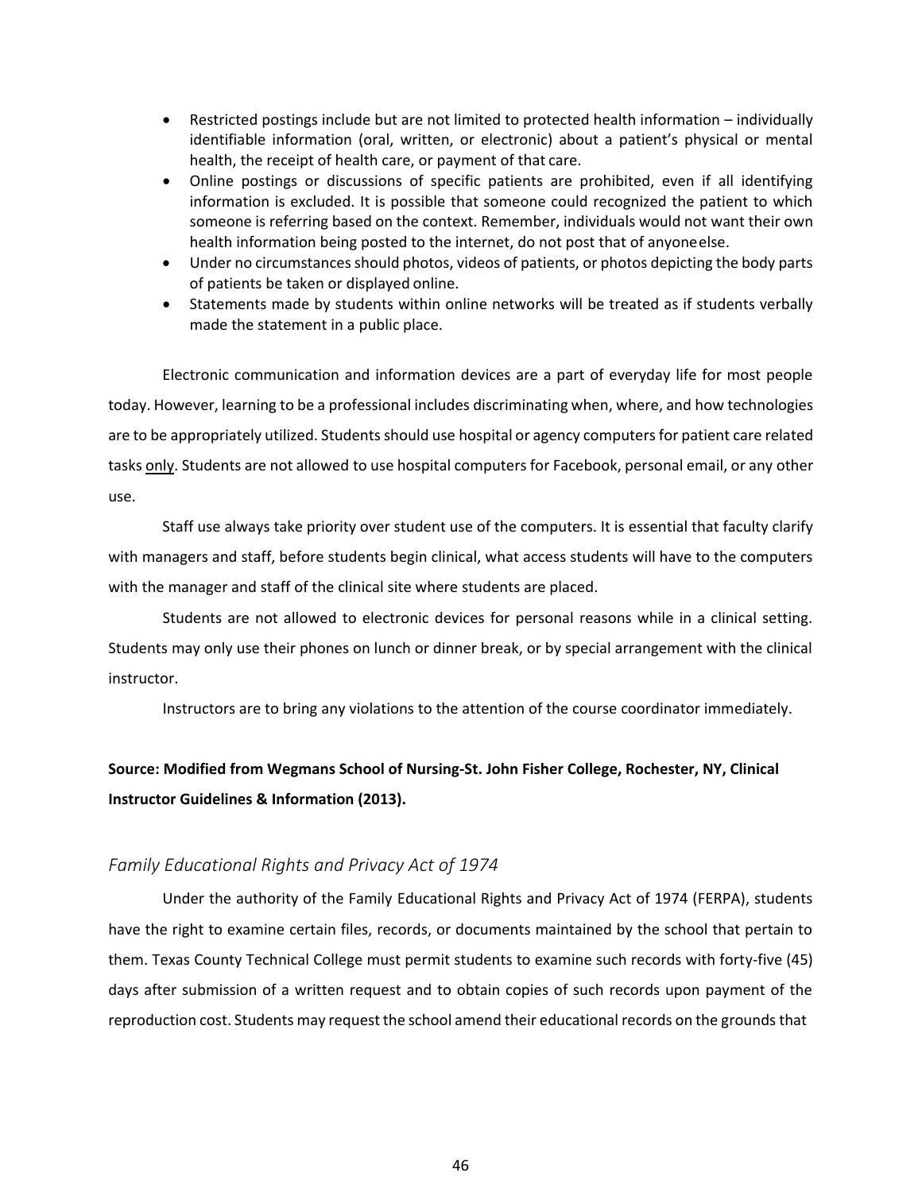- Restricted postings include but are not limited to protected health information – individually identifiable information (oral, written, or electronic) about a patient's physical or mental health, the receipt of health care, or payment of that care.
- Online postings or discussions of specific patients are prohibited, even if all identifying information is excluded. It is possible that someone could recognized the patient to which someone is referring based on the context. Remember, individuals would not want their own health information being posted to the internet, do not post that of anyone else.
- Under no circumstances should photos, videos of patients, or photos depicting the body parts of patients be taken or displayed online.
- Statements made by students within online networks will be treated as if students verbally made the statement in a public place.

Electronic communication and information devices are a part of everyday life for most people today. However, learning to be a professional includes discriminating when, where, and how technologies are to be appropriately utilized. Students should use hospital or agency computers for patient care related tasks <u>only</u>. Students are not allowed to use hospital computers for Facebook, personal email, or any other use.

Staff use always take priority over student use of the computers. It is essential that faculty clarify with managers and staff, before students begin clinical, what access students will have to the computers with the manager and staff of the clinical site where students are placed.

Students are not allowed to electronic devices for personal reasons while in a clinical setting. Students may only use their phones on lunch or dinner break, or by special arrangement with the clinical instructor.

Instructors are to bring any violations to the attention of the course coordinator immediately.

**Source: Modified from Wegmans School of Nursing-St. John Fisher College, Rochester, NY, Clinical Instructor Guidelines & Information (2013).**

### *Family Educational Rights and Privacy Act of 1974*

Under the authority of the Family Educational Rights and Privacy Act of 1974 (FERPA), students have the right to examine certain files, records, or documents maintained by the school that pertain to them. Texas County Technical College must permit students to examine such records with forty-five (45) days after submission of a written request and to obtain copies of such records upon payment of the reproduction cost. Students may request the school amend their educational records on the grounds that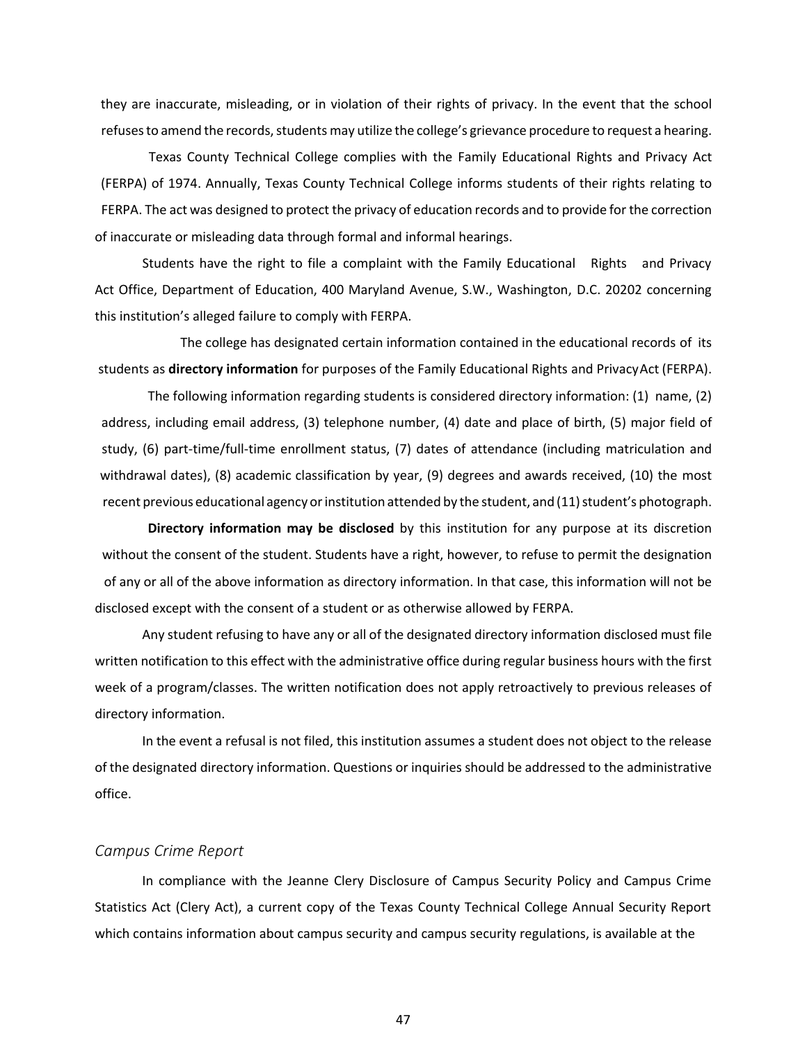they are inaccurate, misleading, or in violation of their rights of privacy. In the event that the school refuses to amend the records, students may utilize the college's grievance procedure to request a hearing.

Texas County Technical College complies with the Family Educational Rights and Privacy Act (FERPA) of 1974. Annually, Texas County Technical College informs students of their rights relating to FERPA. The act was designed to protect the privacy of education records and to provide for the correction of inaccurate or misleading data through formal and informal hearings.

Students have the right to file a complaint with the Family Educational Rights and Privacy Act Office, Department of Education, 400 Maryland Avenue, S.W., Washington, D.C. 20202 concerning this institution's alleged failure to comply with FERPA.

The college has designated certain information contained in the educational records of its students as **directory information** for purposes of the Family Educational Rights and Privacy Act (FERPA).

The following information regarding students is considered directory information: (1) name, (2) address, including email address, (3) telephone number, (4) date and place of birth, (5) major field of study, (6) part-time/full-time enrollment status, (7) dates of attendance (including matriculation and withdrawal dates), (8) academic classification by year, (9) degrees and awards received, (10) the most recent previous educational agency or institution attended by the student, and (11) student's photograph.

**Directory information may be disclosed** by this institution for any purpose at its discretion without the consent of the student. Students have a right, however, to refuse to permit the designation of any or all of the above information as directory information. In that case, this information will not be disclosed except with the consent of a student or as otherwise allowed by FERPA.

Any student refusing to have any or all of the designated directory information disclosed must file written notification to this effect with the administrative office during regular business hours with the first week of a program/classes. The written notification does not apply retroactively to previous releases of directory information.

In the event a refusal is not filed, this institution assumes a student does not object to the release of the designated directory information. Questions or inquiries should be addressed to the administrative office.

### *Campus Crime Report*

In compliance with the Jeanne Clery Disclosure of Campus Security Policy and Campus Crime Statistics Act (Clery Act), a current copy of the Texas County Technical College Annual Security Report which contains information about campus security and campus security regulations, is available at the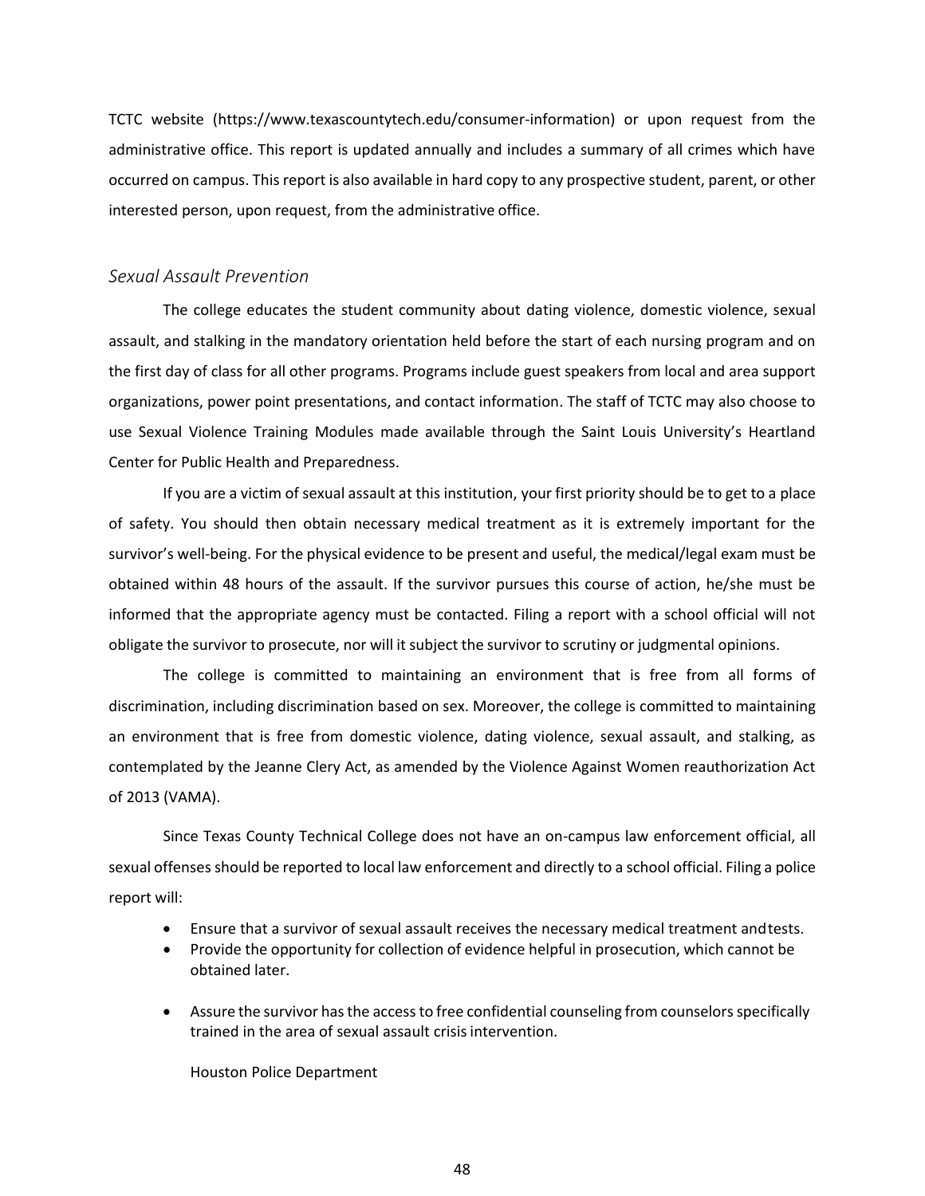TCTC website (https://www.texascountytech.edu/consumer-information) or upon request from the administrative office. This report is updated annually and includes a summary of all crimes which have occurred on campus. This report is also available in hard copy to any prospective student, parent, or other interested person, upon request, from the administrative office.

### *Sexual Assault Prevention*

The college educates the student community about dating violence, domestic violence, sexual assault, and stalking in the mandatory orientation held before the start of each nursing program and on the first day of class for all other programs. Programs include guest speakers from local and area support organizations, power point presentations, and contact information. The staff of TCTC may also choose to use Sexual Violence Training Modules made available through the Saint Louis University's Heartland Center for Public Health and Preparedness.

If you are a victim of sexual assault at this institution, your first priority should be to get to a place of safety. You should then obtain necessary medical treatment as it is extremely important for the survivor's well-being. For the physical evidence to be present and useful, the medical/legal exam must be obtained within 48 hours of the assault. If the survivor pursues this course of action, he/she must be informed that the appropriate agency must be contacted. Filing a report with a school official will not obligate the survivor to prosecute, nor will it subject the survivor to scrutiny or judgmental opinions.

The college is committed to maintaining an environment that is free from all forms of discrimination, including discrimination based on sex. Moreover, the college is committed to maintaining an environment that is free from domestic violence, dating violence, sexual assault, and stalking, as contemplated by the Jeanne Clery Act, as amended by the Violence Against Women reauthorization Act of 2013 (VAMA).

Since Texas County Technical College does not have an on-campus law enforcement official, all sexual offenses should be reported to local law enforcement and directly to a school official. Filing a police report will:

- Ensure that a survivor of sexual assault receives the necessary medical treatment andtests.
- Provide the opportunity for collection of evidence helpful in prosecution, which cannot be obtained later.
- Assure the survivor has the access to free confidential counseling from counselors specifically trained in the area of sexual assault crisis intervention.

Houston Police Department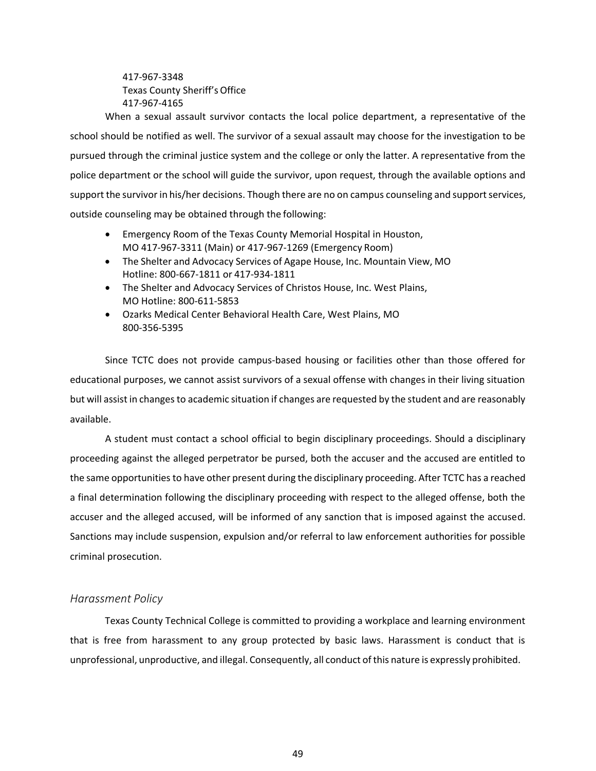417-967-3348
Texas County Sheriff's Office
417-967-4165

When a sexual assault survivor contacts the local police department, a representative of the school should be notified as well. The survivor of a sexual assault may choose for the investigation to be pursued through the criminal justice system and the college or only the latter. A representative from the police department or the school will guide the survivor, upon request, through the available options and support the survivor in his/her decisions. Though there are no on campus counseling and support services, outside counseling may be obtained through the following:

- Emergency Room of the Texas County Memorial Hospital in Houston, MO 417-967-3311 (Main) or 417-967-1269 (Emergency Room)
- The Shelter and Advocacy Services of Agape House, Inc. Mountain View, MO Hotline: 800-667-1811 or 417-934-1811
- The Shelter and Advocacy Services of Christos House, Inc. West Plains, MO Hotline: 800-611-5853
- Ozarks Medical Center Behavioral Health Care, West Plains, MO 800-356-5395

Since TCTC does not provide campus-based housing or facilities other than those offered for educational purposes, we cannot assist survivors of a sexual offense with changes in their living situation but will assist in changes to academic situation if changes are requested by the student and are reasonably available.

A student must contact a school official to begin disciplinary proceedings. Should a disciplinary proceeding against the alleged perpetrator be pursed, both the accuser and the accused are entitled to the same opportunities to have other present during the disciplinary proceeding. After TCTC has a reached a final determination following the disciplinary proceeding with respect to the alleged offense, both the accuser and the alleged accused, will be informed of any sanction that is imposed against the accused. Sanctions may include suspension, expulsion and/or referral to law enforcement authorities for possible criminal prosecution.

### *Harassment Policy*

Texas County Technical College is committed to providing a workplace and learning environment that is free from harassment to any group protected by basic laws. Harassment is conduct that is unprofessional, unproductive, and illegal. Consequently, all conduct of this nature is expressly prohibited.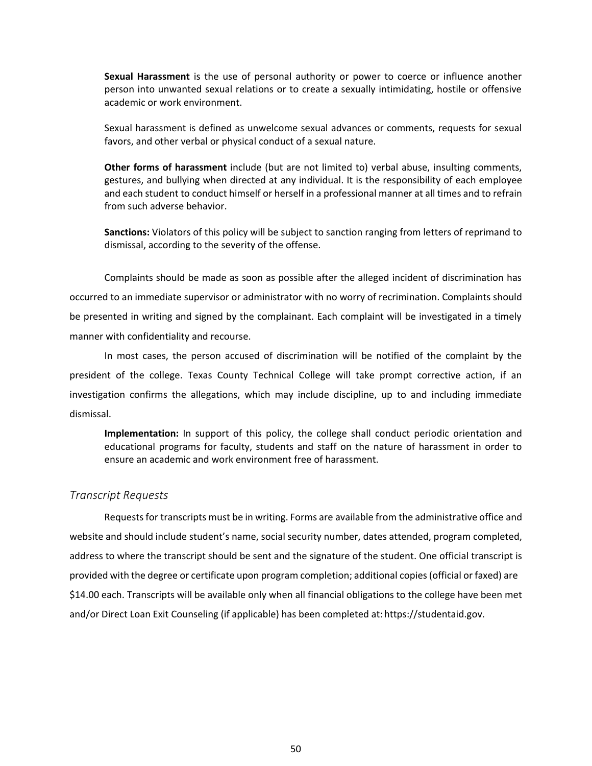**Sexual Harassment** is the use of personal authority or power to coerce or influence another person into unwanted sexual relations or to create a sexually intimidating, hostile or offensive academic or work environment.

Sexual harassment is defined as unwelcome sexual advances or comments, requests for sexual favors, and other verbal or physical conduct of a sexual nature.

**Other forms of harassment** include (but are not limited to) verbal abuse, insulting comments, gestures, and bullying when directed at any individual. It is the responsibility of each employee and each student to conduct himself or herself in a professional manner at all times and to refrain from such adverse behavior.

**Sanctions:** Violators of this policy will be subject to sanction ranging from letters of reprimand to dismissal, according to the severity of the offense.

Complaints should be made as soon as possible after the alleged incident of discrimination has occurred to an immediate supervisor or administrator with no worry of recrimination. Complaints should be presented in writing and signed by the complainant. Each complaint will be investigated in a timely manner with confidentiality and recourse.

In most cases, the person accused of discrimination will be notified of the complaint by the president of the college. Texas County Technical College will take prompt corrective action, if an investigation confirms the allegations, which may include discipline, up to and including immediate dismissal.

**Implementation:** In support of this policy, the college shall conduct periodic orientation and educational programs for faculty, students and staff on the nature of harassment in order to ensure an academic and work environment free of harassment.

### *Transcript Requests*

Requests for transcripts must be in writing. Forms are available from the administrative office and website and should include student's name, social security number, dates attended, program completed, address to where the transcript should be sent and the signature of the student. One official transcript is provided with the degree or certificate upon program completion; additional copies (official or faxed) are $14.00 each. Transcripts will be available only when all financial obligations to the college have been met and/or Direct Loan Exit Counseling (if applicable) has been completed at: https://studentaid.gov.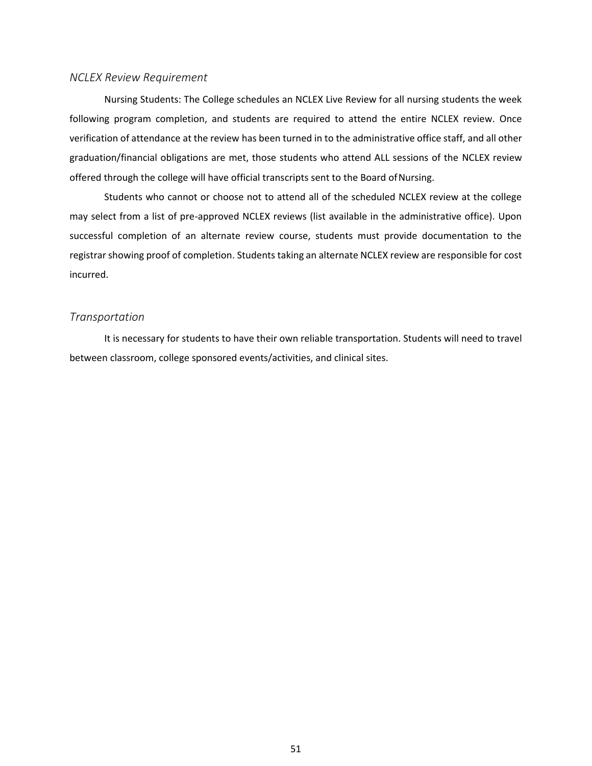### *NCLEX Review Requirement*

Nursing Students: The College schedules an NCLEX Live Review for all nursing students the week following program completion, and students are required to attend the entire NCLEX review. Once verification of attendance at the review has been turned in to the administrative office staff, and all other graduation/financial obligations are met, those students who attend ALL sessions of the NCLEX review offered through the college will have official transcripts sent to the Board of Nursing.

Students who cannot or choose not to attend all of the scheduled NCLEX review at the college may select from a list of pre-approved NCLEX reviews (list available in the administrative office). Upon successful completion of an alternate review course, students must provide documentation to the registrar showing proof of completion. Students taking an alternate NCLEX review are responsible for cost incurred.

### *Transportation*

It is necessary for students to have their own reliable transportation. Students will need to travel between classroom, college sponsored events/activities, and clinical sites.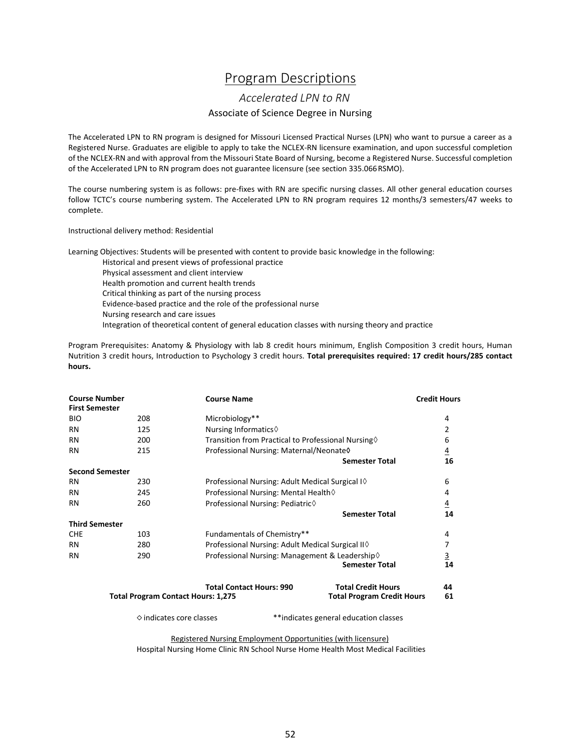# Program Descriptions

## *Accelerated LPN to RN*

### Associate of Science Degree in Nursing

The Accelerated LPN to RN program is designed for Missouri Licensed Practical Nurses (LPN) who want to pursue a career as a Registered Nurse. Graduates are eligible to apply to take the NCLEX-RN licensure examination, and upon successful completion of the NCLEX-RN and with approval from the Missouri State Board of Nursing, become a Registered Nurse. Successful completion of the Accelerated LPN to RN program does not guarantee licensure (see section 335.066 RSMO).

The course numbering system is as follows: pre-fixes with RN are specific nursing classes. All other general education courses follow TCTC's course numbering system. The Accelerated LPN to RN program requires 12 months/3 semesters/47 weeks to complete.

Instructional delivery method: Residential

Learning Objectives: Students will be presented with content to provide basic knowledge in the following:

- Historical and present views of professional practice
- Physical assessment and client interview
- Health promotion and current health trends
- Critical thinking as part of the nursing process
- Evidence-based practice and the role of the professional nurse
- Nursing research and care issues
- Integration of theoretical content of general education classes with nursing theory and practice

Program Prerequisites: Anatomy & Physiology with lab 8 credit hours minimum, English Composition 3 credit hours, Human Nutrition 3 credit hours, Introduction to Psychology 3 credit hours. **Total prerequisites required: 17 credit hours/285 contact hours.**

| Course Number | | Course Name | Credit Hours |
|---|---|---|---|
| **First Semester** | | | |
| BIO | 208 | Microbiology** | 4 |
| RN | 125 | Nursing Informatics◊ | 2 |
| RN | 200 | Transition from Practical to Professional Nursing◊ | 6 |
| RN | 215 | Professional Nursing: Maternal/Neonate◊ | 4 |
| | | **Semester Total** | **16** |
| **Second Semester** | | | |
| RN | 230 | Professional Nursing: Adult Medical Surgical I◊ | 6 |
| RN | 245 | Professional Nursing: Mental Health◊ | 4 |
| RN | 260 | Professional Nursing: Pediatric◊ | 4 |
| | | **Semester Total** | **14** |
| **Third Semester** | | | |
| CHE | 103 | Fundamentals of Chemistry** | 4 |
| RN | 280 | Professional Nursing: Adult Medical Surgical II◊ | 7 |
| RN | 290 | Professional Nursing: Management & Leadership◊ | 3 |
| | | **Semester Total** | **14** |
| | | **Total Contact Hours: 990** — **Total Credit Hours** | **44** |
| **Total Program Contact Hours: 1,275** | | **Total Program Credit Hours** | **61** |

◊ indicates core classes **indicates general education classes

Registered Nursing Employment Opportunities (with licensure)

Hospital Nursing Home Clinic RN School Nurse Home Health Most Medical Facilities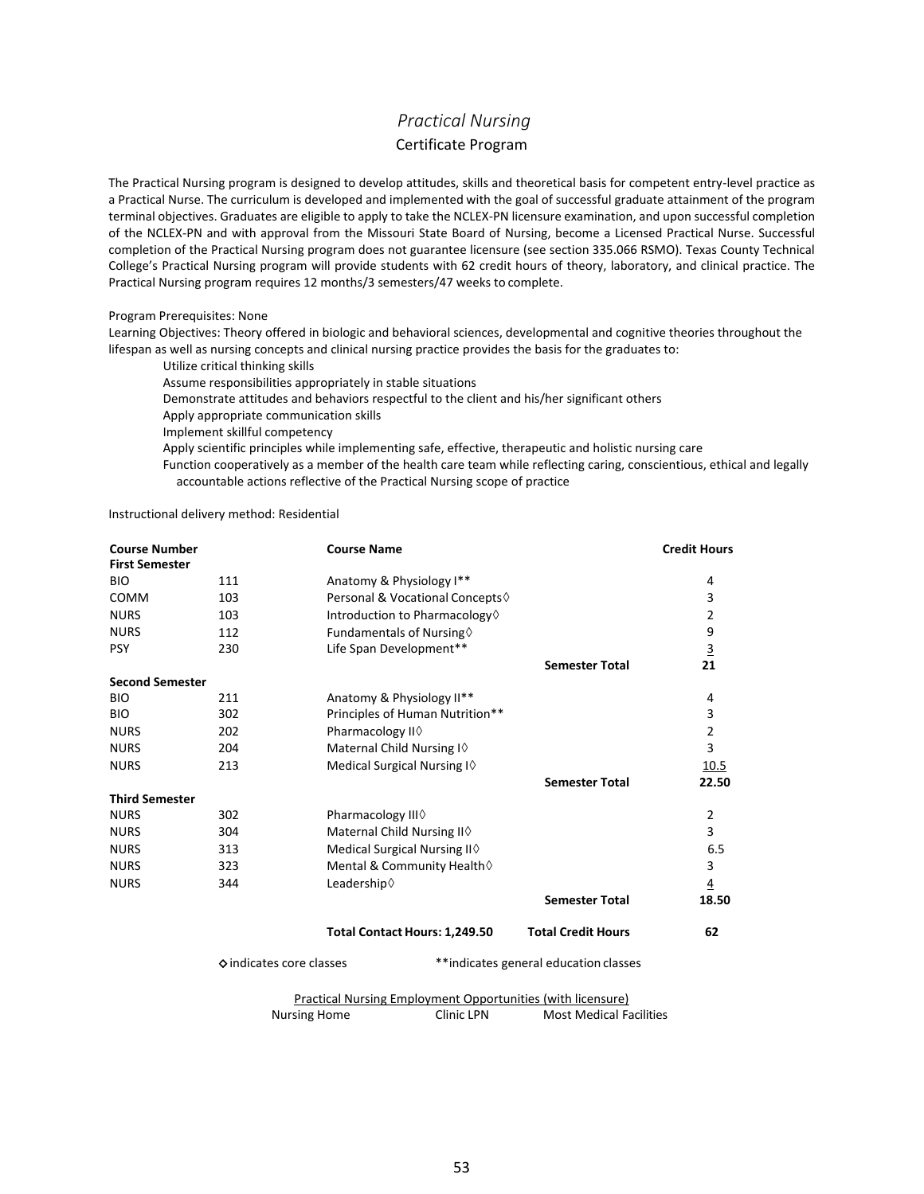# *Practical Nursing*

## Certificate Program

The Practical Nursing program is designed to develop attitudes, skills and theoretical basis for competent entry-level practice as a Practical Nurse. The curriculum is developed and implemented with the goal of successful graduate attainment of the program terminal objectives. Graduates are eligible to apply to take the NCLEX-PN licensure examination, and upon successful completion of the NCLEX-PN and with approval from the Missouri State Board of Nursing, become a Licensed Practical Nurse. Successful completion of the Practical Nursing program does not guarantee licensure (see section 335.066 RSMO). Texas County Technical College's Practical Nursing program will provide students with 62 credit hours of theory, laboratory, and clinical practice. The Practical Nursing program requires 12 months/3 semesters/47 weeks to complete.

Program Prerequisites: None

Learning Objectives: Theory offered in biologic and behavioral sciences, developmental and cognitive theories throughout the lifespan as well as nursing concepts and clinical nursing practice provides the basis for the graduates to:

- Utilize critical thinking skills
- Assume responsibilities appropriately in stable situations
- Demonstrate attitudes and behaviors respectful to the client and his/her significant others
- Apply appropriate communication skills
- Implement skillful competency
- Apply scientific principles while implementing safe, effective, therapeutic and holistic nursing care
- Function cooperatively as a member of the health care team while reflecting caring, conscientious, ethical and legally accountable actions reflective of the Practical Nursing scope of practice

Instructional delivery method: Residential

| **Course Number** | | **Course Name** | | **Credit Hours** |
|---|---|---|---|---|
| **First Semester** | | | | |
| BIO | 111 | Anatomy & Physiology I** | | 4 |
| COMM | 103 | Personal & Vocational Concepts◊ | | 3 |
| NURS | 103 | Introduction to Pharmacology◊ | | 2 |
| NURS | 112 | Fundamentals of Nursing◊ | | 9 |
| PSY | 230 | Life Span Development** | | 3 |
| | | | **Semester Total** | **21** |
| **Second Semester** | | | | |
| BIO | 211 | Anatomy & Physiology II** | | 4 |
| BIO | 302 | Principles of Human Nutrition** | | 3 |
| NURS | 202 | Pharmacology II◊ | | 2 |
| NURS | 204 | Maternal Child Nursing I◊ | | 3 |
| NURS | 213 | Medical Surgical Nursing I◊ | | 10.5 |
| | | | **Semester Total** | **22.50** |
| **Third Semester** | | | | |
| NURS | 302 | Pharmacology III◊ | | 2 |
| NURS | 304 | Maternal Child Nursing II◊ | | 3 |
| NURS | 313 | Medical Surgical Nursing II◊ | | 6.5 |
| NURS | 323 | Mental & Community Health◊ | | 3 |
| NURS | 344 | Leadership◊ | | 4 |
| | | | **Semester Total** | **18.50** |
| | | **Total Contact Hours: 1,249.50** | **Total Credit Hours** | **62** |

◊ indicates core classes   **indicates general education classes

Practical Nursing Employment Opportunities (with licensure)

Nursing Home   Clinic LPN   Most Medical Facilities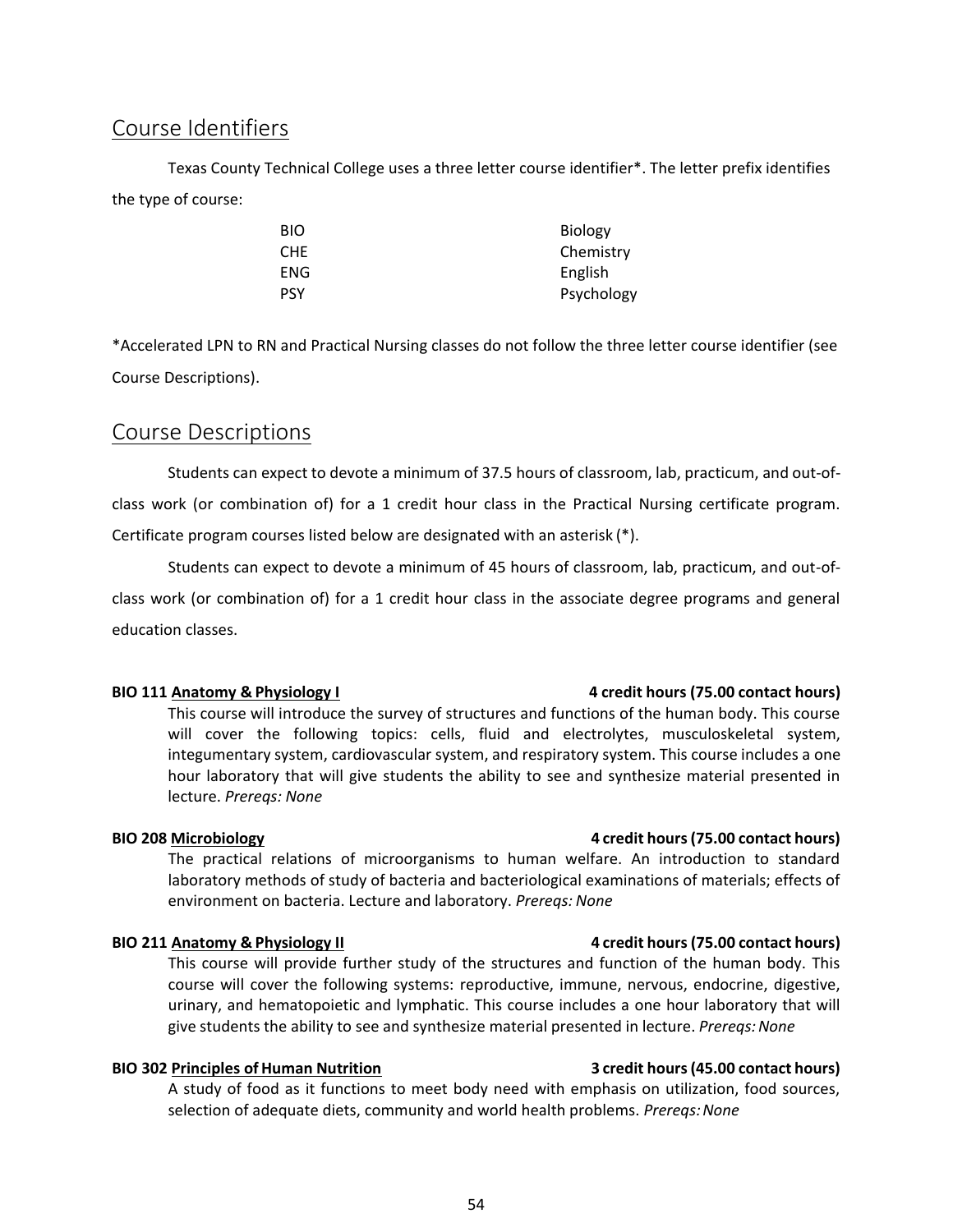## Course Identifiers

Texas County Technical College uses a three letter course identifier*. The letter prefix identifies the type of course:

| | |
|---|---|
| BIO | Biology |
| CHE | Chemistry |
| ENG | English |
| PSY | Psychology |

*Accelerated LPN to RN and Practical Nursing classes do not follow the three letter course identifier (see Course Descriptions).

## Course Descriptions

Students can expect to devote a minimum of 37.5 hours of classroom, lab, practicum, and out-of-class work (or combination of) for a 1 credit hour class in the Practical Nursing certificate program. Certificate program courses listed below are designated with an asterisk (*).

Students can expect to devote a minimum of 45 hours of classroom, lab, practicum, and out-of-class work (or combination of) for a 1 credit hour class in the associate degree programs and general education classes.

**BIO 111 Anatomy & Physiology I** — **4 credit hours (75.00 contact hours)**

This course will introduce the survey of structures and functions of the human body. This course will cover the following topics: cells, fluid and electrolytes, musculoskeletal system, integumentary system, cardiovascular system, and respiratory system. This course includes a one hour laboratory that will give students the ability to see and synthesize material presented in lecture. *Prereqs: None*

**BIO 208 Microbiology** — **4 credit hours (75.00 contact hours)**

The practical relations of microorganisms to human welfare. An introduction to standard laboratory methods of study of bacteria and bacteriological examinations of materials; effects of environment on bacteria. Lecture and laboratory. *Prereqs: None*

**BIO 211 Anatomy & Physiology II** — **4 credit hours (75.00 contact hours)**

This course will provide further study of the structures and function of the human body. This course will cover the following systems: reproductive, immune, nervous, endocrine, digestive, urinary, and hematopoietic and lymphatic. This course includes a one hour laboratory that will give students the ability to see and synthesize material presented in lecture. *Prereqs: None*

**BIO 302 Principles of Human Nutrition** — **3 credit hours (45.00 contact hours)**

A study of food as it functions to meet body need with emphasis on utilization, food sources, selection of adequate diets, community and world health problems. *Prereqs: None*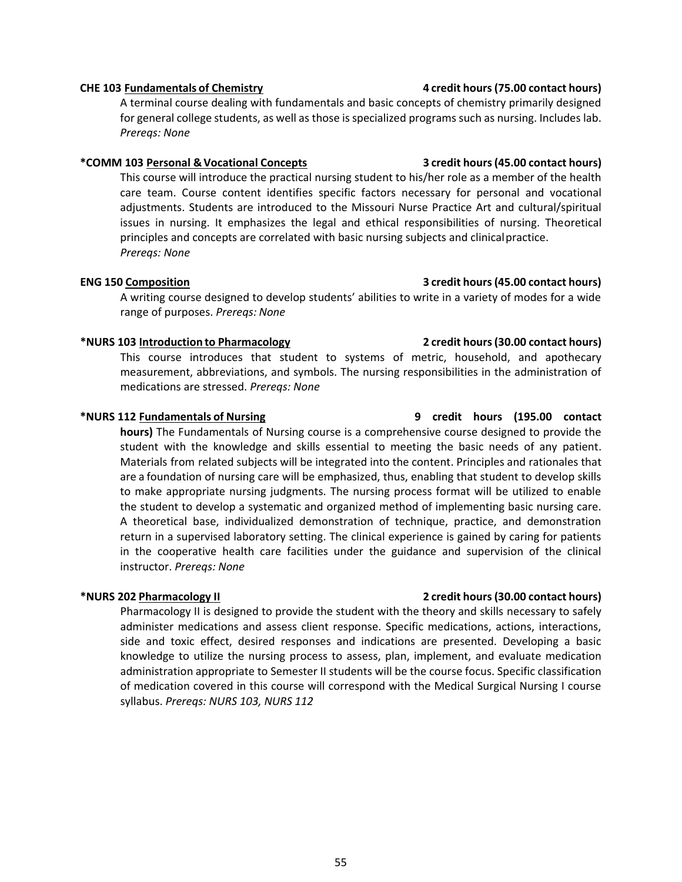**CHE 103 <u>Fundamentals of Chemistry</u>** **4 credit hours (75.00 contact hours)**

A terminal course dealing with fundamentals and basic concepts of chemistry primarily designed for general college students, as well as those is specialized programs such as nursing. Includes lab. *Prereqs: None*

***COMM 103 <u>Personal & Vocational Concepts</u>** **3 credit hours (45.00 contact hours)**

This course will introduce the practical nursing student to his/her role as a member of the health care team. Course content identifies specific factors necessary for personal and vocational adjustments. Students are introduced to the Missouri Nurse Practice Art and cultural/spiritual issues in nursing. It emphasizes the legal and ethical responsibilities of nursing. Theoretical principles and concepts are correlated with basic nursing subjects and clinical practice. *Prereqs: None*

**ENG 150 <u>Composition</u>** **3 credit hours (45.00 contact hours)**

A writing course designed to develop students' abilities to write in a variety of modes for a wide range of purposes. *Prereqs: None*

***NURS 103 <u>Introduction to Pharmacology</u>** **2 credit hours (30.00 contact hours)**

This course introduces that student to systems of metric, household, and apothecary measurement, abbreviations, and symbols. The nursing responsibilities in the administration of medications are stressed. *Prereqs: None*

***NURS 112 <u>Fundamentals of Nursing</u>** **9 credit hours (195.00 contact hours)** The Fundamentals of Nursing course is a comprehensive course designed to provide the student with the knowledge and skills essential to meeting the basic needs of any patient. Materials from related subjects will be integrated into the content. Principles and rationales that are a foundation of nursing care will be emphasized, thus, enabling that student to develop skills to make appropriate nursing judgments. The nursing process format will be utilized to enable the student to develop a systematic and organized method of implementing basic nursing care. A theoretical base, individualized demonstration of technique, practice, and demonstration return in a supervised laboratory setting. The clinical experience is gained by caring for patients in the cooperative health care facilities under the guidance and supervision of the clinical instructor. *Prereqs: None*

***NURS 202 <u>Pharmacology II</u>** **2 credit hours (30.00 contact hours)**

Pharmacology II is designed to provide the student with the theory and skills necessary to safely administer medications and assess client response. Specific medications, actions, interactions, side and toxic effect, desired responses and indications are presented. Developing a basic knowledge to utilize the nursing process to assess, plan, implement, and evaluate medication administration appropriate to Semester II students will be the course focus. Specific classification of medication covered in this course will correspond with the Medical Surgical Nursing I course syllabus. *Prereqs: NURS 103, NURS 112*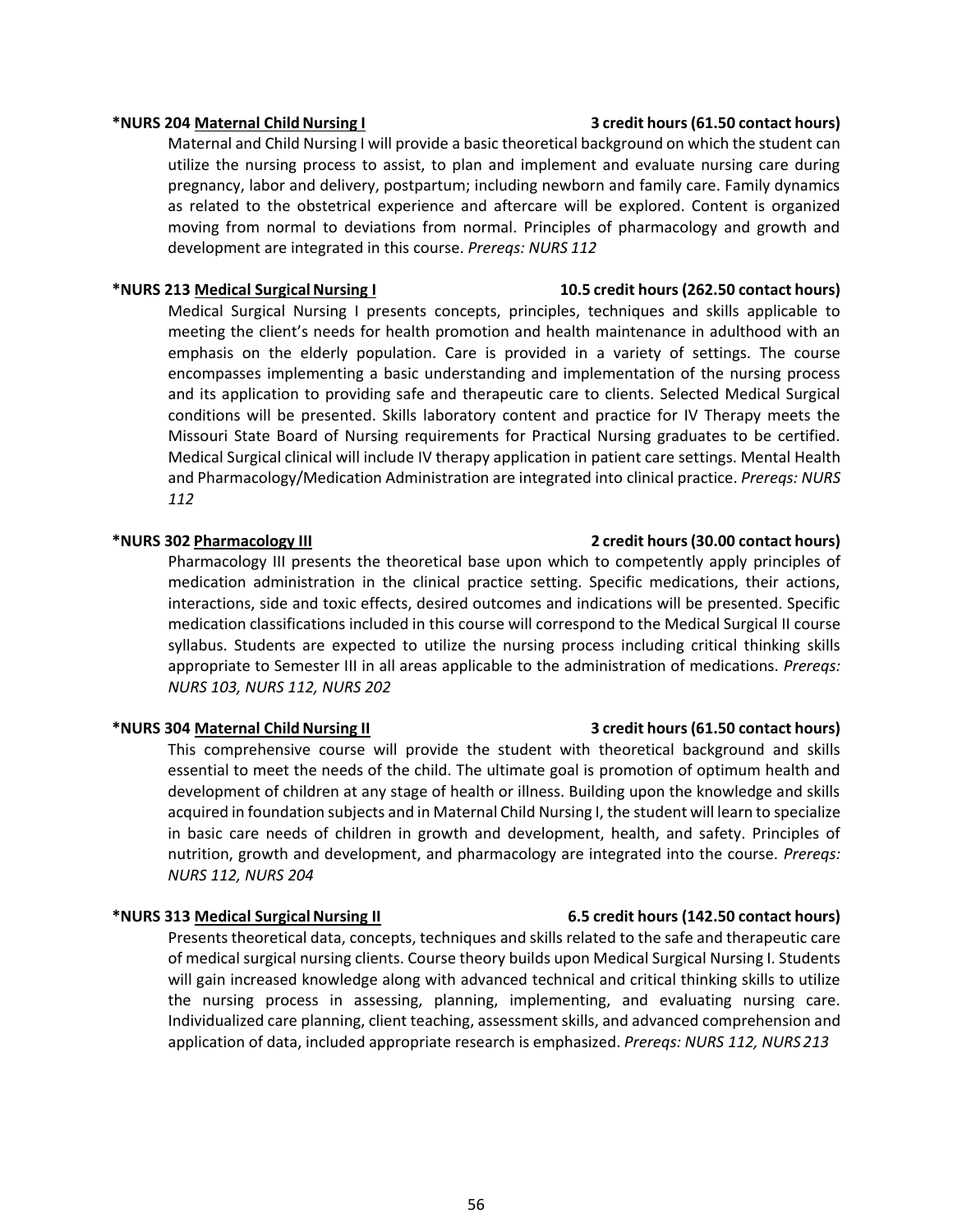**\*NURS 204 Maternal Child Nursing I** **3 credit hours (61.50 contact hours)**

Maternal and Child Nursing I will provide a basic theoretical background on which the student can utilize the nursing process to assist, to plan and implement and evaluate nursing care during pregnancy, labor and delivery, postpartum; including newborn and family care. Family dynamics as related to the obstetrical experience and aftercare will be explored. Content is organized moving from normal to deviations from normal. Principles of pharmacology and growth and development are integrated in this course. *Prereqs: NURS 112*

**\*NURS 213 Medical Surgical Nursing I** **10.5 credit hours (262.50 contact hours)**

Medical Surgical Nursing I presents concepts, principles, techniques and skills applicable to meeting the client's needs for health promotion and health maintenance in adulthood with an emphasis on the elderly population. Care is provided in a variety of settings. The course encompasses implementing a basic understanding and implementation of the nursing process and its application to providing safe and therapeutic care to clients. Selected Medical Surgical conditions will be presented. Skills laboratory content and practice for IV Therapy meets the Missouri State Board of Nursing requirements for Practical Nursing graduates to be certified. Medical Surgical clinical will include IV therapy application in patient care settings. Mental Health and Pharmacology/Medication Administration are integrated into clinical practice. *Prereqs: NURS 112*

**\*NURS 302 Pharmacology III** **2 credit hours (30.00 contact hours)**

Pharmacology III presents the theoretical base upon which to competently apply principles of medication administration in the clinical practice setting. Specific medications, their actions, interactions, side and toxic effects, desired outcomes and indications will be presented. Specific medication classifications included in this course will correspond to the Medical Surgical II course syllabus. Students are expected to utilize the nursing process including critical thinking skills appropriate to Semester III in all areas applicable to the administration of medications. *Prereqs: NURS 103, NURS 112, NURS 202*

**\*NURS 304 Maternal Child Nursing II** **3 credit hours (61.50 contact hours)**

This comprehensive course will provide the student with theoretical background and skills essential to meet the needs of the child. The ultimate goal is promotion of optimum health and development of children at any stage of health or illness. Building upon the knowledge and skills acquired in foundation subjects and in Maternal Child Nursing I, the student will learn to specialize in basic care needs of children in growth and development, health, and safety. Principles of nutrition, growth and development, and pharmacology are integrated into the course. *Prereqs: NURS 112, NURS 204*

**\*NURS 313 Medical Surgical Nursing II** **6.5 credit hours (142.50 contact hours)**

Presents theoretical data, concepts, techniques and skills related to the safe and therapeutic care of medical surgical nursing clients. Course theory builds upon Medical Surgical Nursing I. Students will gain increased knowledge along with advanced technical and critical thinking skills to utilize the nursing process in assessing, planning, implementing, and evaluating nursing care. Individualized care planning, client teaching, assessment skills, and advanced comprehension and application of data, included appropriate research is emphasized. *Prereqs: NURS 112, NURS 213*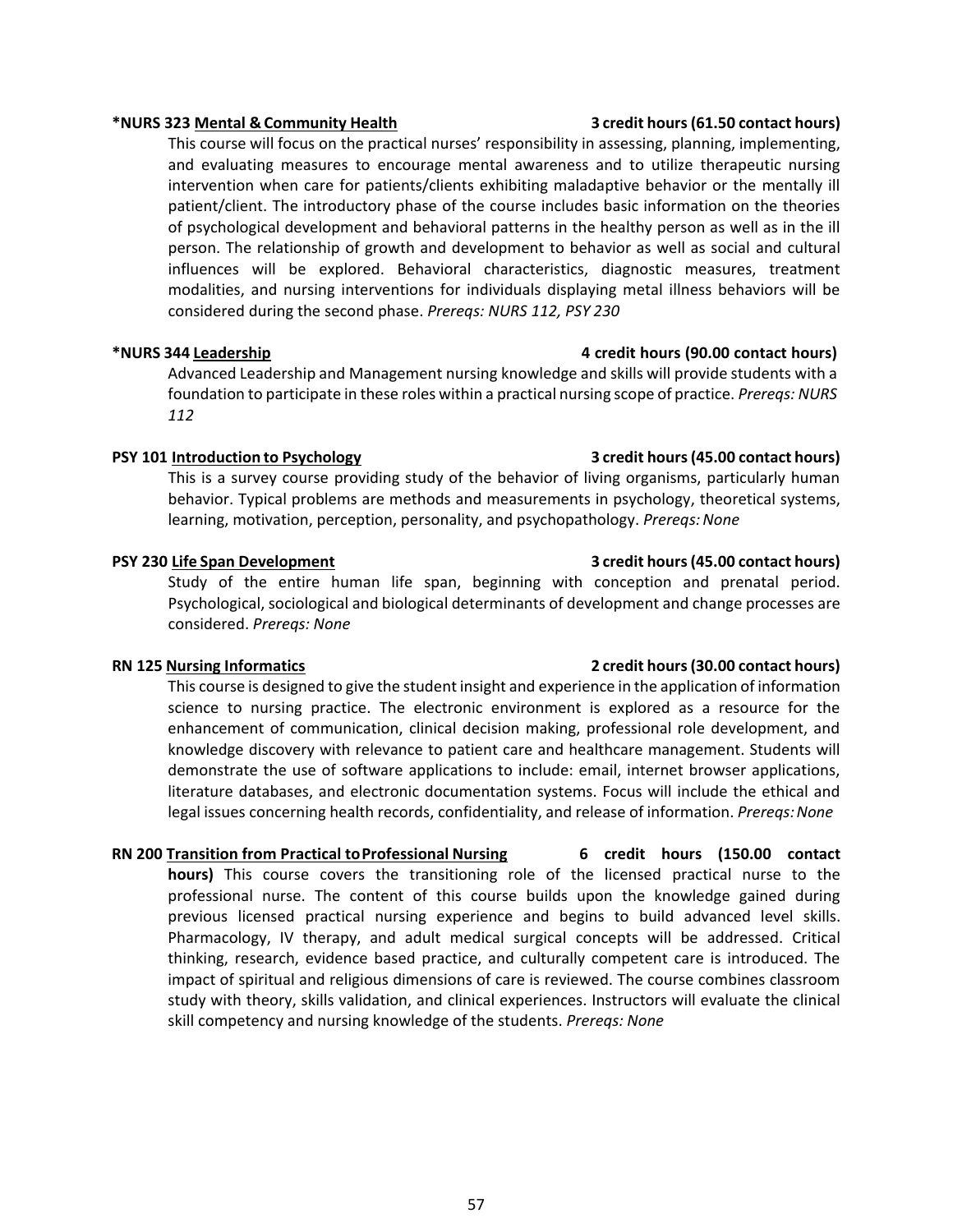**\*NURS 323 <u>Mental & Community Health</u>** **3 credit hours (61.50 contact hours)**

This course will focus on the practical nurses' responsibility in assessing, planning, implementing, and evaluating measures to encourage mental awareness and to utilize therapeutic nursing intervention when care for patients/clients exhibiting maladaptive behavior or the mentally ill patient/client. The introductory phase of the course includes basic information on the theories of psychological development and behavioral patterns in the healthy person as well as in the ill person. The relationship of growth and development to behavior as well as social and cultural influences will be explored. Behavioral characteristics, diagnostic measures, treatment modalities, and nursing interventions for individuals displaying metal illness behaviors will be considered during the second phase. *Prereqs: NURS 112, PSY 230*

**\*NURS 344 <u>Leadership</u>** **4 credit hours (90.00 contact hours)**

Advanced Leadership and Management nursing knowledge and skills will provide students with a foundation to participate in these roles within a practical nursing scope of practice. *Prereqs: NURS 112*

**PSY 101 <u>Introduction to Psychology</u>** **3 credit hours (45.00 contact hours)**

This is a survey course providing study of the behavior of living organisms, particularly human behavior. Typical problems are methods and measurements in psychology, theoretical systems, learning, motivation, perception, personality, and psychopathology. *Prereqs: None*

**PSY 230 <u>Life Span Development</u>** **3 credit hours (45.00 contact hours)**

Study of the entire human life span, beginning with conception and prenatal period. Psychological, sociological and biological determinants of development and change processes are considered. *Prereqs: None*

**RN 125 <u>Nursing Informatics</u>** **2 credit hours (30.00 contact hours)**

This course is designed to give the student insight and experience in the application of information science to nursing practice. The electronic environment is explored as a resource for the enhancement of communication, clinical decision making, professional role development, and knowledge discovery with relevance to patient care and healthcare management. Students will demonstrate the use of software applications to include: email, internet browser applications, literature databases, and electronic documentation systems. Focus will include the ethical and legal issues concerning health records, confidentiality, and release of information. *Prereqs: None*

**RN 200 <u>Transition from Practical to Professional Nursing</u>** **6 credit hours (150.00 contact hours)** This course covers the transitioning role of the licensed practical nurse to the professional nurse. The content of this course builds upon the knowledge gained during previous licensed practical nursing experience and begins to build advanced level skills. Pharmacology, IV therapy, and adult medical surgical concepts will be addressed. Critical thinking, research, evidence based practice, and culturally competent care is introduced. The impact of spiritual and religious dimensions of care is reviewed. The course combines classroom study with theory, skills validation, and clinical experiences. Instructors will evaluate the clinical skill competency and nursing knowledge of the students. *Prereqs: None*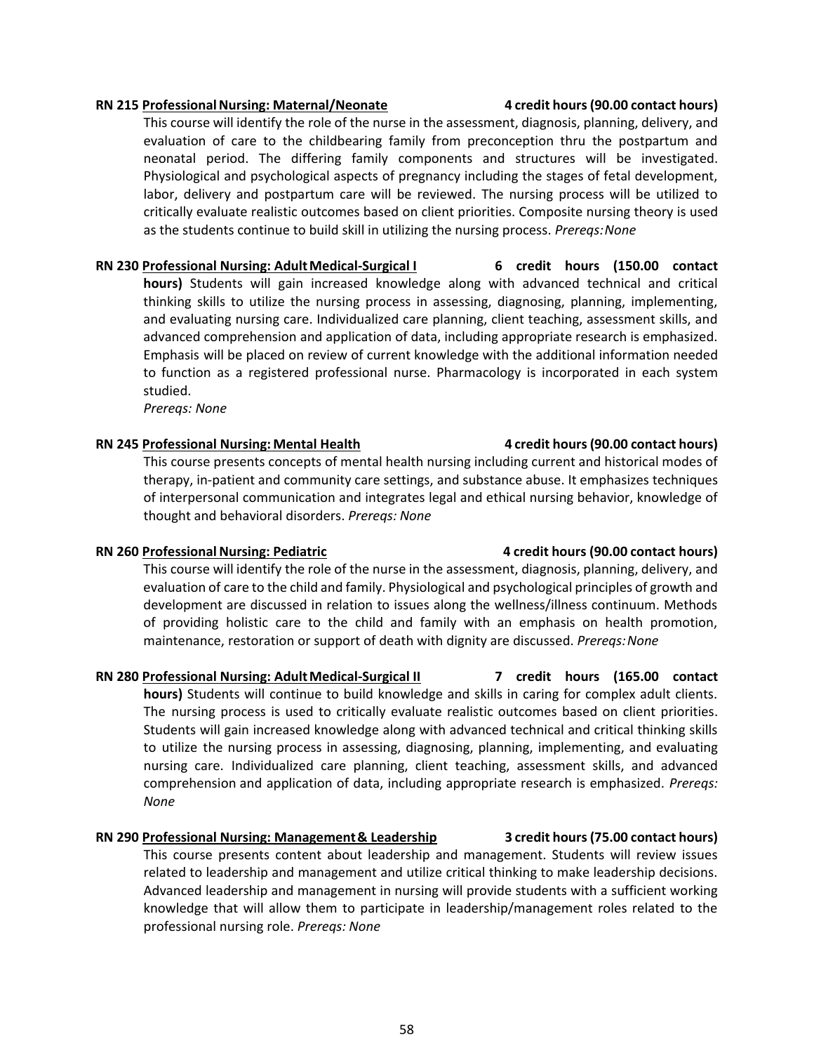**RN 215 <u>Professional Nursing: Maternal/Neonate</u>** **4 credit hours (90.00 contact hours)**

This course will identify the role of the nurse in the assessment, diagnosis, planning, delivery, and evaluation of care to the childbearing family from preconception thru the postpartum and neonatal period. The differing family components and structures will be investigated. Physiological and psychological aspects of pregnancy including the stages of fetal development, labor, delivery and postpartum care will be reviewed. The nursing process will be utilized to critically evaluate realistic outcomes based on client priorities. Composite nursing theory is used as the students continue to build skill in utilizing the nursing process. *Prereqs: None*

**RN 230 <u>Professional Nursing: Adult Medical-Surgical I</u>** **6 credit hours (150.00 contact hours)** Students will gain increased knowledge along with advanced technical and critical thinking skills to utilize the nursing process in assessing, diagnosing, planning, implementing, and evaluating nursing care. Individualized care planning, client teaching, assessment skills, and advanced comprehension and application of data, including appropriate research is emphasized. Emphasis will be placed on review of current knowledge with the additional information needed to function as a registered professional nurse. Pharmacology is incorporated in each system studied.

*Prereqs: None*

**RN 245 <u>Professional Nursing: Mental Health</u>** **4 credit hours (90.00 contact hours)**

This course presents concepts of mental health nursing including current and historical modes of therapy, in-patient and community care settings, and substance abuse. It emphasizes techniques of interpersonal communication and integrates legal and ethical nursing behavior, knowledge of thought and behavioral disorders. *Prereqs: None*

**RN 260 <u>Professional Nursing: Pediatric</u>** **4 credit hours (90.00 contact hours)**

This course will identify the role of the nurse in the assessment, diagnosis, planning, delivery, and evaluation of care to the child and family. Physiological and psychological principles of growth and development are discussed in relation to issues along the wellness/illness continuum. Methods of providing holistic care to the child and family with an emphasis on health promotion, maintenance, restoration or support of death with dignity are discussed. *Prereqs: None*

**RN 280 <u>Professional Nursing: Adult Medical-Surgical II</u>** **7 credit hours (165.00 contact hours)** Students will continue to build knowledge and skills in caring for complex adult clients. The nursing process is used to critically evaluate realistic outcomes based on client priorities. Students will gain increased knowledge along with advanced technical and critical thinking skills to utilize the nursing process in assessing, diagnosing, planning, implementing, and evaluating nursing care. Individualized care planning, client teaching, assessment skills, and advanced comprehension and application of data, including appropriate research is emphasized. *Prereqs: None*

**RN 290 <u>Professional Nursing: Management & Leadership</u>** **3 credit hours (75.00 contact hours)**

This course presents content about leadership and management. Students will review issues related to leadership and management and utilize critical thinking to make leadership decisions. Advanced leadership and management in nursing will provide students with a sufficient working knowledge that will allow them to participate in leadership/management roles related to the professional nursing role. *Prereqs: None*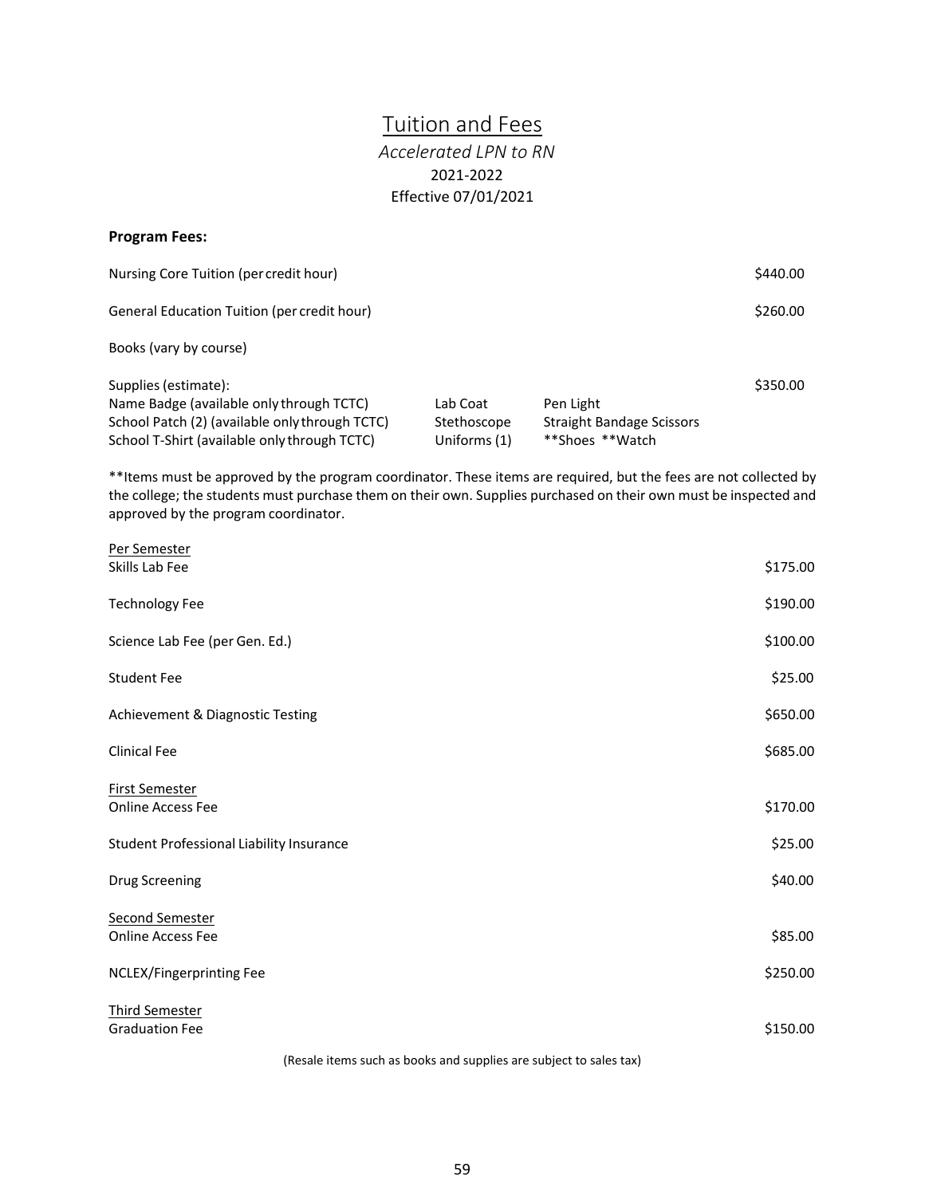# Tuition and Fees

*Accelerated LPN to RN*

2021-2022

Effective 07/01/2021

**Program Fees:**

| | |
|---|---|
| Nursing Core Tuition (per credit hour) | $440.00 |
| General Education Tuition (per credit hour) | $260.00 |
| Books (vary by course) | |
| Supplies (estimate): | $350.00 |

| | | |
|---|---|---|
| Name Badge (available only through TCTC) | Lab Coat | Pen Light |
| School Patch (2) (available only through TCTC) | Stethoscope | Straight Bandage Scissors |
| School T-Shirt (available only through TCTC) | Uniforms (1) | **Shoes **Watch |

**Items must be approved by the program coordinator. These items are required, but the fees are not collected by the college; the students must purchase them on their own. Supplies purchased on their own must be inspected and approved by the program coordinator.

<u>Per Semester</u>

| | |
|---|---|
| Skills Lab Fee | $175.00 |
| Technology Fee | $190.00 |
| Science Lab Fee (per Gen. Ed.) | $100.00 |
| Student Fee | $25.00 |
| Achievement & Diagnostic Testing | $650.00 |
| Clinical Fee | $685.00 |

<u>First Semester</u>

| | |
|---|---|
| Online Access Fee | $170.00 |
| Student Professional Liability Insurance | $25.00 |
| Drug Screening | $40.00 |

<u>Second Semester</u>

| | |
|---|---|
| Online Access Fee | $85.00 |
| NCLEX/Fingerprinting Fee | $250.00 |

<u>Third Semester</u>

| | |
|---|---|
| Graduation Fee | $150.00 |

(Resale items such as books and supplies are subject to sales tax)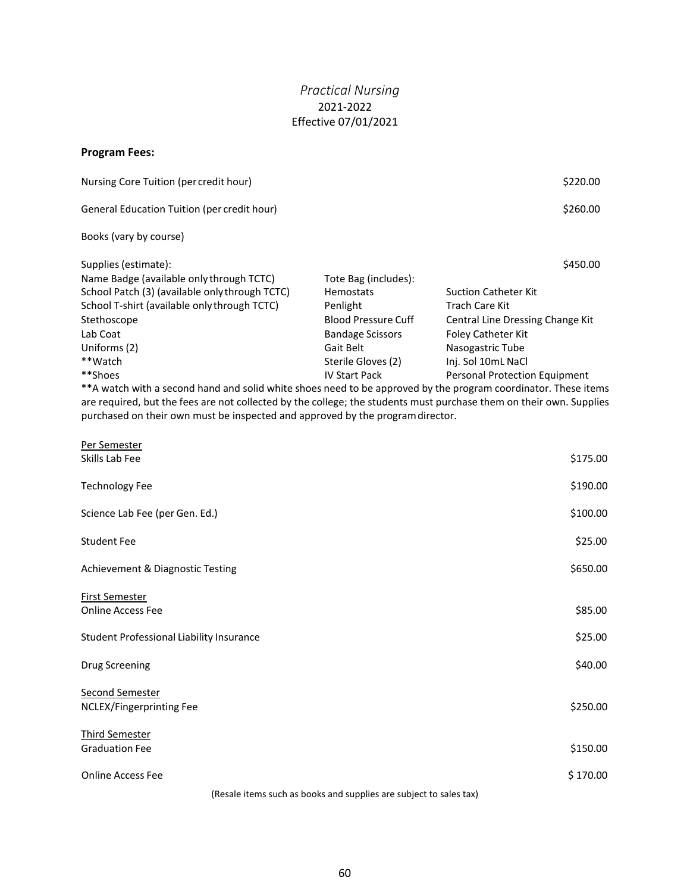# *Practical Nursing*

## 2021-2022

### Effective 07/01/2021

**Program Fees:**

| | |
|---|---|
| Nursing Core Tuition (per credit hour) | $220.00 |
| General Education Tuition (per credit hour) | $260.00 |
| Books (vary by course) | |
| Supplies (estimate): | $450.00 |

| | | |
|---|---|---|
| Name Badge (available only through TCTC) | Tote Bag (includes): | |
| School Patch (3) (available only through TCTC) | Hemostats | Suction Catheter Kit |
| School T-shirt (available only through TCTC) | Penlight | Trach Care Kit |
| Stethoscope | Blood Pressure Cuff | Central Line Dressing Change Kit |
| Lab Coat | Bandage Scissors | Foley Catheter Kit |
| Uniforms (2) | Gait Belt | Nasogastric Tube |
| **Watch | Sterile Gloves (2) | Inj. Sol 10mL NaCl |
| **Shoes | IV Start Pack | Personal Protection Equipment |

**A watch with a second hand and solid white shoes need to be approved by the program coordinator. These items are required, but the fees are not collected by the college; the students must purchase them on their own. Supplies purchased on their own must be inspected and approved by the program director.

| | |
|---|---|
| <u>Per Semester</u> | |
| Skills Lab Fee | $175.00 |
| Technology Fee | $190.00 |
| Science Lab Fee (per Gen. Ed.) | $100.00 |
| Student Fee | $25.00 |
| Achievement & Diagnostic Testing | $650.00 |
| <u>First Semester</u> | |
| Online Access Fee | $85.00 |
| Student Professional Liability Insurance | $25.00 |
| Drug Screening | $40.00 |
| <u>Second Semester</u> | |
| NCLEX/Fingerprinting Fee | $250.00 |
| <u>Third Semester</u> | |
| Graduation Fee | $150.00 |
| Online Access Fee | $ 170.00 |

(Resale items such as books and supplies are subject to sales tax)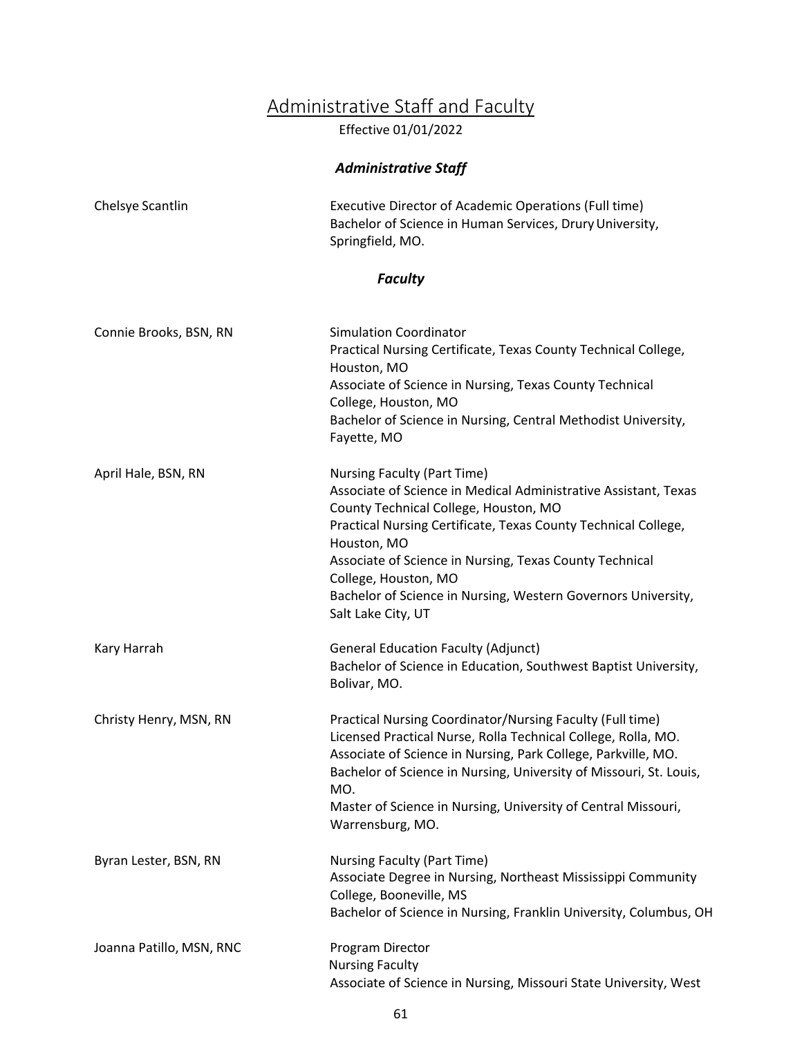# Administrative Staff and Faculty

Effective 01/01/2022

### *Administrative Staff*

| | |
|---|---|
| Chelsye Scantlin | Executive Director of Academic Operations (Full time)<br>Bachelor of Science in Human Services, Drury University, Springfield, MO. |

### *Faculty*

| | |
|---|---|
| Connie Brooks, BSN, RN | Simulation Coordinator<br>Practical Nursing Certificate, Texas County Technical College, Houston, MO<br>Associate of Science in Nursing, Texas County Technical College, Houston, MO<br>Bachelor of Science in Nursing, Central Methodist University, Fayette, MO |
| April Hale, BSN, RN | Nursing Faculty (Part Time)<br>Associate of Science in Medical Administrative Assistant, Texas County Technical College, Houston, MO<br>Practical Nursing Certificate, Texas County Technical College, Houston, MO<br>Associate of Science in Nursing, Texas County Technical College, Houston, MO<br>Bachelor of Science in Nursing, Western Governors University, Salt Lake City, UT |
| Kary Harrah | General Education Faculty (Adjunct)<br>Bachelor of Science in Education, Southwest Baptist University, Bolivar, MO. |
| Christy Henry, MSN, RN | Practical Nursing Coordinator/Nursing Faculty (Full time)<br>Licensed Practical Nurse, Rolla Technical College, Rolla, MO.<br>Associate of Science in Nursing, Park College, Parkville, MO.<br>Bachelor of Science in Nursing, University of Missouri, St. Louis, MO.<br>Master of Science in Nursing, University of Central Missouri, Warrensburg, MO. |
| Byran Lester, BSN, RN | Nursing Faculty (Part Time)<br>Associate Degree in Nursing, Northeast Mississippi Community College, Booneville, MS<br>Bachelor of Science in Nursing, Franklin University, Columbus, OH |
| Joanna Patillo, MSN, RNC | Program Director<br>Nursing Faculty<br>Associate of Science in Nursing, Missouri State University, West |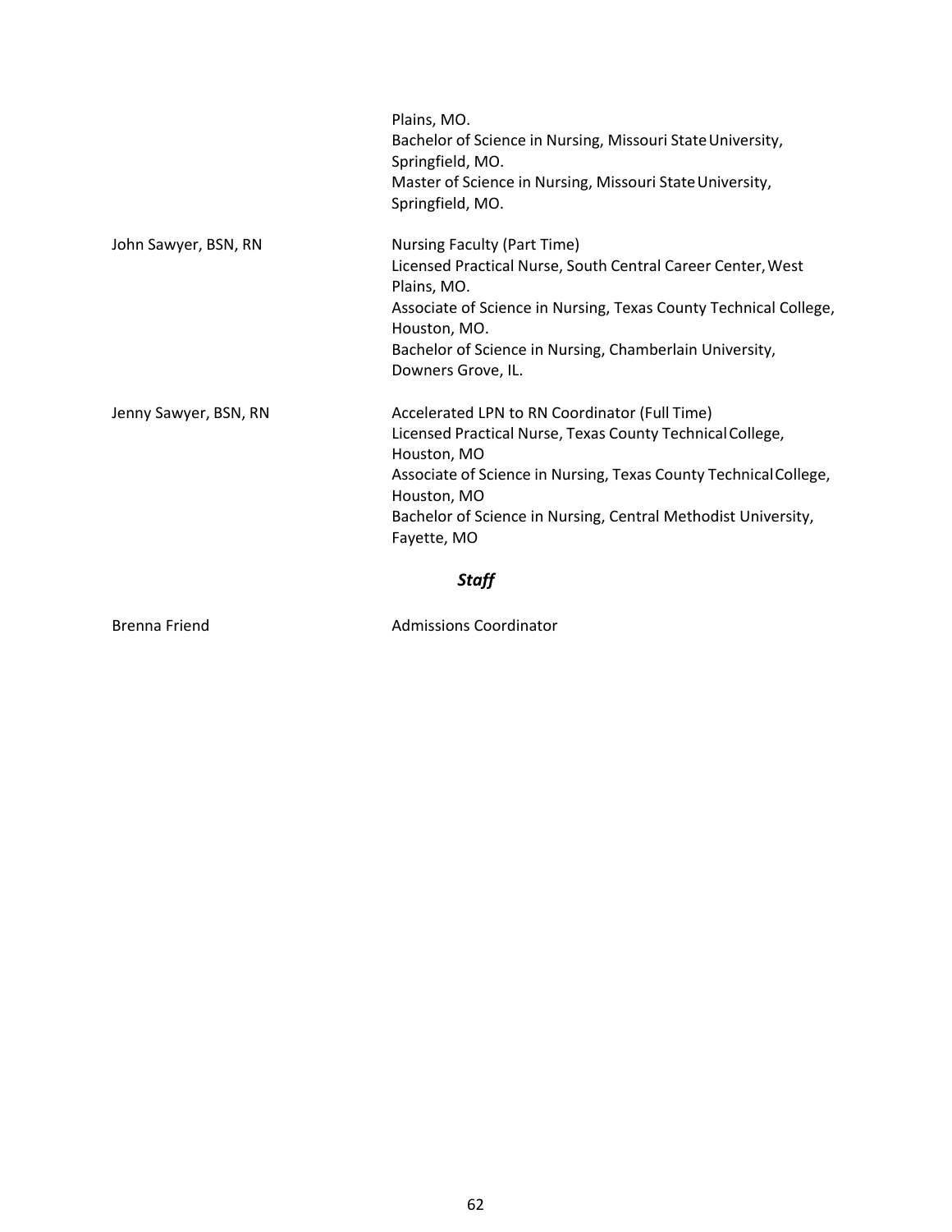| | |
|---|---|
| | Plains, MO.<br>Bachelor of Science in Nursing, Missouri State University, Springfield, MO.<br>Master of Science in Nursing, Missouri State University, Springfield, MO. |
| John Sawyer, BSN, RN | Nursing Faculty (Part Time)<br>Licensed Practical Nurse, South Central Career Center, West Plains, MO.<br>Associate of Science in Nursing, Texas County Technical College, Houston, MO.<br>Bachelor of Science in Nursing, Chamberlain University, Downers Grove, IL. |
| Jenny Sawyer, BSN, RN | Accelerated LPN to RN Coordinator (Full Time)<br>Licensed Practical Nurse, Texas County Technical College, Houston, MO<br>Associate of Science in Nursing, Texas County Technical College, Houston, MO<br>Bachelor of Science in Nursing, Central Methodist University, Fayette, MO |

## ***Staff***

| | |
|---|---|
| Brenna Friend | Admissions Coordinator |